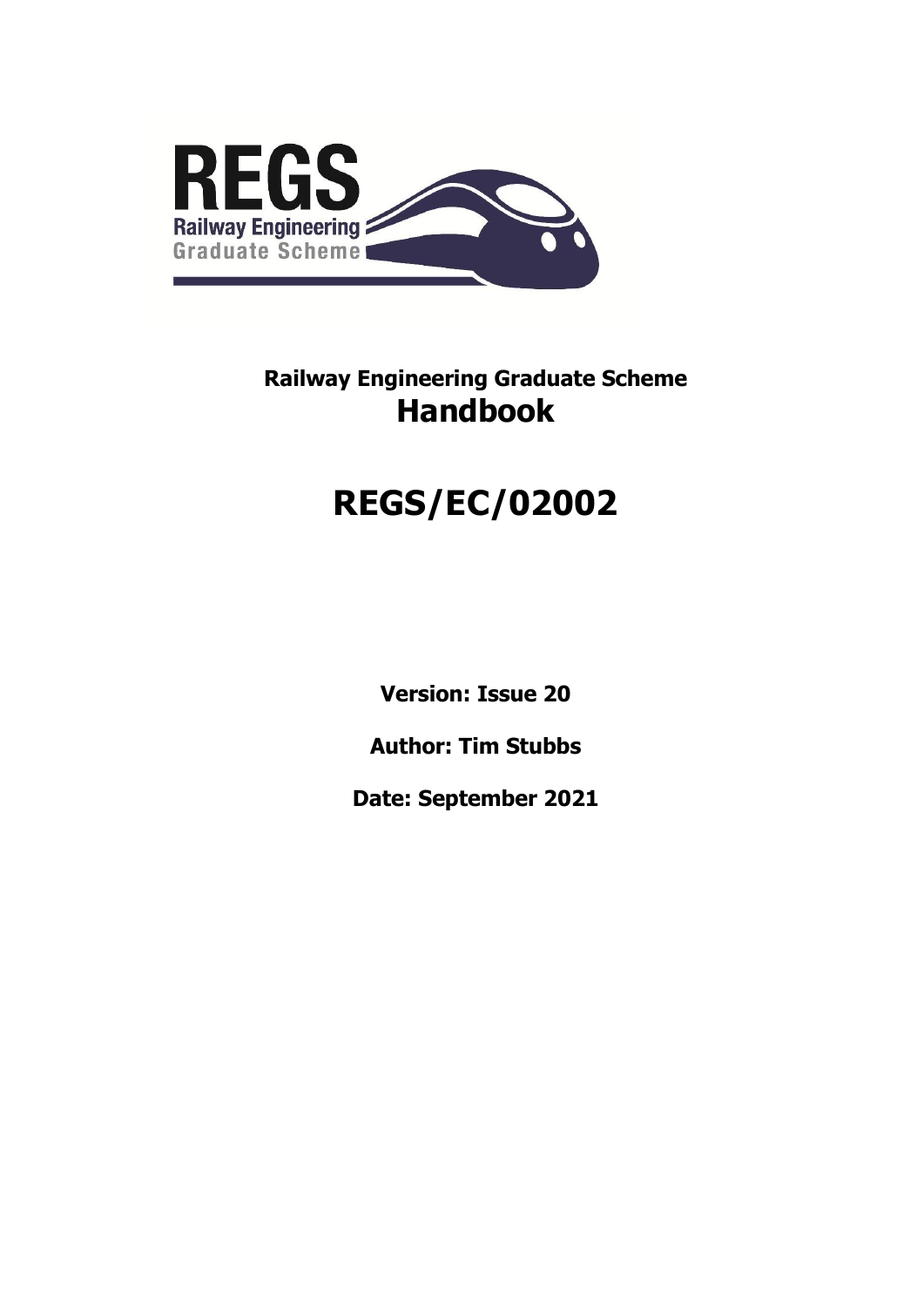# Railway Engineering Graduate Scheme
# Handbook

# REGS/EC/02002

**Version: Issue 20**

**Author: Tim Stubbs**

**Date: September 2021**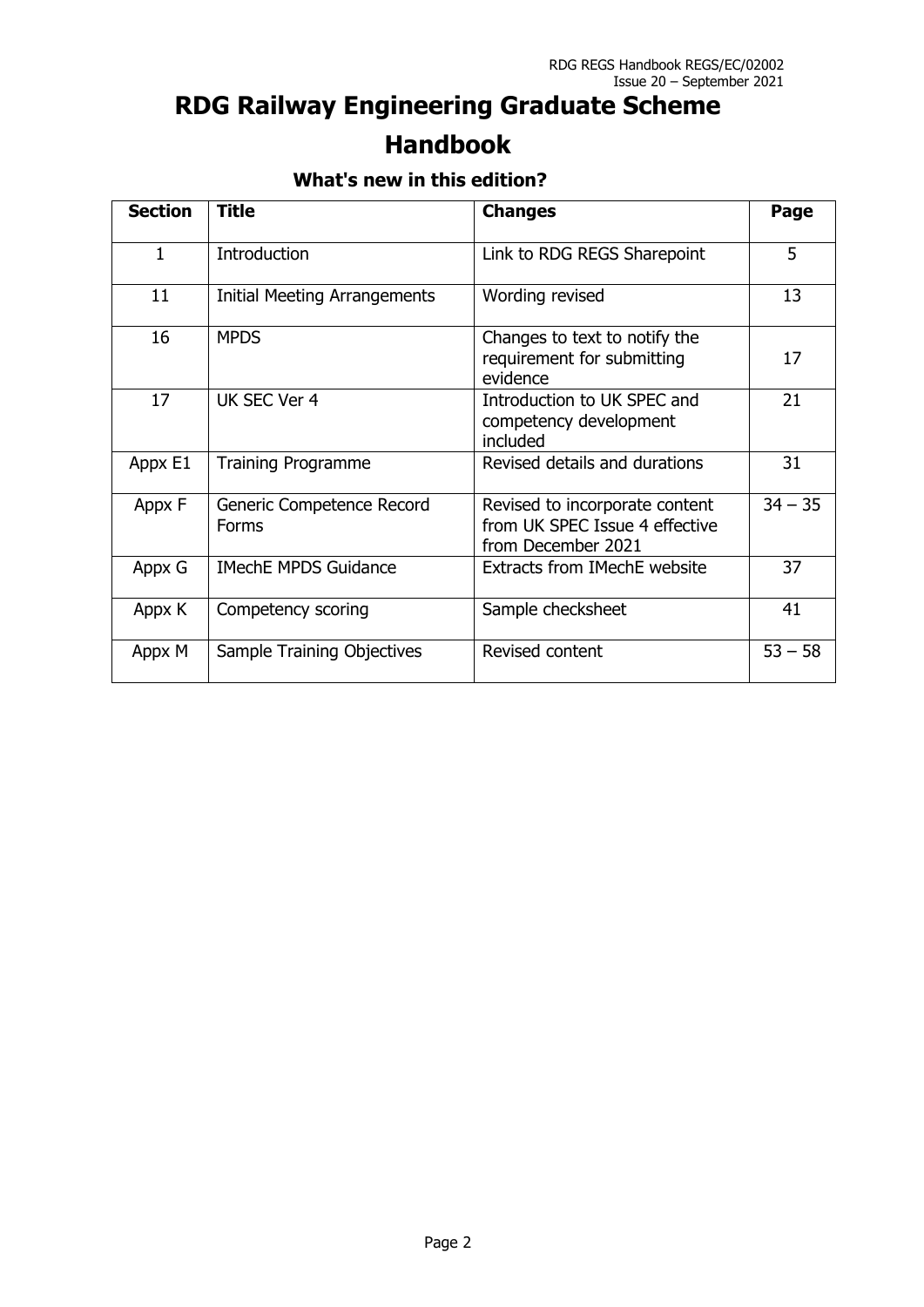# RDG Railway Engineering Graduate Scheme Handbook

## What's new in this edition?

| Section | Title | Changes | Page |
|---|---|---|---|
| 1 | Introduction | Link to RDG REGS Sharepoint | 5 |
| 11 | Initial Meeting Arrangements | Wording revised | 13 |
| 16 | MPDS | Changes to text to notify the requirement for submitting evidence | 17 |
| 17 | UK SEC Ver 4 | Introduction to UK SPEC and competency development included | 21 |
| Appx E1 | Training Programme | Revised details and durations | 31 |
| Appx F | Generic Competence Record Forms | Revised to incorporate content from UK SPEC Issue 4 effective from December 2021 | 34 – 35 |
| Appx G | IMechE MPDS Guidance | Extracts from IMechE website | 37 |
| Appx K | Competency scoring | Sample checksheet | 41 |
| Appx M | Sample Training Objectives | Revised content | 53 – 58 |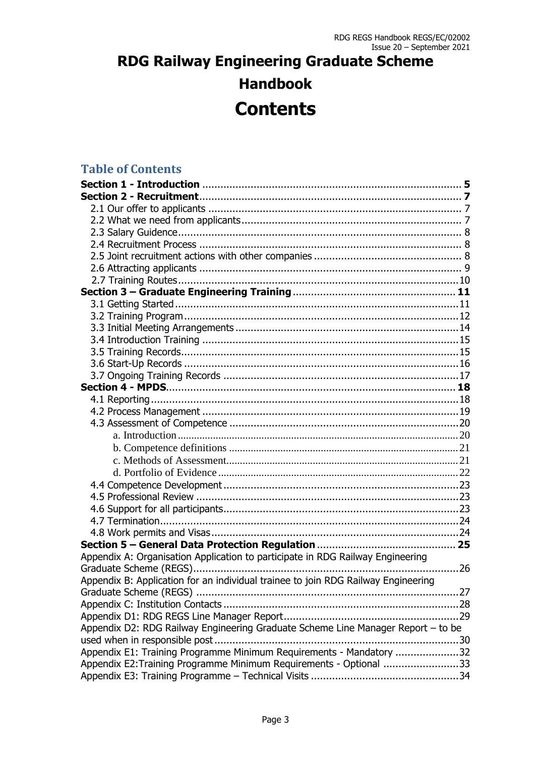# RDG Railway Engineering Graduate Scheme Handbook

# Contents

## Table of Contents

**Section 1 - Introduction** ..... **5**
**Section 2 - Recruitment** ..... **7**
- 2.1 Our offer to applicants ..... 7
- 2.2 What we need from applicants ..... 7
- 2.3 Salary Guidence ..... 8
- 2.4 Recruitment Process ..... 8
- 2.5 Joint recruitment actions with other companies ..... 8
- 2.6 Attracting applicants ..... 9
- 2.7 Training Routes ..... 10

**Section 3 – Graduate Engineering Training** ..... **11**
- 3.1 Getting Started ..... 11
- 3.2 Training Program ..... 12
- 3.3 Initial Meeting Arrangements ..... 14
- 3.4 Introduction Training ..... 15
- 3.5 Training Records ..... 15
- 3.6 Start-Up Records ..... 16
- 3.7 Ongoing Training Records ..... 17

**Section 4 - MPDS** ..... **18**
- 4.1 Reporting ..... 18
- 4.2 Process Management ..... 19
- 4.3 Assessment of Competence ..... 20
  - a. Introduction ..... 20
  - b. Competence definitions ..... 21
  - c. Methods of Assessment ..... 21
  - d. Portfolio of Evidence ..... 22
- 4.4 Competence Development ..... 23
- 4.5 Professional Review ..... 23
- 4.6 Support for all participants ..... 23
- 4.7 Termination ..... 24
- 4.8 Work permits and Visas ..... 24

**Section 5 – General Data Protection Regulation** ..... **25**

Appendix A: Organisation Application to participate in RDG Railway Engineering Graduate Scheme (REGS) ..... 26
Appendix B: Application for an individual trainee to join RDG Railway Engineering Graduate Scheme (REGS) ..... 27
Appendix C: Institution Contacts ..... 28
Appendix D1: RDG REGS Line Manager Report ..... 29
Appendix D2: RDG Railway Engineering Graduate Scheme Line Manager Report – to be used when in responsible post ..... 30
Appendix E1: Training Programme Minimum Requirements - Mandatory ..... 32
Appendix E2:Training Programme Minimum Requirements - Optional ..... 33
Appendix E3: Training Programme – Technical Visits ..... 34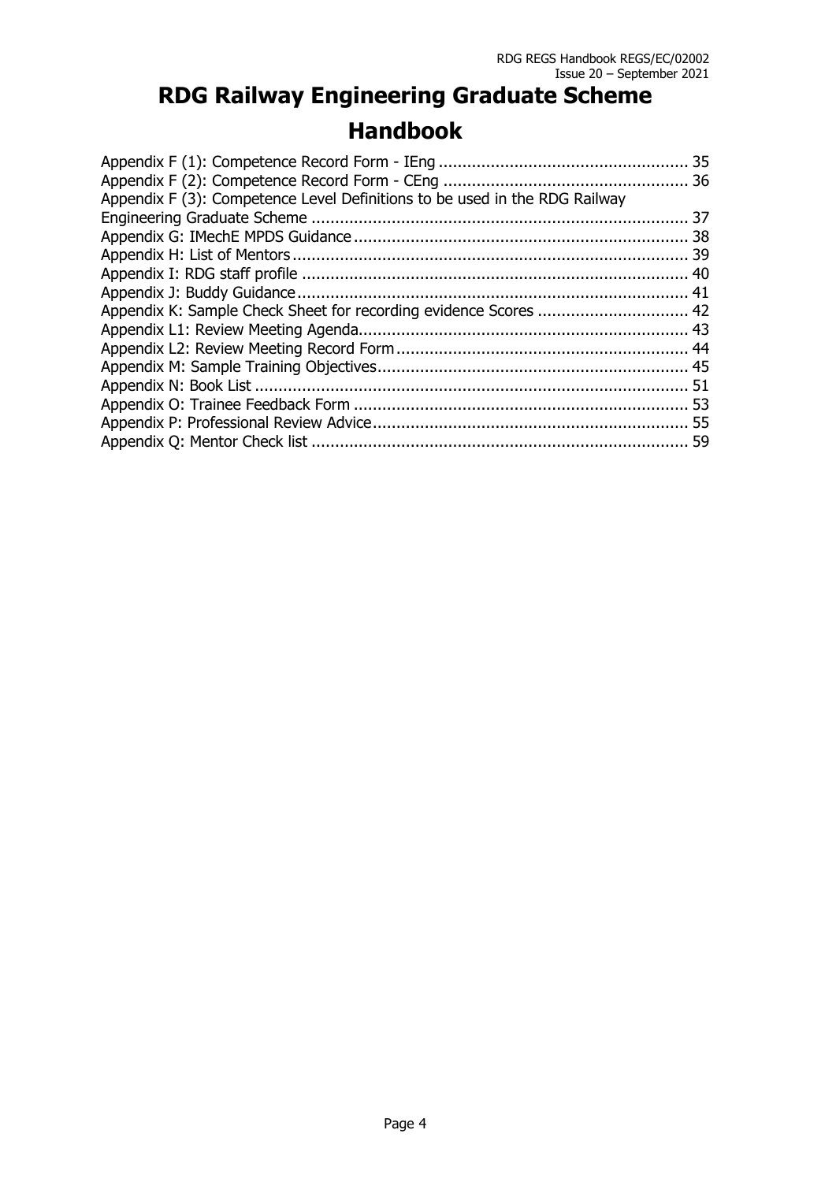# RDG Railway Engineering Graduate Scheme Handbook

Appendix F (1): Competence Record Form - IEng ..................................................... 35
Appendix F (2): Competence Record Form - CEng ..................................................... 36
Appendix F (3): Competence Level Definitions to be used in the RDG Railway Engineering Graduate Scheme ..................................................... 37
Appendix G: IMechE MPDS Guidance ..................................................... 38
Appendix H: List of Mentors ..................................................... 39
Appendix I: RDG staff profile ..................................................... 40
Appendix J: Buddy Guidance ..................................................... 41
Appendix K: Sample Check Sheet for recording evidence Scores ..................................................... 42
Appendix L1: Review Meeting Agenda ..................................................... 43
Appendix L2: Review Meeting Record Form ..................................................... 44
Appendix M: Sample Training Objectives ..................................................... 45
Appendix N: Book List ..................................................... 51
Appendix O: Trainee Feedback Form ..................................................... 53
Appendix P: Professional Review Advice ..................................................... 55
Appendix Q: Mentor Check list ..................................................... 59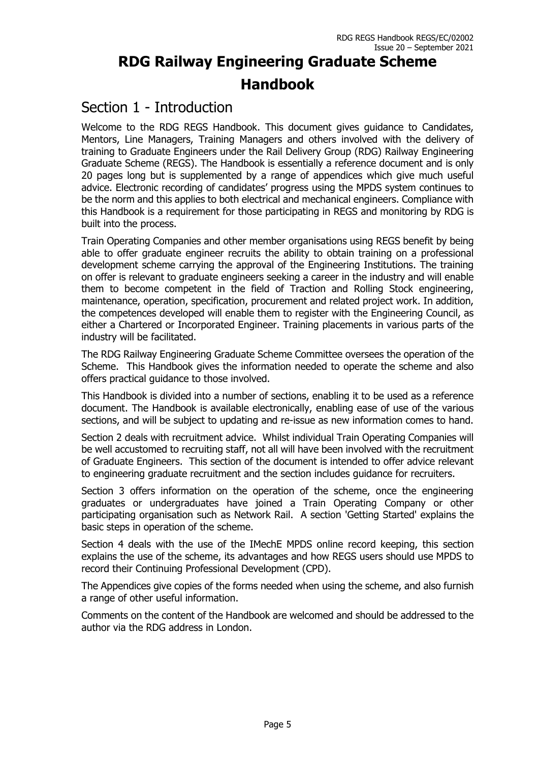# RDG Railway Engineering Graduate Scheme Handbook

## Section 1 - Introduction

Welcome to the RDG REGS Handbook. This document gives guidance to Candidates, Mentors, Line Managers, Training Managers and others involved with the delivery of training to Graduate Engineers under the Rail Delivery Group (RDG) Railway Engineering Graduate Scheme (REGS). The Handbook is essentially a reference document and is only 20 pages long but is supplemented by a range of appendices which give much useful advice. Electronic recording of candidates' progress using the MPDS system continues to be the norm and this applies to both electrical and mechanical engineers. Compliance with this Handbook is a requirement for those participating in REGS and monitoring by RDG is built into the process.

Train Operating Companies and other member organisations using REGS benefit by being able to offer graduate engineer recruits the ability to obtain training on a professional development scheme carrying the approval of the Engineering Institutions. The training on offer is relevant to graduate engineers seeking a career in the industry and will enable them to become competent in the field of Traction and Rolling Stock engineering, maintenance, operation, specification, procurement and related project work. In addition, the competences developed will enable them to register with the Engineering Council, as either a Chartered or Incorporated Engineer. Training placements in various parts of the industry will be facilitated.

The RDG Railway Engineering Graduate Scheme Committee oversees the operation of the Scheme. This Handbook gives the information needed to operate the scheme and also offers practical guidance to those involved.

This Handbook is divided into a number of sections, enabling it to be used as a reference document. The Handbook is available electronically, enabling ease of use of the various sections, and will be subject to updating and re-issue as new information comes to hand.

Section 2 deals with recruitment advice. Whilst individual Train Operating Companies will be well accustomed to recruiting staff, not all will have been involved with the recruitment of Graduate Engineers. This section of the document is intended to offer advice relevant to engineering graduate recruitment and the section includes guidance for recruiters.

Section 3 offers information on the operation of the scheme, once the engineering graduates or undergraduates have joined a Train Operating Company or other participating organisation such as Network Rail. A section 'Getting Started' explains the basic steps in operation of the scheme.

Section 4 deals with the use of the IMechE MPDS online record keeping, this section explains the use of the scheme, its advantages and how REGS users should use MPDS to record their Continuing Professional Development (CPD).

The Appendices give copies of the forms needed when using the scheme, and also furnish a range of other useful information.

Comments on the content of the Handbook are welcomed and should be addressed to the author via the RDG address in London.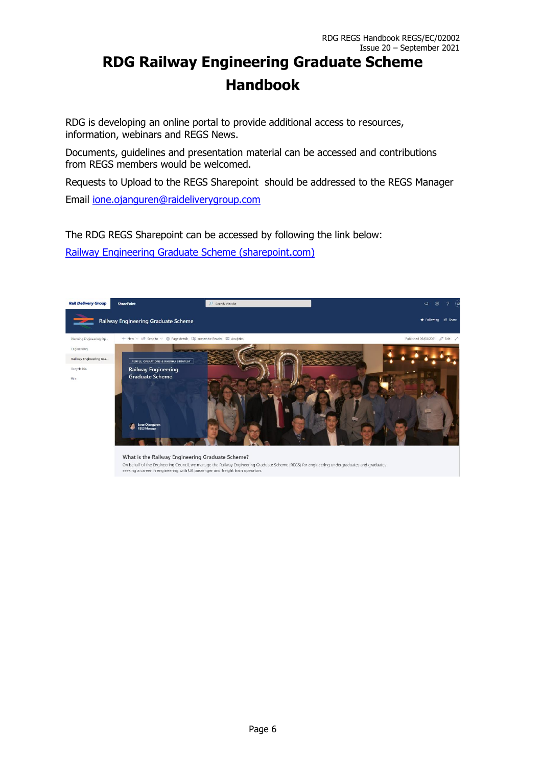# RDG Railway Engineering Graduate Scheme Handbook

RDG is developing an online portal to provide additional access to resources, information, webinars and REGS News.

Documents, guidelines and presentation material can be accessed and contributions from REGS members would be welcomed.

Requests to Upload to the REGS Sharepoint should be addressed to the REGS Manager

Email [ione.ojanguren@raildeliverygroup.com](mailto:ione.ojanguren@raildeliverygroup.com)

The RDG REGS Sharepoint can be accessed by following the link below:

[Railway Engineering Graduate Scheme (sharepoint.com)](sharepoint.com)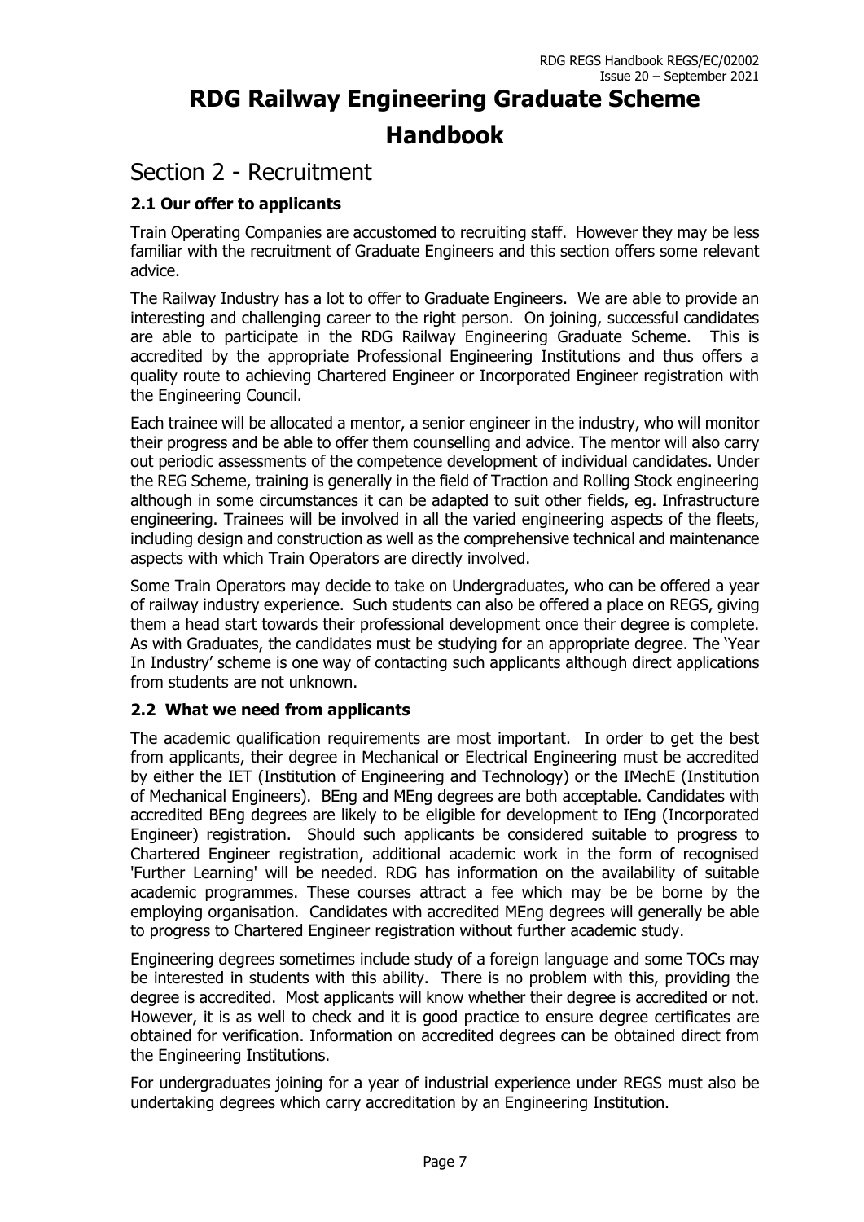# RDG Railway Engineering Graduate Scheme Handbook

## Section 2 - Recruitment

### 2.1 Our offer to applicants

Train Operating Companies are accustomed to recruiting staff. However they may be less familiar with the recruitment of Graduate Engineers and this section offers some relevant advice.

The Railway Industry has a lot to offer to Graduate Engineers. We are able to provide an interesting and challenging career to the right person. On joining, successful candidates are able to participate in the RDG Railway Engineering Graduate Scheme. This is accredited by the appropriate Professional Engineering Institutions and thus offers a quality route to achieving Chartered Engineer or Incorporated Engineer registration with the Engineering Council.

Each trainee will be allocated a mentor, a senior engineer in the industry, who will monitor their progress and be able to offer them counselling and advice. The mentor will also carry out periodic assessments of the competence development of individual candidates. Under the REG Scheme, training is generally in the field of Traction and Rolling Stock engineering although in some circumstances it can be adapted to suit other fields, eg. Infrastructure engineering. Trainees will be involved in all the varied engineering aspects of the fleets, including design and construction as well as the comprehensive technical and maintenance aspects with which Train Operators are directly involved.

Some Train Operators may decide to take on Undergraduates, who can be offered a year of railway industry experience. Such students can also be offered a place on REGS, giving them a head start towards their professional development once their degree is complete. As with Graduates, the candidates must be studying for an appropriate degree. The 'Year In Industry' scheme is one way of contacting such applicants although direct applications from students are not unknown.

### 2.2 What we need from applicants

The academic qualification requirements are most important. In order to get the best from applicants, their degree in Mechanical or Electrical Engineering must be accredited by either the IET (Institution of Engineering and Technology) or the IMechE (Institution of Mechanical Engineers). BEng and MEng degrees are both acceptable. Candidates with accredited BEng degrees are likely to be eligible for development to IEng (Incorporated Engineer) registration. Should such applicants be considered suitable to progress to Chartered Engineer registration, additional academic work in the form of recognised 'Further Learning' will be needed. RDG has information on the availability of suitable academic programmes. These courses attract a fee which may be be borne by the employing organisation. Candidates with accredited MEng degrees will generally be able to progress to Chartered Engineer registration without further academic study.

Engineering degrees sometimes include study of a foreign language and some TOCs may be interested in students with this ability. There is no problem with this, providing the degree is accredited. Most applicants will know whether their degree is accredited or not. However, it is as well to check and it is good practice to ensure degree certificates are obtained for verification. Information on accredited degrees can be obtained direct from the Engineering Institutions.

For undergraduates joining for a year of industrial experience under REGS must also be undertaking degrees which carry accreditation by an Engineering Institution.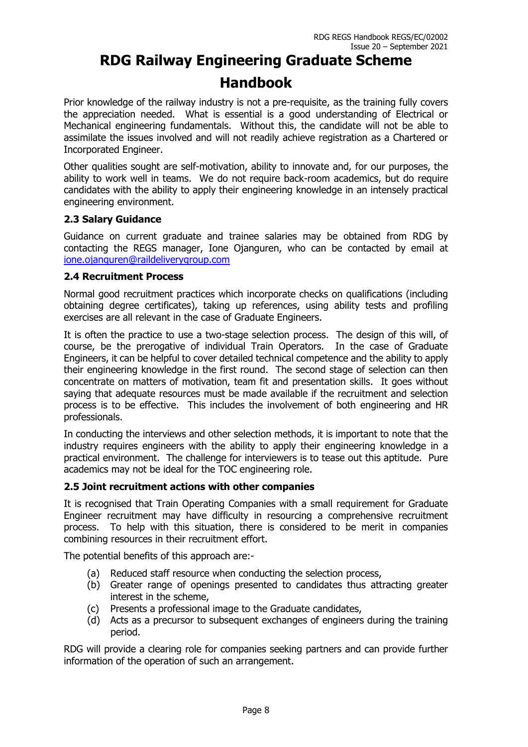Prior knowledge of the railway industry is not a pre-requisite, as the training fully covers the appreciation needed. What is essential is a good understanding of Electrical or Mechanical engineering fundamentals. Without this, the candidate will not be able to assimilate the issues involved and will not readily achieve registration as a Chartered or Incorporated Engineer.

Other qualities sought are self-motivation, ability to innovate and, for our purposes, the ability to work well in teams. We do not require back-room academics, but do require candidates with the ability to apply their engineering knowledge in an intensely practical engineering environment.

### 2.3 Salary Guidance

Guidance on current graduate and trainee salaries may be obtained from RDG by contacting the REGS manager, Ione Ojanguren, who can be contacted by email at ione.ojanguren@raildeliverygroup.com

### 2.4 Recruitment Process

Normal good recruitment practices which incorporate checks on qualifications (including obtaining degree certificates), taking up references, using ability tests and profiling exercises are all relevant in the case of Graduate Engineers.

It is often the practice to use a two-stage selection process. The design of this will, of course, be the prerogative of individual Train Operators. In the case of Graduate Engineers, it can be helpful to cover detailed technical competence and the ability to apply their engineering knowledge in the first round. The second stage of selection can then concentrate on matters of motivation, team fit and presentation skills. It goes without saying that adequate resources must be made available if the recruitment and selection process is to be effective. This includes the involvement of both engineering and HR professionals.

In conducting the interviews and other selection methods, it is important to note that the industry requires engineers with the ability to apply their engineering knowledge in a practical environment. The challenge for interviewers is to tease out this aptitude. Pure academics may not be ideal for the TOC engineering role.

### 2.5 Joint recruitment actions with other companies

It is recognised that Train Operating Companies with a small requirement for Graduate Engineer recruitment may have difficulty in resourcing a comprehensive recruitment process. To help with this situation, there is considered to be merit in companies combining resources in their recruitment effort.

The potential benefits of this approach are:-

(a) Reduced staff resource when conducting the selection process,
(b) Greater range of openings presented to candidates thus attracting greater interest in the scheme,
(c) Presents a professional image to the Graduate candidates,
(d) Acts as a precursor to subsequent exchanges of engineers during the training period.

RDG will provide a clearing role for companies seeking partners and can provide further information of the operation of such an arrangement.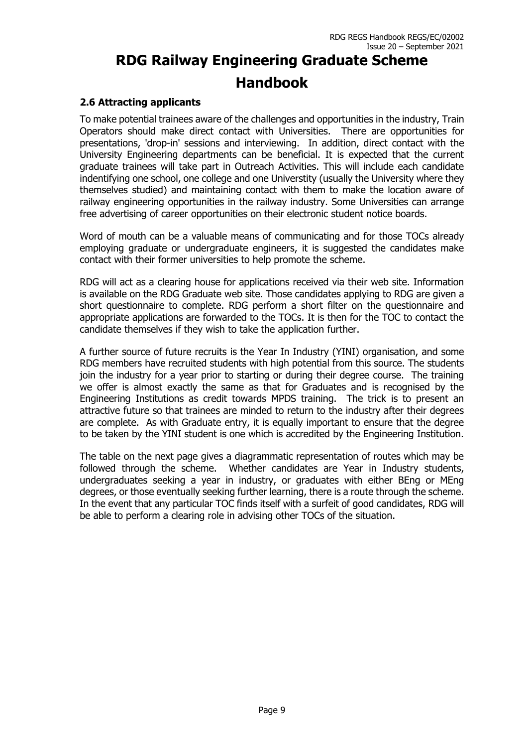# RDG Railway Engineering Graduate Scheme Handbook

### 2.6 Attracting applicants

To make potential trainees aware of the challenges and opportunities in the industry, Train Operators should make direct contact with Universities. There are opportunities for presentations, 'drop-in' sessions and interviewing. In addition, direct contact with the University Engineering departments can be beneficial. It is expected that the current graduate trainees will take part in Outreach Activities. This will include each candidate indentifying one school, one college and one Universtity (usually the University where they themselves studied) and maintaining contact with them to make the location aware of railway engineering opportunities in the railway industry. Some Universities can arrange free advertising of career opportunities on their electronic student notice boards.

Word of mouth can be a valuable means of communicating and for those TOCs already employing graduate or undergraduate engineers, it is suggested the candidates make contact with their former universities to help promote the scheme.

RDG will act as a clearing house for applications received via their web site. Information is available on the RDG Graduate web site. Those candidates applying to RDG are given a short questionnaire to complete. RDG perform a short filter on the questionnaire and appropriate applications are forwarded to the TOCs. It is then for the TOC to contact the candidate themselves if they wish to take the application further.

A further source of future recruits is the Year In Industry (YINI) organisation, and some RDG members have recruited students with high potential from this source. The students join the industry for a year prior to starting or during their degree course. The training we offer is almost exactly the same as that for Graduates and is recognised by the Engineering Institutions as credit towards MPDS training. The trick is to present an attractive future so that trainees are minded to return to the industry after their degrees are complete. As with Graduate entry, it is equally important to ensure that the degree to be taken by the YINI student is one which is accredited by the Engineering Institution.

The table on the next page gives a diagrammatic representation of routes which may be followed through the scheme. Whether candidates are Year in Industry students, undergraduates seeking a year in industry, or graduates with either BEng or MEng degrees, or those eventually seeking further learning, there is a route through the scheme. In the event that any particular TOC finds itself with a surfeit of good candidates, RDG will be able to perform a clearing role in advising other TOCs of the situation.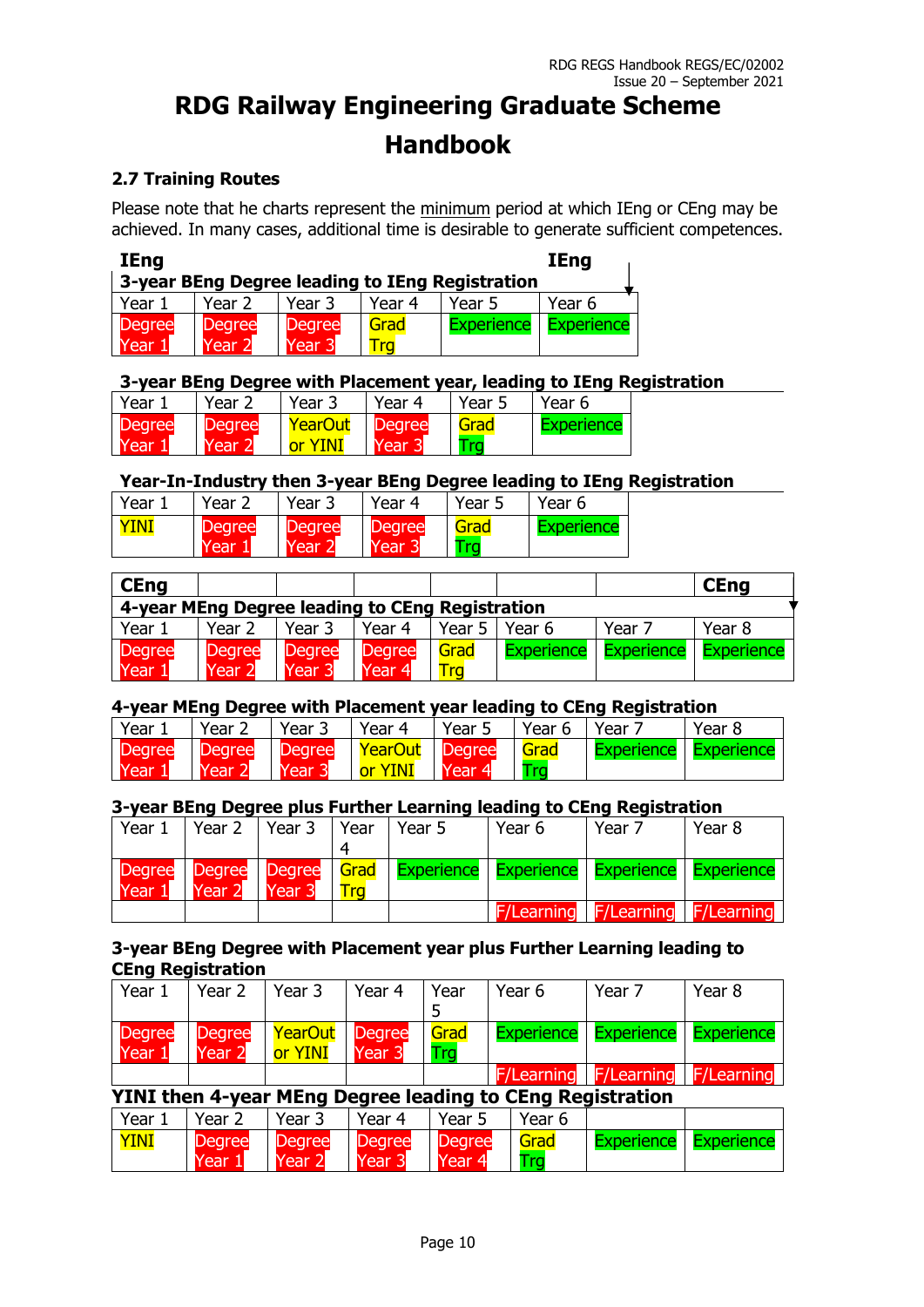# RDG Railway Engineering Graduate Scheme Handbook

### 2.7 Training Routes

Please note that he charts represent the minimum period at which IEng or CEng may be achieved. In many cases, additional time is desirable to generate sufficient competences.

**IEng** → **IEng**

**3-year BEng Degree leading to IEng Registration**

| Year 1 | Year 2 | Year 3 | Year 4 | Year 5 | Year 6 |
|---|---|---|---|---|---|
| Degree Year 1 | Degree Year 2 | Degree Year 3 | Grad Trg | Experience | Experience |

**3-year BEng Degree with Placement year, leading to IEng Registration**

| Year 1 | Year 2 | Year 3 | Year 4 | Year 5 | Year 6 |
|---|---|---|---|---|---|
| Degree Year 1 | Degree Year 2 | YearOut or YINI | Degree Year 3 | Grad Trg | Experience |

**Year-In-Industry then 3-year BEng Degree leading to IEng Registration**

| Year 1 | Year 2 | Year 3 | Year 4 | Year 5 | Year 6 |
|---|---|---|---|---|---|
| YINI | Degree Year 1 | Degree Year 2 | Degree Year 3 | Grad Trg | Experience |

**CEng** → **CEng**

**4-year MEng Degree leading to CEng Registration**

| Year 1 | Year 2 | Year 3 | Year 4 | Year 5 | Year 6 | Year 7 | Year 8 |
|---|---|---|---|---|---|---|---|
| Degree Year 1 | Degree Year 2 | Degree Year 3 | Degree Year 4 | Grad Trg | Experience | Experience | Experience |

**4-year MEng Degree with Placement year leading to CEng Registration**

| Year 1 | Year 2 | Year 3 | Year 4 | Year 5 | Year 6 | Year 7 | Year 8 |
|---|---|---|---|---|---|---|---|
| Degree Year 1 | Degree Year 2 | Degree Year 3 | YearOut or YINI | Degree Year 4 | Grad Trg | Experience | Experience |

**3-year BEng Degree plus Further Learning leading to CEng Registration**

| Year 1 | Year 2 | Year 3 | Year 4 | Year 5 | Year 6 | Year 7 | Year 8 |
|---|---|---|---|---|---|---|---|
| Degree Year 1 | Degree Year 2 | Degree Year 3 | Grad Trg | Experience | Experience | Experience | Experience |
| | | | | | F/Learning | F/Learning | F/Learning |

**3-year BEng Degree with Placement year plus Further Learning leading to CEng Registration**

| Year 1 | Year 2 | Year 3 | Year 4 | Year 5 | Year 6 | Year 7 | Year 8 |
|---|---|---|---|---|---|---|---|
| Degree Year 1 | Degree Year 2 | YearOut or YINI | Degree Year 3 | Grad Trg | Experience | Experience | Experience |
| | | | | | F/Learning | F/Learning | F/Learning |

**YINI then 4-year MEng Degree leading to CEng Registration**

| Year 1 | Year 2 | Year 3 | Year 4 | Year 5 | Year 6 | | |
|---|---|---|---|---|---|---|---|
| YINI | Degree Year 1 | Degree Year 2 | Degree Year 3 | Degree Year 4 | Grad Trg | Experience | Experience |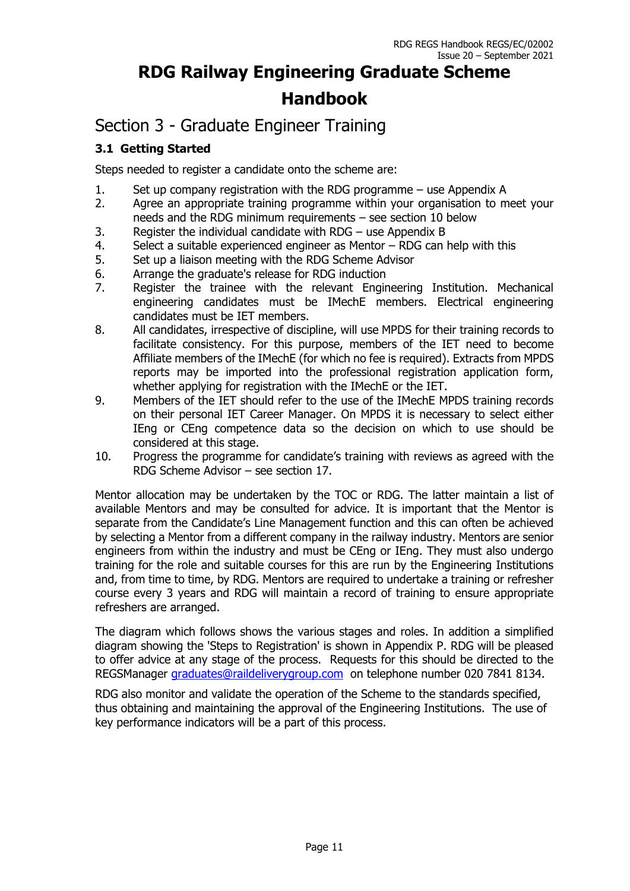# RDG Railway Engineering Graduate Scheme Handbook

## Section 3 - Graduate Engineer Training

### 3.1 Getting Started

Steps needed to register a candidate onto the scheme are:

1. Set up company registration with the RDG programme – use Appendix A
2. Agree an appropriate training programme within your organisation to meet your needs and the RDG minimum requirements – see section 10 below
3. Register the individual candidate with RDG – use Appendix B
4. Select a suitable experienced engineer as Mentor – RDG can help with this
5. Set up a liaison meeting with the RDG Scheme Advisor
6. Arrange the graduate's release for RDG induction
7. Register the trainee with the relevant Engineering Institution. Mechanical engineering candidates must be IMechE members. Electrical engineering candidates must be IET members.
8. All candidates, irrespective of discipline, will use MPDS for their training records to facilitate consistency. For this purpose, members of the IET need to become Affiliate members of the IMechE (for which no fee is required). Extracts from MPDS reports may be imported into the professional registration application form, whether applying for registration with the IMechE or the IET.
9. Members of the IET should refer to the use of the IMechE MPDS training records on their personal IET Career Manager. On MPDS it is necessary to select either IEng or CEng competence data so the decision on which to use should be considered at this stage.
10. Progress the programme for candidate's training with reviews as agreed with the RDG Scheme Advisor – see section 17.

Mentor allocation may be undertaken by the TOC or RDG. The latter maintain a list of available Mentors and may be consulted for advice. It is important that the Mentor is separate from the Candidate's Line Management function and this can often be achieved by selecting a Mentor from a different company in the railway industry. Mentors are senior engineers from within the industry and must be CEng or IEng. They must also undergo training for the role and suitable courses for this are run by the Engineering Institutions and, from time to time, by RDG. Mentors are required to undertake a training or refresher course every 3 years and RDG will maintain a record of training to ensure appropriate refreshers are arranged.

The diagram which follows shows the various stages and roles. In addition a simplified diagram showing the 'Steps to Registration' is shown in Appendix P. RDG will be pleased to offer advice at any stage of the process. Requests for this should be directed to the REGSManager graduates@raildeliverygroup.com on telephone number 020 7841 8134.

RDG also monitor and validate the operation of the Scheme to the standards specified, thus obtaining and maintaining the approval of the Engineering Institutions. The use of key performance indicators will be a part of this process.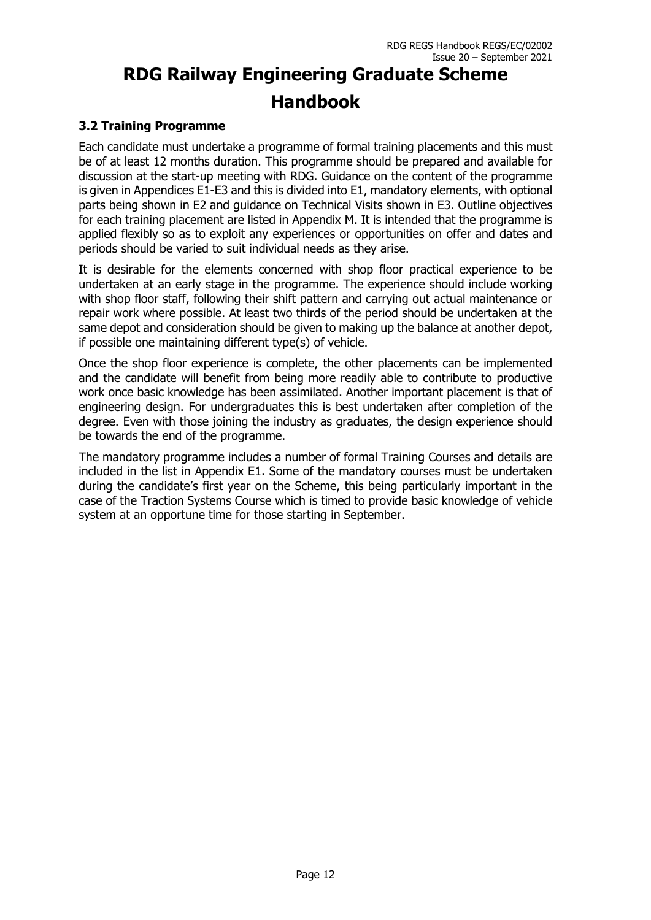# RDG Railway Engineering Graduate Scheme Handbook

### 3.2 Training Programme

Each candidate must undertake a programme of formal training placements and this must be of at least 12 months duration. This programme should be prepared and available for discussion at the start-up meeting with RDG. Guidance on the content of the programme is given in Appendices E1-E3 and this is divided into E1, mandatory elements, with optional parts being shown in E2 and guidance on Technical Visits shown in E3. Outline objectives for each training placement are listed in Appendix M. It is intended that the programme is applied flexibly so as to exploit any experiences or opportunities on offer and dates and periods should be varied to suit individual needs as they arise.

It is desirable for the elements concerned with shop floor practical experience to be undertaken at an early stage in the programme. The experience should include working with shop floor staff, following their shift pattern and carrying out actual maintenance or repair work where possible. At least two thirds of the period should be undertaken at the same depot and consideration should be given to making up the balance at another depot, if possible one maintaining different type(s) of vehicle.

Once the shop floor experience is complete, the other placements can be implemented and the candidate will benefit from being more readily able to contribute to productive work once basic knowledge has been assimilated. Another important placement is that of engineering design. For undergraduates this is best undertaken after completion of the degree. Even with those joining the industry as graduates, the design experience should be towards the end of the programme.

The mandatory programme includes a number of formal Training Courses and details are included in the list in Appendix E1. Some of the mandatory courses must be undertaken during the candidate's first year on the Scheme, this being particularly important in the case of the Traction Systems Course which is timed to provide basic knowledge of vehicle system at an opportune time for those starting in September.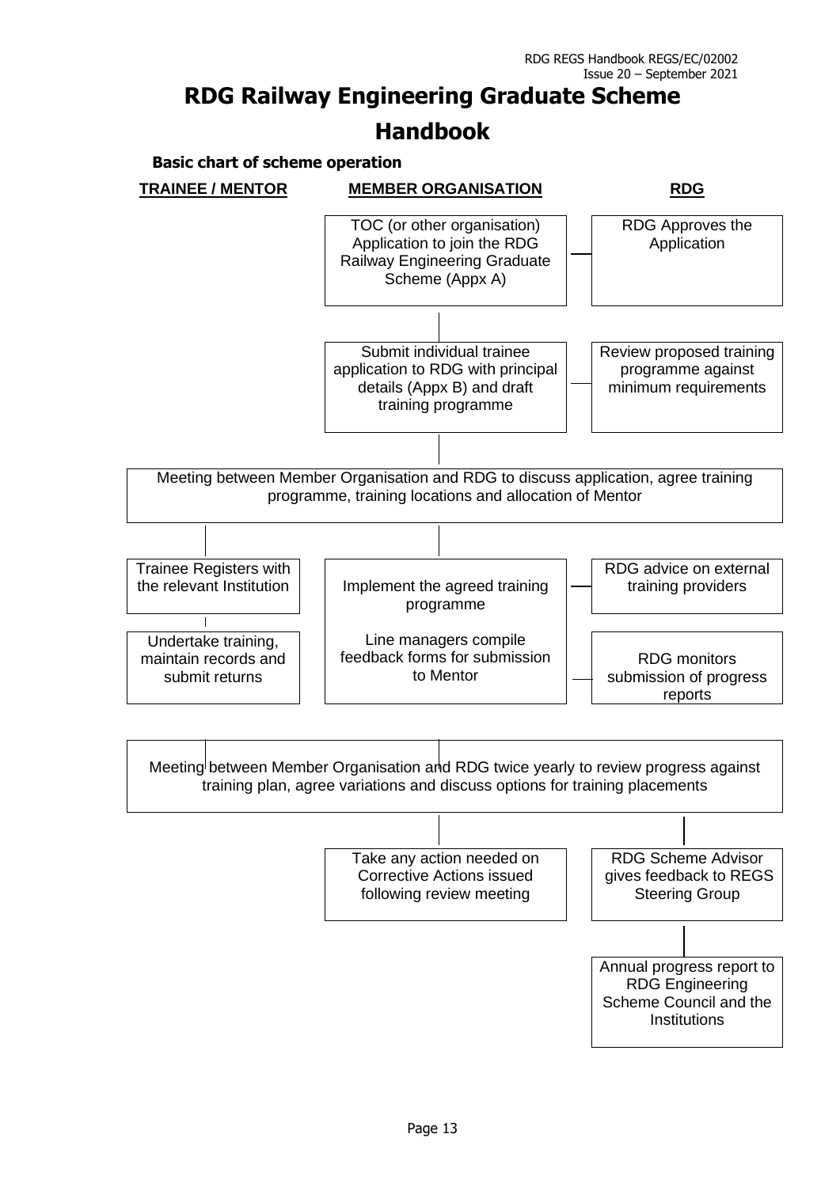# RDG Railway Engineering Graduate Scheme Handbook

### Basic chart of scheme operation

| TRAINEE / MENTOR | MEMBER ORGANISATION | RDG |
|---|---|---|
| | TOC (or other organisation) Application to join the RDG Railway Engineering Graduate Scheme (Appx A) | RDG Approves the Application |
| | Submit individual trainee application to RDG with principal details (Appx B) and draft training programme | Review proposed training programme against minimum requirements |
| Meeting between Member Organisation and RDG to discuss application, agree training programme, training locations and allocation of Mentor | | |
| Trainee Registers with the relevant Institution | Implement the agreed training programme | RDG advice on external training providers |
| Undertake training, maintain records and submit returns | Line managers compile feedback forms for submission to Mentor | RDG monitors submission of progress reports |
| Meeting between Member Organisation and RDG twice yearly to review progress against training plan, agree variations and discuss options for training placements | | |
| | Take any action needed on Corrective Actions issued following review meeting | RDG Scheme Advisor gives feedback to REGS Steering Group |
| | | Annual progress report to RDG Engineering Scheme Council and the Institutions |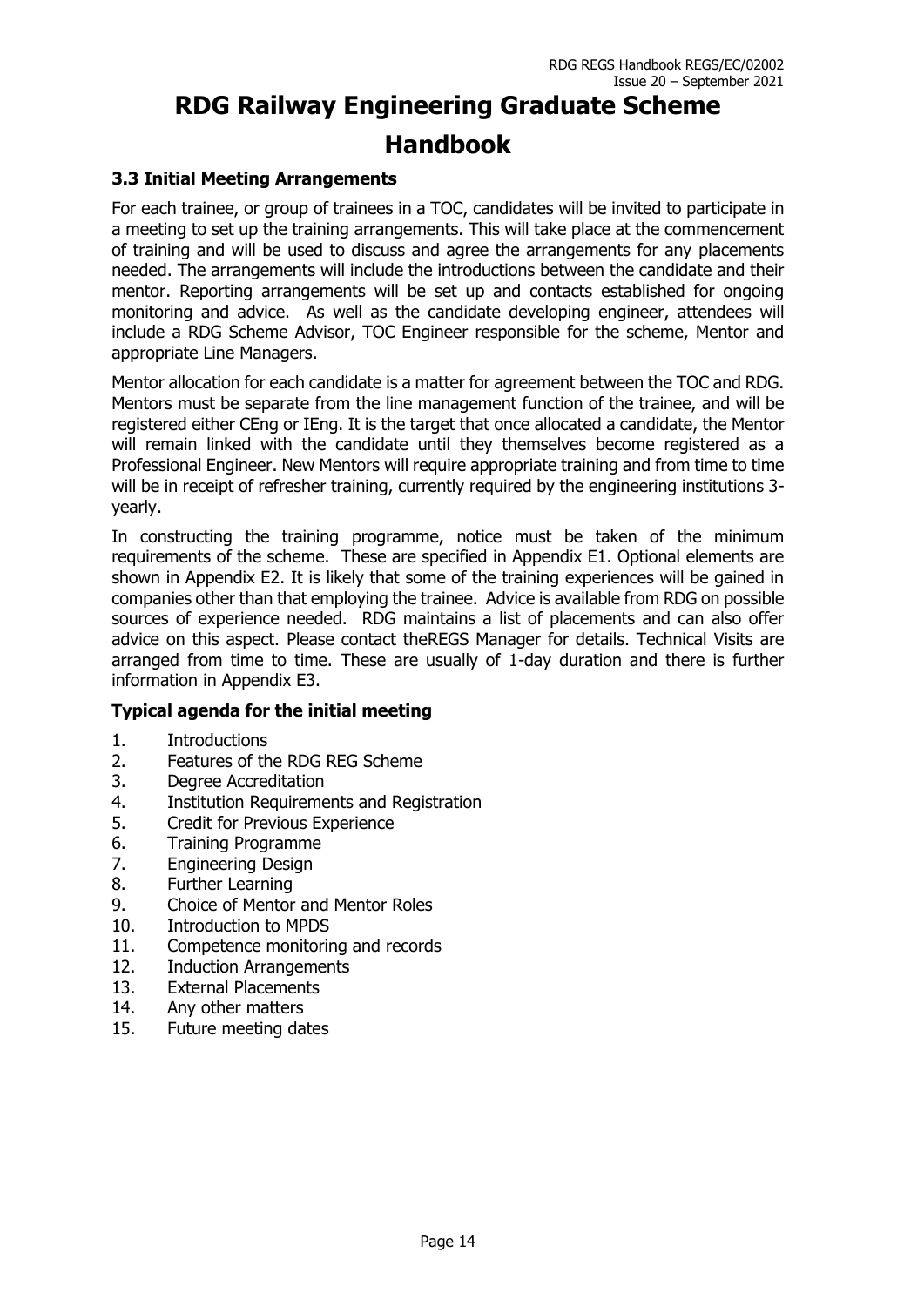# RDG Railway Engineering Graduate Scheme Handbook

### 3.3 Initial Meeting Arrangements

For each trainee, or group of trainees in a TOC, candidates will be invited to participate in a meeting to set up the training arrangements. This will take place at the commencement of training and will be used to discuss and agree the arrangements for any placements needed. The arrangements will include the introductions between the candidate and their mentor. Reporting arrangements will be set up and contacts established for ongoing monitoring and advice. As well as the candidate developing engineer, attendees will include a RDG Scheme Advisor, TOC Engineer responsible for the scheme, Mentor and appropriate Line Managers.

Mentor allocation for each candidate is a matter for agreement between the TOC and RDG. Mentors must be separate from the line management function of the trainee, and will be registered either CEng or IEng. It is the target that once allocated a candidate, the Mentor will remain linked with the candidate until they themselves become registered as a Professional Engineer. New Mentors will require appropriate training and from time to time will be in receipt of refresher training, currently required by the engineering institutions 3-yearly.

In constructing the training programme, notice must be taken of the minimum requirements of the scheme. These are specified in Appendix E1. Optional elements are shown in Appendix E2. It is likely that some of the training experiences will be gained in companies other than that employing the trainee. Advice is available from RDG on possible sources of experience needed. RDG maintains a list of placements and can also offer advice on this aspect. Please contact theREGS Manager for details. Technical Visits are arranged from time to time. These are usually of 1-day duration and there is further information in Appendix E3.

**Typical agenda for the initial meeting**

1. Introductions
2. Features of the RDG REG Scheme
3. Degree Accreditation
4. Institution Requirements and Registration
5. Credit for Previous Experience
6. Training Programme
7. Engineering Design
8. Further Learning
9. Choice of Mentor and Mentor Roles
10. Introduction to MPDS
11. Competence monitoring and records
12. Induction Arrangements
13. External Placements
14. Any other matters
15. Future meeting dates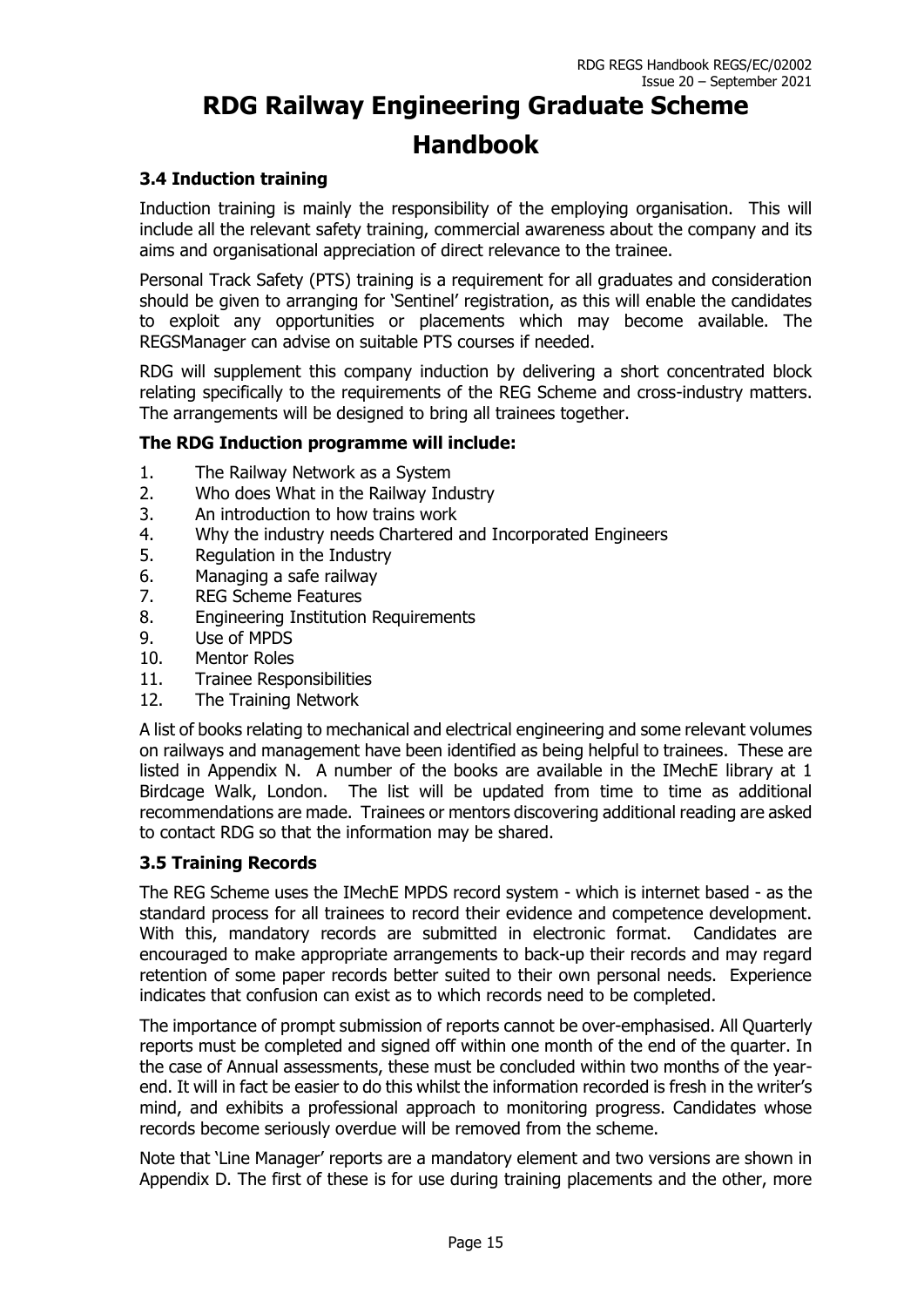# RDG Railway Engineering Graduate Scheme Handbook

### 3.4 Induction training

Induction training is mainly the responsibility of the employing organisation. This will include all the relevant safety training, commercial awareness about the company and its aims and organisational appreciation of direct relevance to the trainee.

Personal Track Safety (PTS) training is a requirement for all graduates and consideration should be given to arranging for 'Sentinel' registration, as this will enable the candidates to exploit any opportunities or placements which may become available. The REGSManager can advise on suitable PTS courses if needed.

RDG will supplement this company induction by delivering a short concentrated block relating specifically to the requirements of the REG Scheme and cross-industry matters. The arrangements will be designed to bring all trainees together.

**The RDG Induction programme will include:**

1. The Railway Network as a System
2. Who does What in the Railway Industry
3. An introduction to how trains work
4. Why the industry needs Chartered and Incorporated Engineers
5. Regulation in the Industry
6. Managing a safe railway
7. REG Scheme Features
8. Engineering Institution Requirements
9. Use of MPDS
10. Mentor Roles
11. Trainee Responsibilities
12. The Training Network

A list of books relating to mechanical and electrical engineering and some relevant volumes on railways and management have been identified as being helpful to trainees. These are listed in Appendix N. A number of the books are available in the IMechE library at 1 Birdcage Walk, London. The list will be updated from time to time as additional recommendations are made. Trainees or mentors discovering additional reading are asked to contact RDG so that the information may be shared.

### 3.5 Training Records

The REG Scheme uses the IMechE MPDS record system - which is internet based - as the standard process for all trainees to record their evidence and competence development. With this, mandatory records are submitted in electronic format. Candidates are encouraged to make appropriate arrangements to back-up their records and may regard retention of some paper records better suited to their own personal needs. Experience indicates that confusion can exist as to which records need to be completed.

The importance of prompt submission of reports cannot be over-emphasised. All Quarterly reports must be completed and signed off within one month of the end of the quarter. In the case of Annual assessments, these must be concluded within two months of the year-end. It will in fact be easier to do this whilst the information recorded is fresh in the writer's mind, and exhibits a professional approach to monitoring progress. Candidates whose records become seriously overdue will be removed from the scheme.

Note that 'Line Manager' reports are a mandatory element and two versions are shown in Appendix D. The first of these is for use during training placements and the other, more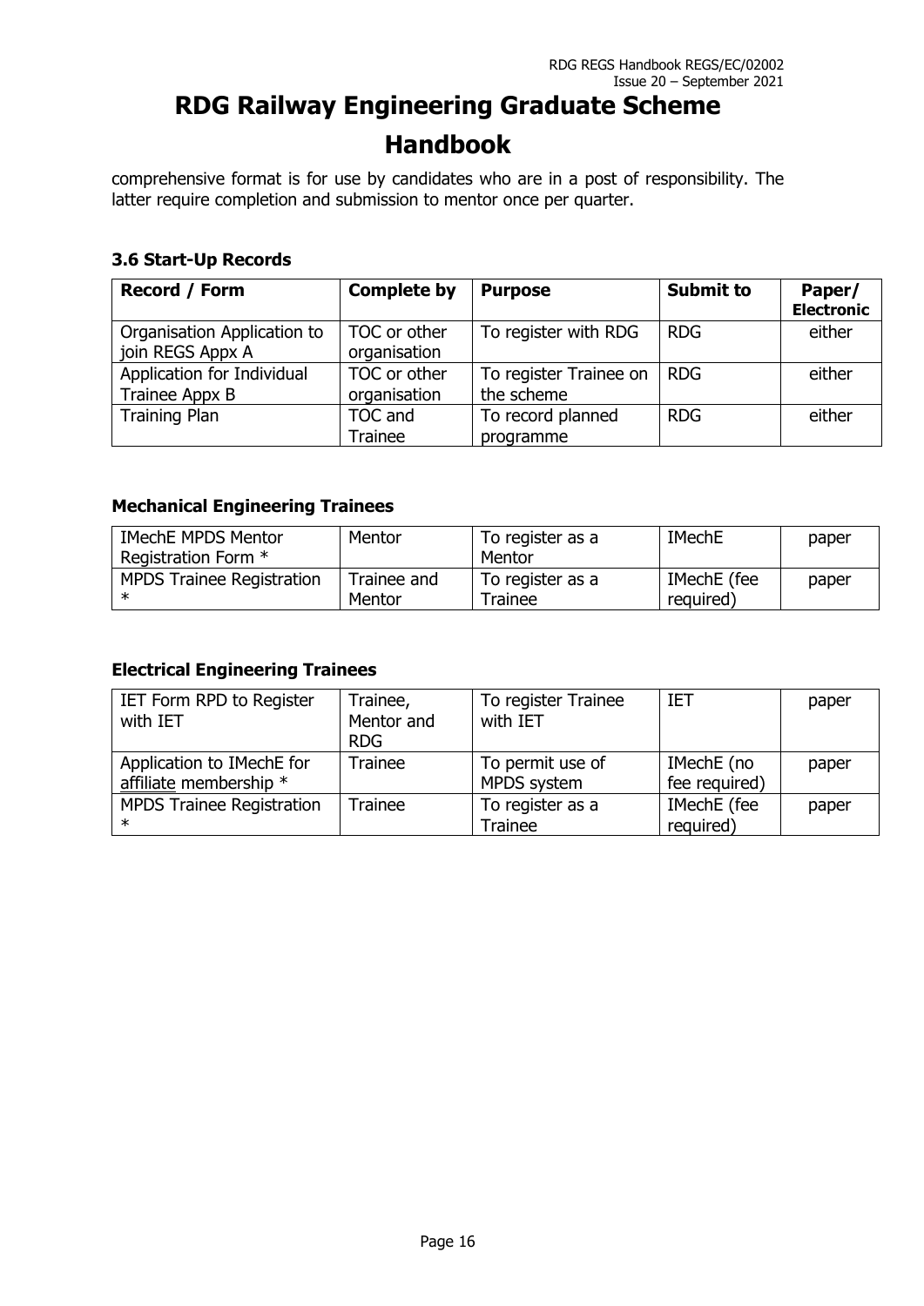comprehensive format is for use by candidates who are in a post of responsibility. The latter require completion and submission to mentor once per quarter.

### 3.6 Start-Up Records

| Record / Form | Complete by | Purpose | Submit to | Paper/ Electronic |
|---|---|---|---|---|
| Organisation Application to join REGS Appx A | TOC or other organisation | To register with RDG | RDG | either |
| Application for Individual Trainee Appx B | TOC or other organisation | To register Trainee on the scheme | RDG | either |
| Training Plan | TOC and Trainee | To record planned programme | RDG | either |

### Mechanical Engineering Trainees

| | | | | |
|---|---|---|---|---|
| IMechE MPDS Mentor Registration Form * | Mentor | To register as a Mentor | IMechE | paper |
| MPDS Trainee Registration * | Trainee and Mentor | To register as a Trainee | IMechE (fee required) | paper |

### Electrical Engineering Trainees

| | | | | |
|---|---|---|---|---|
| IET Form RPD to Register with IET | Trainee, Mentor and RDG | To register Trainee with IET | IET | paper |
| Application to IMechE for affiliate membership * | Trainee | To permit use of MPDS system | IMechE (no fee required) | paper |
| MPDS Trainee Registration * | Trainee | To register as a Trainee | IMechE (fee required) | paper |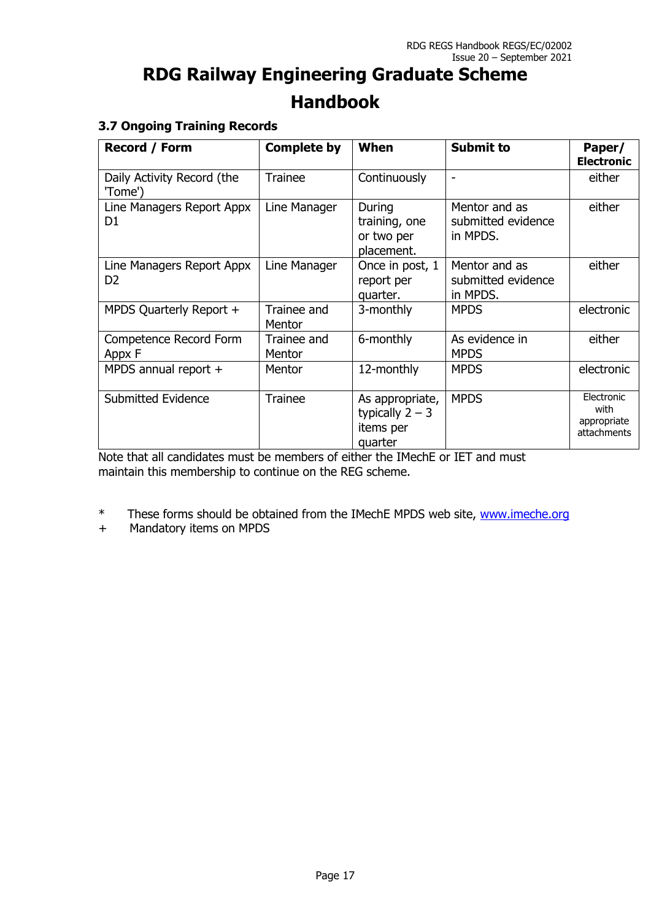# RDG Railway Engineering Graduate Scheme Handbook

### 3.7 Ongoing Training Records

| Record / Form | Complete by | When | Submit to | Paper/ Electronic |
|---|---|---|---|---|
| Daily Activity Record (the 'Tome') | Trainee | Continuously | - | either |
| Line Managers Report Appx D1 | Line Manager | During training, one or two per placement. | Mentor and as submitted evidence in MPDS. | either |
| Line Managers Report Appx D2 | Line Manager | Once in post, 1 report per quarter. | Mentor and as submitted evidence in MPDS. | either |
| MPDS Quarterly Report + | Trainee and Mentor | 3-monthly | MPDS | electronic |
| Competence Record Form Appx F | Trainee and Mentor | 6-monthly | As evidence in MPDS | either |
| MPDS annual report + | Mentor | 12-monthly | MPDS | electronic |
| Submitted Evidence | Trainee | As appropriate, typically 2 – 3 items per quarter | MPDS | Electronic with appropriate attachments |

Note that all candidates must be members of either the IMechE or IET and must maintain this membership to continue on the REG scheme.

\* These forms should be obtained from the IMechE MPDS web site, [www.imeche.org](http://www.imeche.org)

\+ Mandatory items on MPDS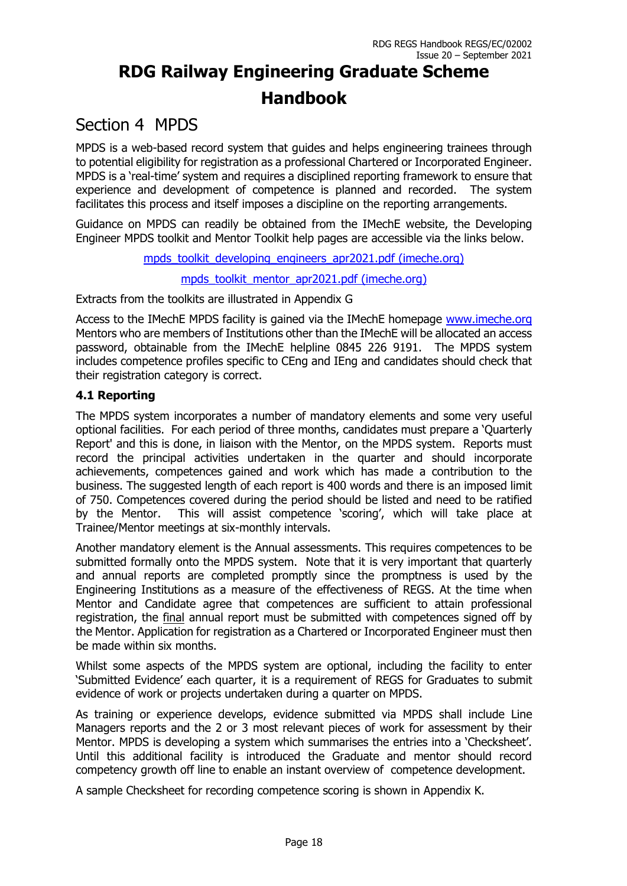# RDG Railway Engineering Graduate Scheme Handbook

## Section 4 MPDS

MPDS is a web-based record system that guides and helps engineering trainees through to potential eligibility for registration as a professional Chartered or Incorporated Engineer. MPDS is a 'real-time' system and requires a disciplined reporting framework to ensure that experience and development of competence is planned and recorded. The system facilitates this process and itself imposes a discipline on the reporting arrangements.

Guidance on MPDS can readily be obtained from the IMechE website, the Developing Engineer MPDS toolkit and Mentor Toolkit help pages are accessible via the links below.

mpds_toolkit_developing_engineers_apr2021.pdf (imeche.org)

mpds_toolkit_mentor_apr2021.pdf (imeche.org)

Extracts from the toolkits are illustrated in Appendix G

Access to the IMechE MPDS facility is gained via the IMechE homepage www.imeche.org Mentors who are members of Institutions other than the IMechE will be allocated an access password, obtainable from the IMechE helpline 0845 226 9191. The MPDS system includes competence profiles specific to CEng and IEng and candidates should check that their registration category is correct.

### 4.1 Reporting

The MPDS system incorporates a number of mandatory elements and some very useful optional facilities. For each period of three months, candidates must prepare a 'Quarterly Report' and this is done, in liaison with the Mentor, on the MPDS system. Reports must record the principal activities undertaken in the quarter and should incorporate achievements, competences gained and work which has made a contribution to the business. The suggested length of each report is 400 words and there is an imposed limit of 750. Competences covered during the period should be listed and need to be ratified by the Mentor. This will assist competence 'scoring', which will take place at Trainee/Mentor meetings at six-monthly intervals.

Another mandatory element is the Annual assessments. This requires competences to be submitted formally onto the MPDS system. Note that it is very important that quarterly and annual reports are completed promptly since the promptness is used by the Engineering Institutions as a measure of the effectiveness of REGS. At the time when Mentor and Candidate agree that competences are sufficient to attain professional registration, the final annual report must be submitted with competences signed off by the Mentor. Application for registration as a Chartered or Incorporated Engineer must then be made within six months.

Whilst some aspects of the MPDS system are optional, including the facility to enter 'Submitted Evidence' each quarter, it is a requirement of REGS for Graduates to submit evidence of work or projects undertaken during a quarter on MPDS.

As training or experience develops, evidence submitted via MPDS shall include Line Managers reports and the 2 or 3 most relevant pieces of work for assessment by their Mentor. MPDS is developing a system which summarises the entries into a 'Checksheet'. Until this additional facility is introduced the Graduate and mentor should record competency growth off line to enable an instant overview of competence development.

A sample Checksheet for recording competence scoring is shown in Appendix K.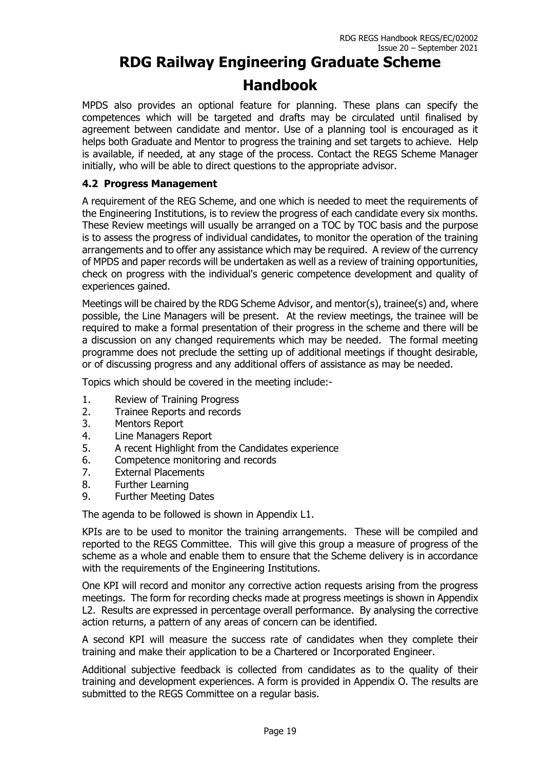MPDS also provides an optional feature for planning. These plans can specify the competences which will be targeted and drafts may be circulated until finalised by agreement between candidate and mentor. Use of a planning tool is encouraged as it helps both Graduate and Mentor to progress the training and set targets to achieve. Help is available, if needed, at any stage of the process. Contact the REGS Scheme Manager initially, who will be able to direct questions to the appropriate advisor.

### 4.2 Progress Management

A requirement of the REG Scheme, and one which is needed to meet the requirements of the Engineering Institutions, is to review the progress of each candidate every six months. These Review meetings will usually be arranged on a TOC by TOC basis and the purpose is to assess the progress of individual candidates, to monitor the operation of the training arrangements and to offer any assistance which may be required. A review of the currency of MPDS and paper records will be undertaken as well as a review of training opportunities, check on progress with the individual's generic competence development and quality of experiences gained.

Meetings will be chaired by the RDG Scheme Advisor, and mentor(s), trainee(s) and, where possible, the Line Managers will be present. At the review meetings, the trainee will be required to make a formal presentation of their progress in the scheme and there will be a discussion on any changed requirements which may be needed. The formal meeting programme does not preclude the setting up of additional meetings if thought desirable, or of discussing progress and any additional offers of assistance as may be needed.

Topics which should be covered in the meeting include:-

1. Review of Training Progress
2. Trainee Reports and records
3. Mentors Report
4. Line Managers Report
5. A recent Highlight from the Candidates experience
6. Competence monitoring and records
7. External Placements
8. Further Learning
9. Further Meeting Dates

The agenda to be followed is shown in Appendix L1.

KPIs are to be used to monitor the training arrangements. These will be compiled and reported to the REGS Committee. This will give this group a measure of progress of the scheme as a whole and enable them to ensure that the Scheme delivery is in accordance with the requirements of the Engineering Institutions.

One KPI will record and monitor any corrective action requests arising from the progress meetings. The form for recording checks made at progress meetings is shown in Appendix L2. Results are expressed in percentage overall performance. By analysing the corrective action returns, a pattern of any areas of concern can be identified.

A second KPI will measure the success rate of candidates when they complete their training and make their application to be a Chartered or Incorporated Engineer.

Additional subjective feedback is collected from candidates as to the quality of their training and development experiences. A form is provided in Appendix O. The results are submitted to the REGS Committee on a regular basis.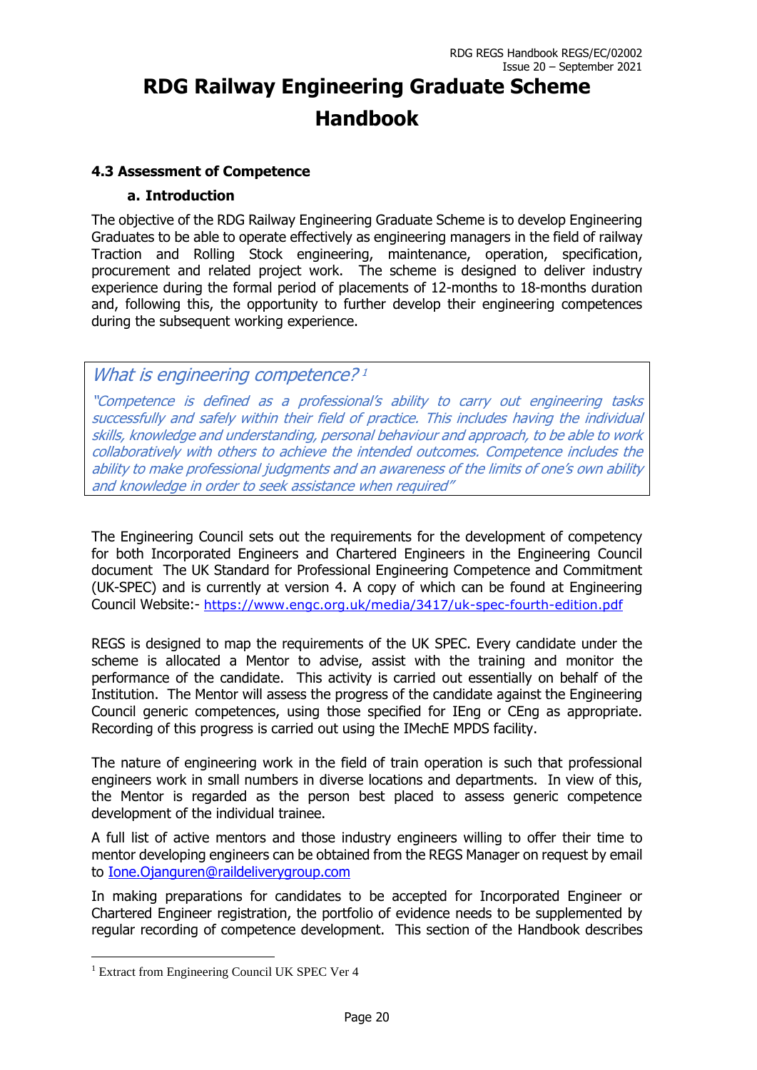# RDG Railway Engineering Graduate Scheme Handbook

### 4.3 Assessment of Competence

#### a. Introduction

The objective of the RDG Railway Engineering Graduate Scheme is to develop Engineering Graduates to be able to operate effectively as engineering managers in the field of railway Traction and Rolling Stock engineering, maintenance, operation, specification, procurement and related project work. The scheme is designed to deliver industry experience during the formal period of placements of 12-months to 18-months duration and, following this, the opportunity to further develop their engineering competences during the subsequent working experience.

> *What is engineering competence?* [1]
>
> *"Competence is defined as a professional's ability to carry out engineering tasks successfully and safely within their field of practice. This includes having the individual skills, knowledge and understanding, personal behaviour and approach, to be able to work collaboratively with others to achieve the intended outcomes. Competence includes the ability to make professional judgments and an awareness of the limits of one's own ability and knowledge in order to seek assistance when required"*

The Engineering Council sets out the requirements for the development of competency for both Incorporated Engineers and Chartered Engineers in the Engineering Council document The UK Standard for Professional Engineering Competence and Commitment (UK-SPEC) and is currently at version 4. A copy of which can be found at Engineering Council Website:- https://www.engc.org.uk/media/3417/uk-spec-fourth-edition.pdf

REGS is designed to map the requirements of the UK SPEC. Every candidate under the scheme is allocated a Mentor to advise, assist with the training and monitor the performance of the candidate. This activity is carried out essentially on behalf of the Institution. The Mentor will assess the progress of the candidate against the Engineering Council generic competences, using those specified for IEng or CEng as appropriate. Recording of this progress is carried out using the IMechE MPDS facility.

The nature of engineering work in the field of train operation is such that professional engineers work in small numbers in diverse locations and departments. In view of this, the Mentor is regarded as the person best placed to assess generic competence development of the individual trainee.

A full list of active mentors and those industry engineers willing to offer their time to mentor developing engineers can be obtained from the REGS Manager on request by email to Ione.Ojanguren@raildeliverygroup.com

In making preparations for candidates to be accepted for Incorporated Engineer or Chartered Engineer registration, the portfolio of evidence needs to be supplemented by regular recording of competence development. This section of the Handbook describes

[1] Extract from Engineering Council UK SPEC Ver 4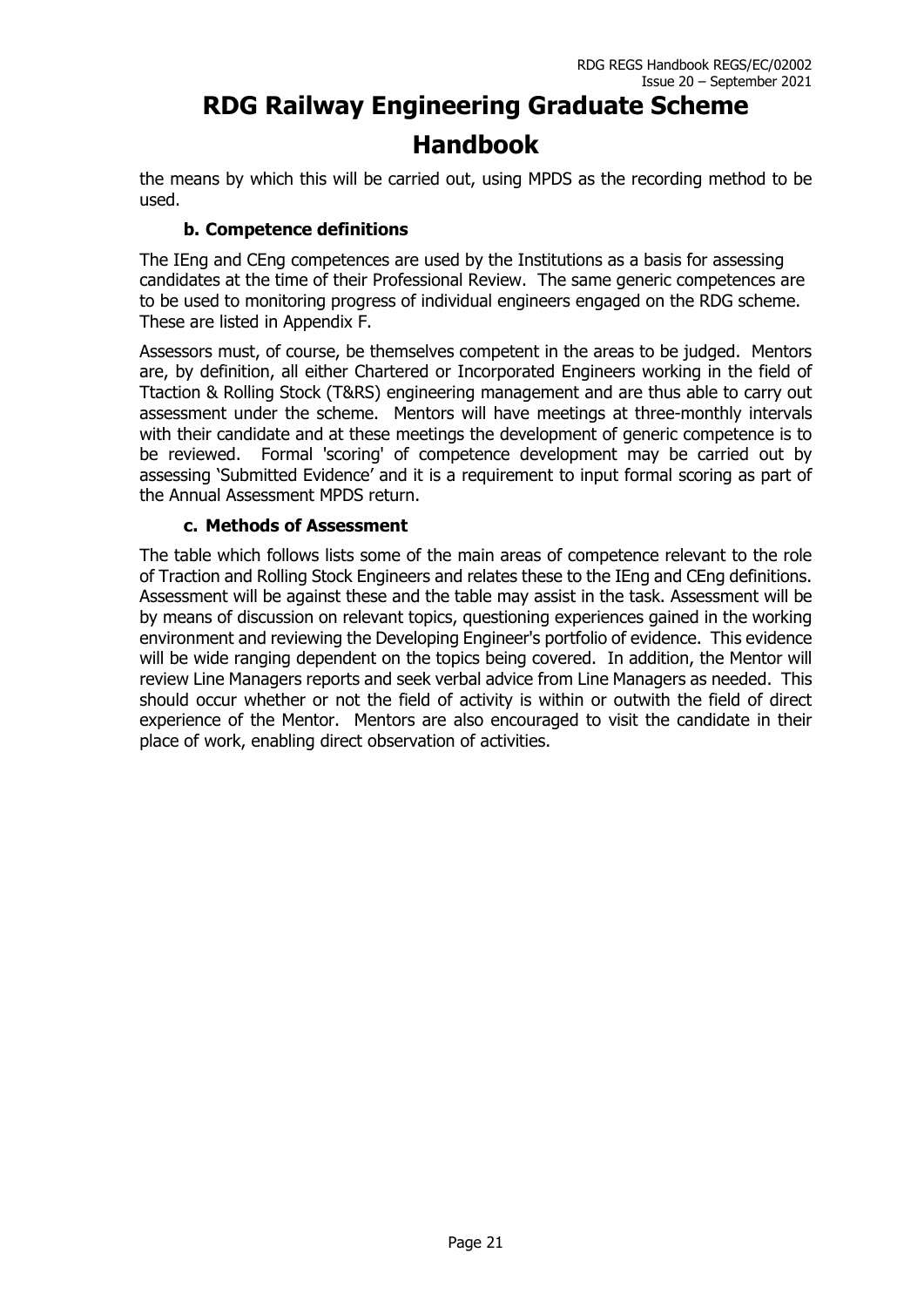the means by which this will be carried out, using MPDS as the recording method to be used.

### b. Competence definitions

The IEng and CEng competences are used by the Institutions as a basis for assessing candidates at the time of their Professional Review. The same generic competences are to be used to monitoring progress of individual engineers engaged on the RDG scheme. These are listed in Appendix F.

Assessors must, of course, be themselves competent in the areas to be judged. Mentors are, by definition, all either Chartered or Incorporated Engineers working in the field of Ttaction & Rolling Stock (T&RS) engineering management and are thus able to carry out assessment under the scheme. Mentors will have meetings at three-monthly intervals with their candidate and at these meetings the development of generic competence is to be reviewed. Formal 'scoring' of competence development may be carried out by assessing 'Submitted Evidence' and it is a requirement to input formal scoring as part of the Annual Assessment MPDS return.

### c. Methods of Assessment

The table which follows lists some of the main areas of competence relevant to the role of Traction and Rolling Stock Engineers and relates these to the IEng and CEng definitions. Assessment will be against these and the table may assist in the task. Assessment will be by means of discussion on relevant topics, questioning experiences gained in the working environment and reviewing the Developing Engineer's portfolio of evidence. This evidence will be wide ranging dependent on the topics being covered. In addition, the Mentor will review Line Managers reports and seek verbal advice from Line Managers as needed. This should occur whether or not the field of activity is within or outwith the field of direct experience of the Mentor. Mentors are also encouraged to visit the candidate in their place of work, enabling direct observation of activities.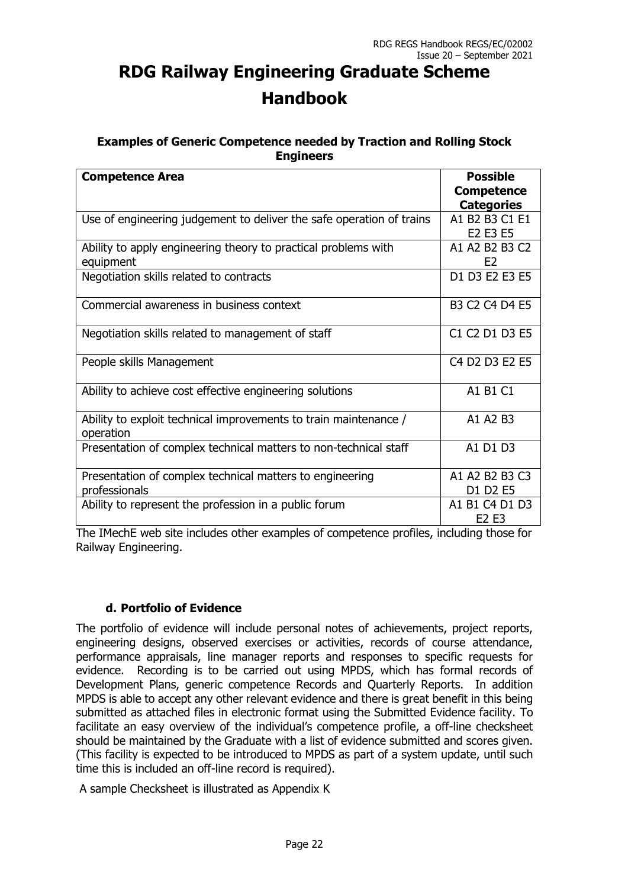# RDG Railway Engineering Graduate Scheme Handbook

### Examples of Generic Competence needed by Traction and Rolling Stock Engineers

| Competence Area | Possible Competence Categories |
|---|---|
| Use of engineering judgement to deliver the safe operation of trains | A1 B2 B3 C1 E1 E2 E3 E5 |
| Ability to apply engineering theory to practical problems with equipment | A1 A2 B2 B3 C2 E2 |
| Negotiation skills related to contracts | D1 D3 E2 E3 E5 |
| Commercial awareness in business context | B3 C2 C4 D4 E5 |
| Negotiation skills related to management of staff | C1 C2 D1 D3 E5 |
| People skills Management | C4 D2 D3 E2 E5 |
| Ability to achieve cost effective engineering solutions | A1 B1 C1 |
| Ability to exploit technical improvements to train maintenance / operation | A1 A2 B3 |
| Presentation of complex technical matters to non-technical staff | A1 D1 D3 |
| Presentation of complex technical matters to engineering professionals | A1 A2 B2 B3 C3 D1 D2 E5 |
| Ability to represent the profession in a public forum | A1 B1 C4 D1 D3 E2 E3 |

The IMechE web site includes other examples of competence profiles, including those for Railway Engineering.

### d. Portfolio of Evidence

The portfolio of evidence will include personal notes of achievements, project reports, engineering designs, observed exercises or activities, records of course attendance, performance appraisals, line manager reports and responses to specific requests for evidence. Recording is to be carried out using MPDS, which has formal records of Development Plans, generic competence Records and Quarterly Reports. In addition MPDS is able to accept any other relevant evidence and there is great benefit in this being submitted as attached files in electronic format using the Submitted Evidence facility. To facilitate an easy overview of the individual's competence profile, a off-line checksheet should be maintained by the Graduate with a list of evidence submitted and scores given. (This facility is expected to be introduced to MPDS as part of a system update, until such time this is included an off-line record is required).

A sample Checksheet is illustrated as Appendix K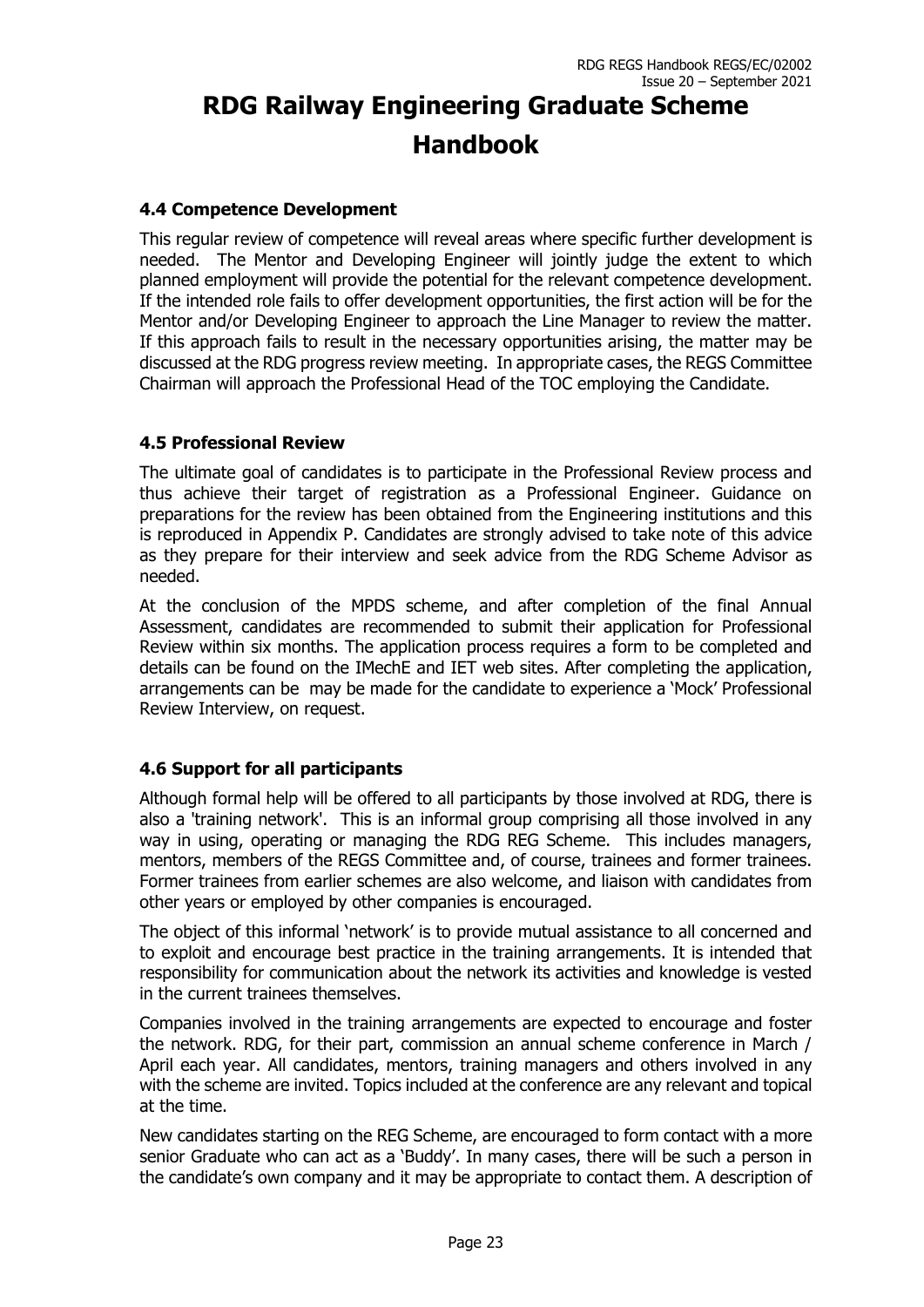### 4.4 Competence Development

This regular review of competence will reveal areas where specific further development is needed. The Mentor and Developing Engineer will jointly judge the extent to which planned employment will provide the potential for the relevant competence development. If the intended role fails to offer development opportunities, the first action will be for the Mentor and/or Developing Engineer to approach the Line Manager to review the matter. If this approach fails to result in the necessary opportunities arising, the matter may be discussed at the RDG progress review meeting. In appropriate cases, the REGS Committee Chairman will approach the Professional Head of the TOC employing the Candidate.

### 4.5 Professional Review

The ultimate goal of candidates is to participate in the Professional Review process and thus achieve their target of registration as a Professional Engineer. Guidance on preparations for the review has been obtained from the Engineering institutions and this is reproduced in Appendix P. Candidates are strongly advised to take note of this advice as they prepare for their interview and seek advice from the RDG Scheme Advisor as needed.

At the conclusion of the MPDS scheme, and after completion of the final Annual Assessment, candidates are recommended to submit their application for Professional Review within six months. The application process requires a form to be completed and details can be found on the IMechE and IET web sites. After completing the application, arrangements can be may be made for the candidate to experience a 'Mock' Professional Review Interview, on request.

### 4.6 Support for all participants

Although formal help will be offered to all participants by those involved at RDG, there is also a 'training network'. This is an informal group comprising all those involved in any way in using, operating or managing the RDG REG Scheme. This includes managers, mentors, members of the REGS Committee and, of course, trainees and former trainees. Former trainees from earlier schemes are also welcome, and liaison with candidates from other years or employed by other companies is encouraged.

The object of this informal 'network' is to provide mutual assistance to all concerned and to exploit and encourage best practice in the training arrangements. It is intended that responsibility for communication about the network its activities and knowledge is vested in the current trainees themselves.

Companies involved in the training arrangements are expected to encourage and foster the network. RDG, for their part, commission an annual scheme conference in March / April each year. All candidates, mentors, training managers and others involved in any with the scheme are invited. Topics included at the conference are any relevant and topical at the time.

New candidates starting on the REG Scheme, are encouraged to form contact with a more senior Graduate who can act as a 'Buddy'. In many cases, there will be such a person in the candidate's own company and it may be appropriate to contact them. A description of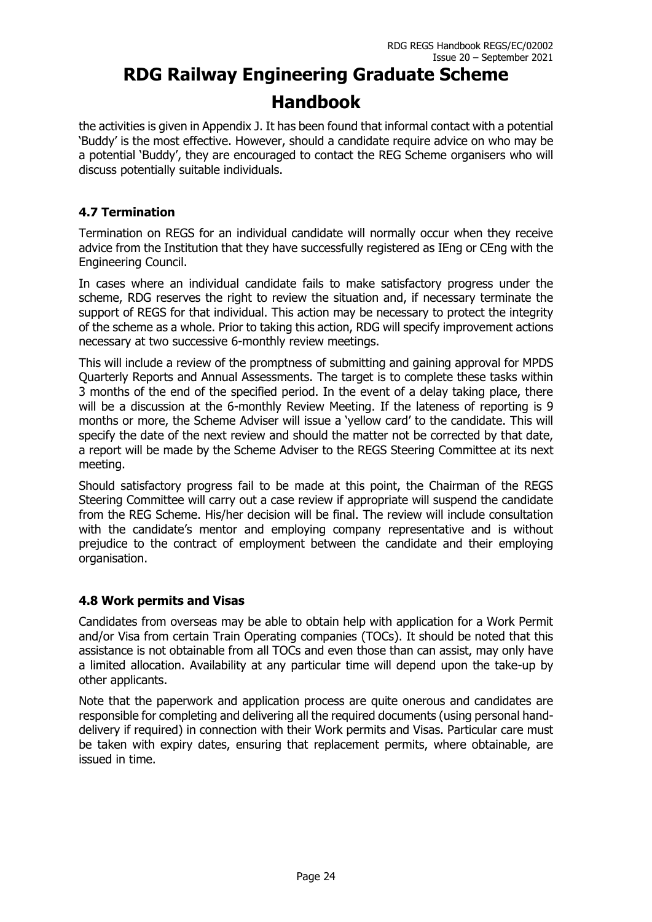the activities is given in Appendix J. It has been found that informal contact with a potential 'Buddy' is the most effective. However, should a candidate require advice on who may be a potential 'Buddy', they are encouraged to contact the REG Scheme organisers who will discuss potentially suitable individuals.

### 4.7 Termination

Termination on REGS for an individual candidate will normally occur when they receive advice from the Institution that they have successfully registered as IEng or CEng with the Engineering Council.

In cases where an individual candidate fails to make satisfactory progress under the scheme, RDG reserves the right to review the situation and, if necessary terminate the support of REGS for that individual. This action may be necessary to protect the integrity of the scheme as a whole. Prior to taking this action, RDG will specify improvement actions necessary at two successive 6-monthly review meetings.

This will include a review of the promptness of submitting and gaining approval for MPDS Quarterly Reports and Annual Assessments. The target is to complete these tasks within 3 months of the end of the specified period. In the event of a delay taking place, there will be a discussion at the 6-monthly Review Meeting. If the lateness of reporting is 9 months or more, the Scheme Adviser will issue a 'yellow card' to the candidate. This will specify the date of the next review and should the matter not be corrected by that date, a report will be made by the Scheme Adviser to the REGS Steering Committee at its next meeting.

Should satisfactory progress fail to be made at this point, the Chairman of the REGS Steering Committee will carry out a case review if appropriate will suspend the candidate from the REG Scheme. His/her decision will be final. The review will include consultation with the candidate's mentor and employing company representative and is without prejudice to the contract of employment between the candidate and their employing organisation.

### 4.8 Work permits and Visas

Candidates from overseas may be able to obtain help with application for a Work Permit and/or Visa from certain Train Operating companies (TOCs). It should be noted that this assistance is not obtainable from all TOCs and even those than can assist, may only have a limited allocation. Availability at any particular time will depend upon the take-up by other applicants.

Note that the paperwork and application process are quite onerous and candidates are responsible for completing and delivering all the required documents (using personal hand-delivery if required) in connection with their Work permits and Visas. Particular care must be taken with expiry dates, ensuring that replacement permits, where obtainable, are issued in time.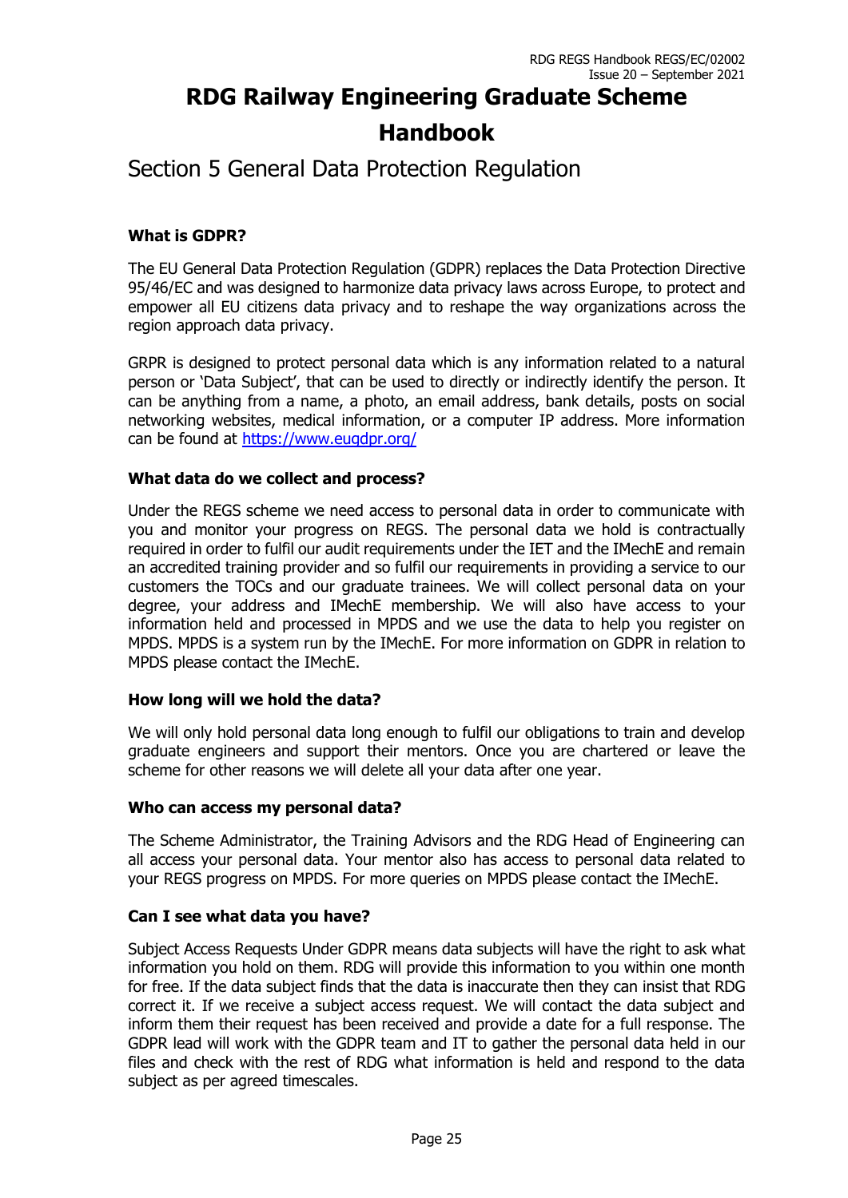# RDG Railway Engineering Graduate Scheme Handbook

## Section 5 General Data Protection Regulation

### What is GDPR?

The EU General Data Protection Regulation (GDPR) replaces the Data Protection Directive 95/46/EC and was designed to harmonize data privacy laws across Europe, to protect and empower all EU citizens data privacy and to reshape the way organizations across the region approach data privacy.

GRPR is designed to protect personal data which is any information related to a natural person or 'Data Subject', that can be used to directly or indirectly identify the person. It can be anything from a name, a photo, an email address, bank details, posts on social networking websites, medical information, or a computer IP address. More information can be found at https://www.eugdpr.org/

### What data do we collect and process?

Under the REGS scheme we need access to personal data in order to communicate with you and monitor your progress on REGS. The personal data we hold is contractually required in order to fulfil our audit requirements under the IET and the IMechE and remain an accredited training provider and so fulfil our requirements in providing a service to our customers the TOCs and our graduate trainees. We will collect personal data on your degree, your address and IMechE membership. We will also have access to your information held and processed in MPDS and we use the data to help you register on MPDS. MPDS is a system run by the IMechE. For more information on GDPR in relation to MPDS please contact the IMechE.

### How long will we hold the data?

We will only hold personal data long enough to fulfil our obligations to train and develop graduate engineers and support their mentors. Once you are chartered or leave the scheme for other reasons we will delete all your data after one year.

### Who can access my personal data?

The Scheme Administrator, the Training Advisors and the RDG Head of Engineering can all access your personal data. Your mentor also has access to personal data related to your REGS progress on MPDS. For more queries on MPDS please contact the IMechE.

### Can I see what data you have?

Subject Access Requests Under GDPR means data subjects will have the right to ask what information you hold on them. RDG will provide this information to you within one month for free. If the data subject finds that the data is inaccurate then they can insist that RDG correct it. If we receive a subject access request. We will contact the data subject and inform them their request has been received and provide a date for a full response. The GDPR lead will work with the GDPR team and IT to gather the personal data held in our files and check with the rest of RDG what information is held and respond to the data subject as per agreed timescales.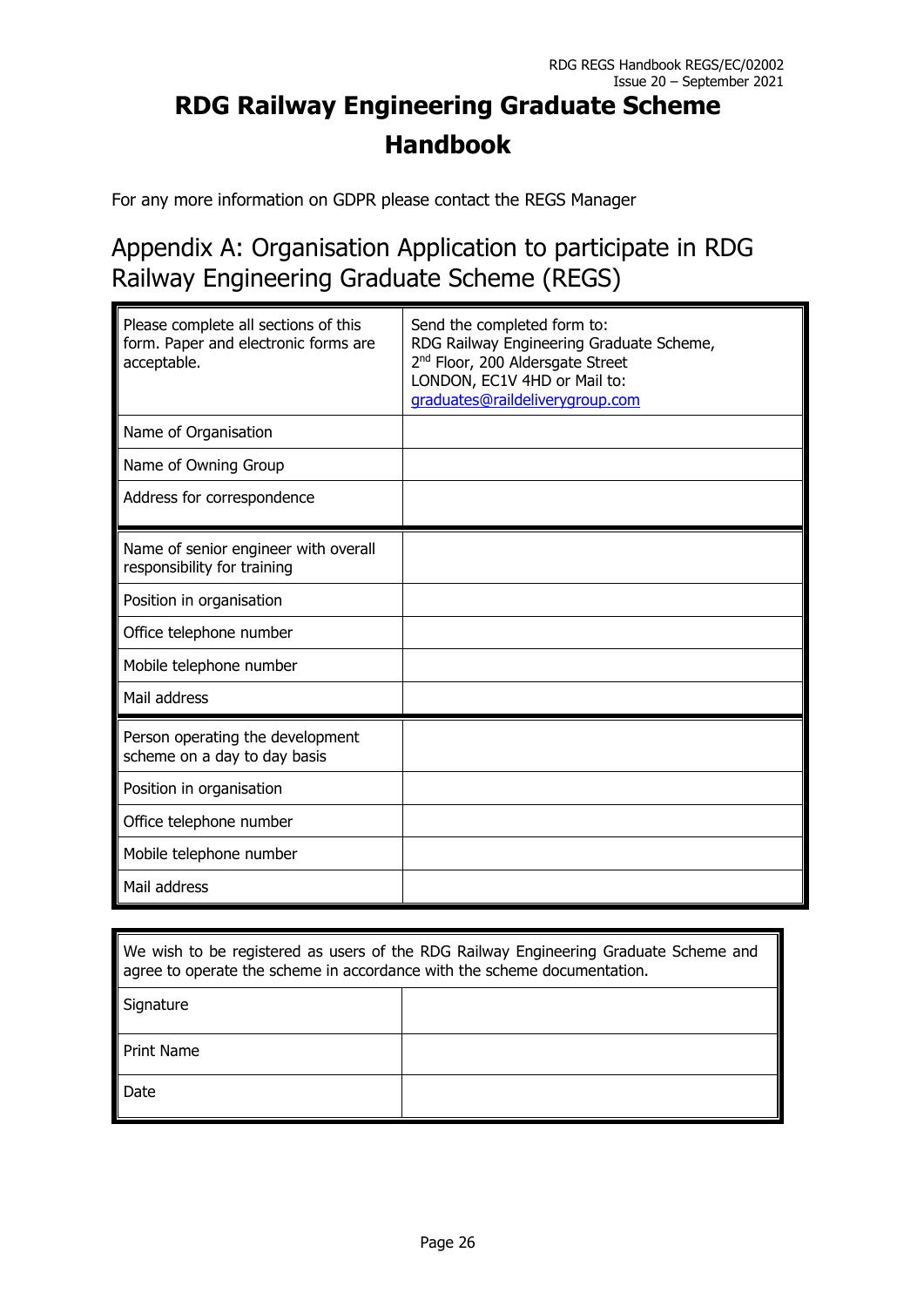# RDG Railway Engineering Graduate Scheme Handbook

For any more information on GDPR please contact the REGS Manager

## Appendix A: Organisation Application to participate in RDG Railway Engineering Graduate Scheme (REGS)

| Please complete all sections of this form. Paper and electronic forms are acceptable. | Send the completed form to: RDG Railway Engineering Graduate Scheme, 2nd Floor, 200 Aldersgate Street LONDON, EC1V 4HD or Mail to: graduates@raildeliverygroup.com |
|---|---|
| Name of Organisation | |
| Name of Owning Group | |
| Address for correspondence | |
| Name of senior engineer with overall responsibility for training | |
| Position in organisation | |
| Office telephone number | |
| Mobile telephone number | |
| Mail address | |
| Person operating the development scheme on a day to day basis | |
| Position in organisation | |
| Office telephone number | |
| Mobile telephone number | |
| Mail address | |

| We wish to be registered as users of the RDG Railway Engineering Graduate Scheme and agree to operate the scheme in accordance with the scheme documentation. | |
|---|---|
| Signature | |
| Print Name | |
| Date | |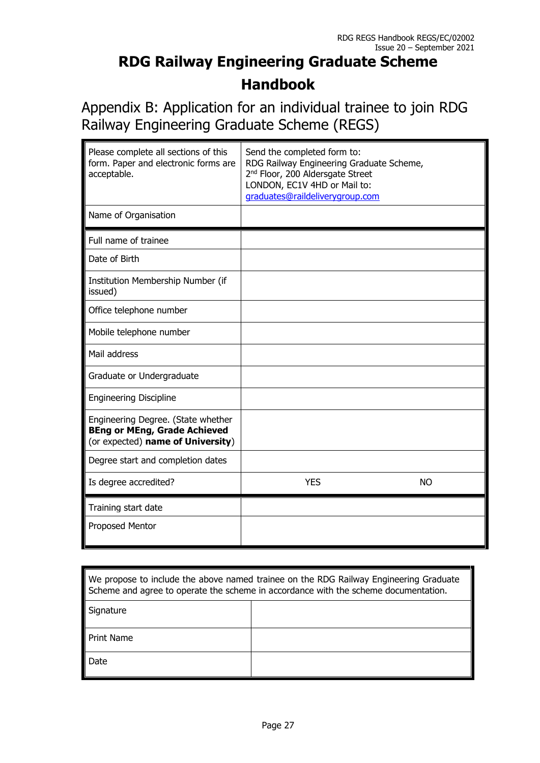# RDG Railway Engineering Graduate Scheme Handbook

## Appendix B: Application for an individual trainee to join RDG Railway Engineering Graduate Scheme (REGS)

| Please complete all sections of this form. Paper and electronic forms are acceptable. | Send the completed form to: RDG Railway Engineering Graduate Scheme, 2nd Floor, 200 Aldersgate Street LONDON, EC1V 4HD or Mail to: graduates@raildeliverygroup.com | |
|---|---|---|
| Name of Organisation | | |
| Full name of trainee | | |
| Date of Birth | | |
| Institution Membership Number (if issued) | | |
| Office telephone number | | |
| Mobile telephone number | | |
| Mail address | | |
| Graduate or Undergraduate | | |
| Engineering Discipline | | |
| Engineering Degree. (State whether **BEng or MEng, Grade Achieved** (or expected) **name of University**) | | |
| Degree start and completion dates | | |
| Is degree accredited? | YES | NO |
| Training start date | | |
| Proposed Mentor | | |

| We propose to include the above named trainee on the RDG Railway Engineering Graduate Scheme and agree to operate the scheme in accordance with the scheme documentation. | |
|---|---|
| Signature | |
| Print Name | |
| Date | |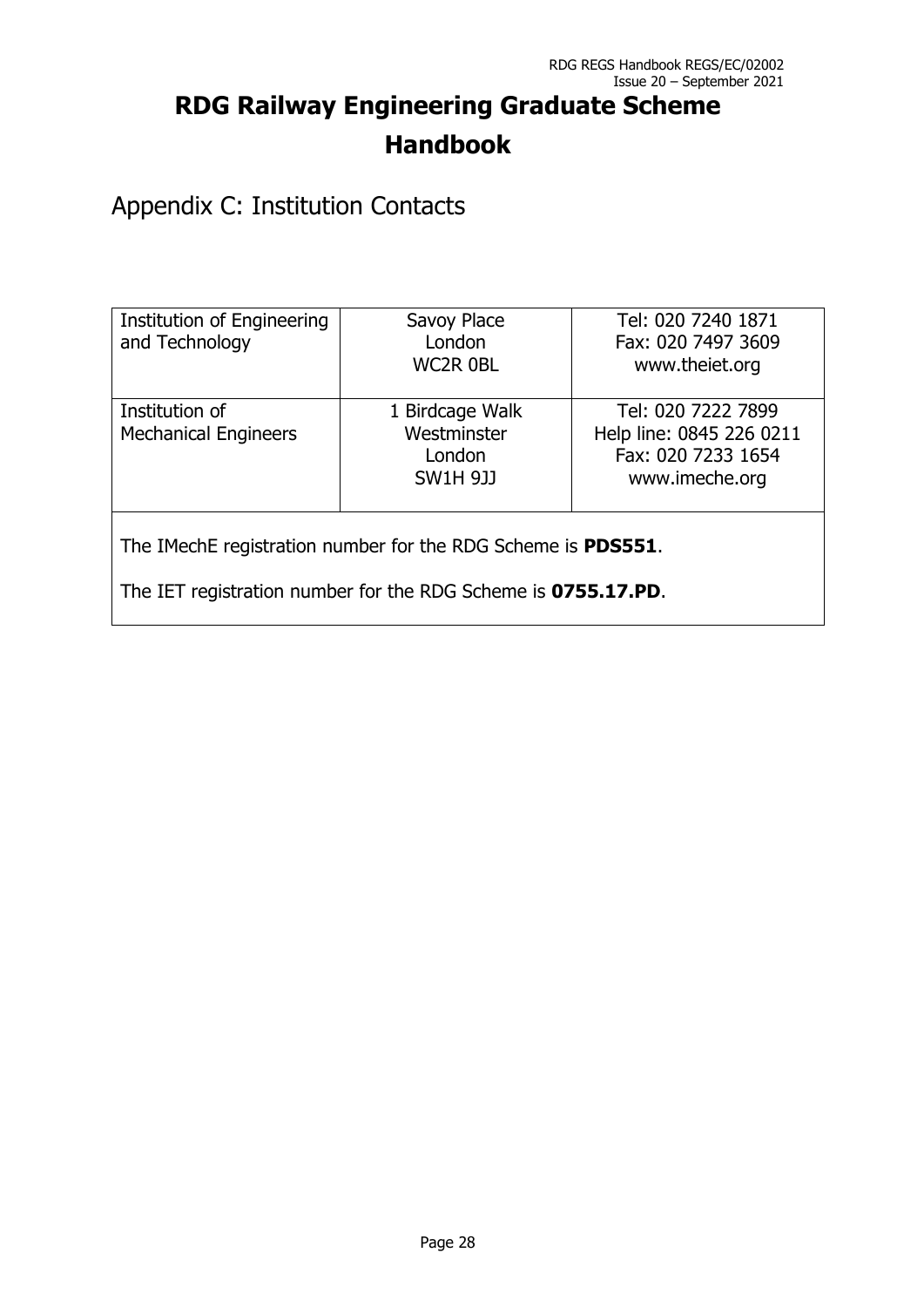# RDG Railway Engineering Graduate Scheme Handbook

## Appendix C: Institution Contacts

| | | |
|---|---|---|
| Institution of Engineering and Technology | Savoy Place<br>London<br>WC2R 0BL | Tel: 020 7240 1871<br>Fax: 020 7497 3609<br>www.theiet.org |
| Institution of Mechanical Engineers | 1 Birdcage Walk<br>Westminster<br>London<br>SW1H 9JJ | Tel: 020 7222 7899<br>Help line: 0845 226 0211<br>Fax: 020 7233 1654<br>www.imeche.org |

The IMechE registration number for the RDG Scheme is **PDS551**.

The IET registration number for the RDG Scheme is **0755.17.PD**.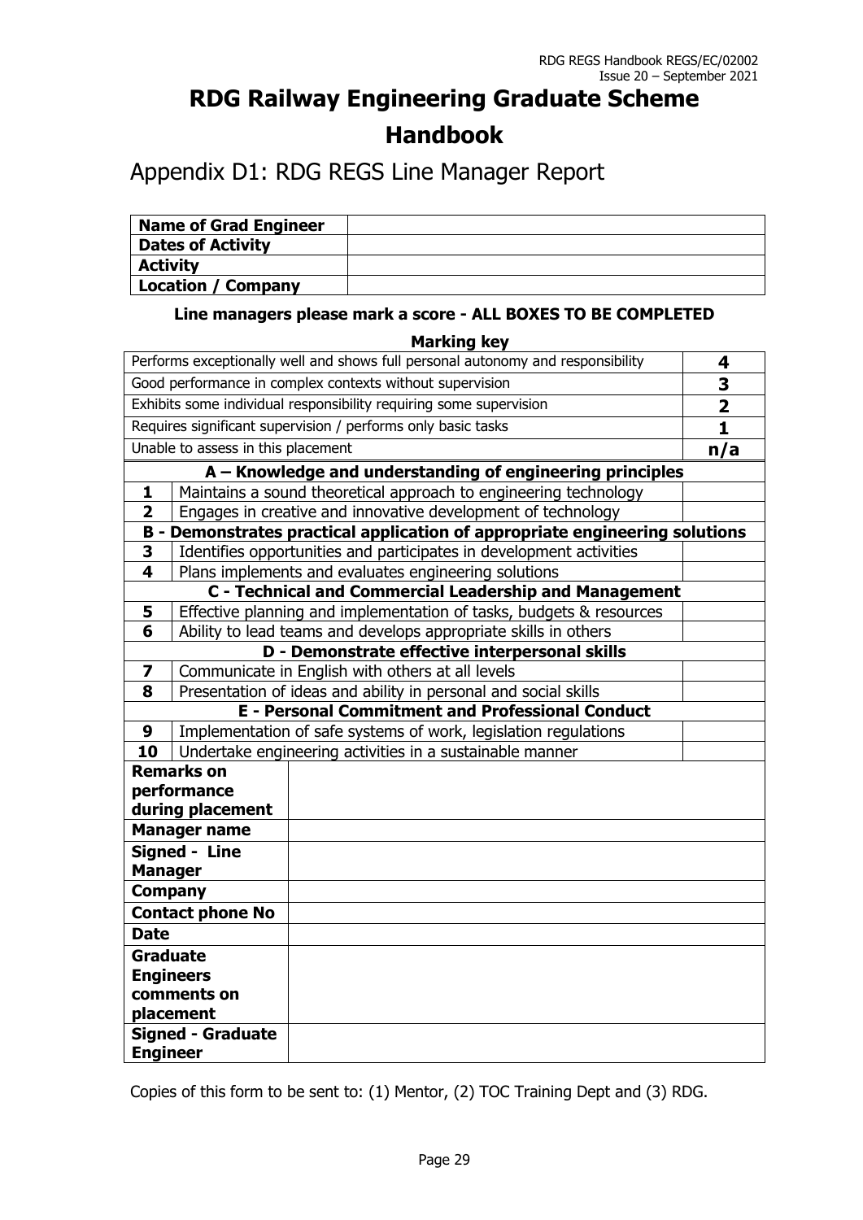# RDG Railway Engineering Graduate Scheme Handbook

## Appendix D1: RDG REGS Line Manager Report

| **Name of Grad Engineer** | |
|---|---|
| **Dates of Activity** | |
| **Activity** | |
| **Location / Company** | |

**Line managers please mark a score - ALL BOXES TO BE COMPLETED**

**Marking key**

| | |
|---|---|
| Performs exceptionally well and shows full personal autonomy and responsibility | **4** |
| Good performance in complex contexts without supervision | **3** |
| Exhibits some individual responsibility requiring some supervision | **2** |
| Requires significant supervision / performs only basic tasks | **1** |
| Unable to assess in this placement | **n/a** |

| | | |
|---|---|---|
| | **A – Knowledge and understanding of engineering principles** | |
| **1** | Maintains a sound theoretical approach to engineering technology | |
| **2** | Engages in creative and innovative development of technology | |
| | **B - Demonstrates practical application of appropriate engineering solutions** | |
| **3** | Identifies opportunities and participates in development activities | |
| **4** | Plans implements and evaluates engineering solutions | |
| | **C - Technical and Commercial Leadership and Management** | |
| **5** | Effective planning and implementation of tasks, budgets & resources | |
| **6** | Ability to lead teams and develops appropriate skills in others | |
| | **D - Demonstrate effective interpersonal skills** | |
| **7** | Communicate in English with others at all levels | |
| **8** | Presentation of ideas and ability in personal and social skills | |
| | **E - Personal Commitment and Professional Conduct** | |
| **9** | Implementation of safe systems of work, legislation regulations | |
| **10** | Undertake engineering activities in a sustainable manner | |

| | |
|---|---|
| **Remarks on performance during placement** | |
| **Manager name** | |
| **Signed - Line Manager** | |
| **Company** | |
| **Contact phone No** | |
| **Date** | |
| **Graduate Engineers comments on placement** | |
| **Signed - Graduate Engineer** | |

Copies of this form to be sent to: (1) Mentor, (2) TOC Training Dept and (3) RDG.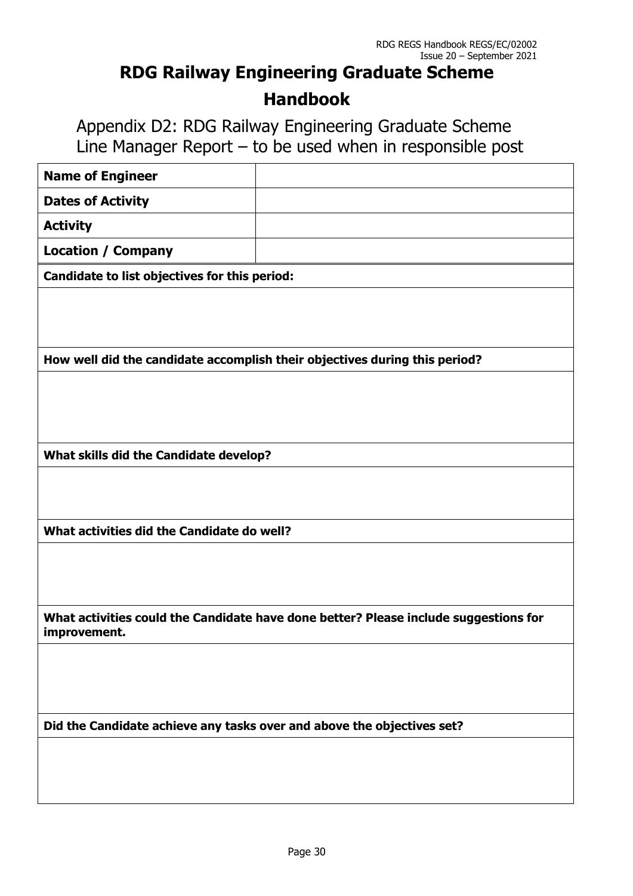# RDG Railway Engineering Graduate Scheme Handbook

## Appendix D2: RDG Railway Engineering Graduate Scheme Line Manager Report – to be used when in responsible post

| **Name of Engineer** | |
| --- | --- |
| **Dates of Activity** | |
| **Activity** | |
| **Location / Company** | |

| **Candidate to list objectives for this period:** |
| --- |
| |

| **How well did the candidate accomplish their objectives during this period?** |
| --- |
| |

| **What skills did the Candidate develop?** |
| --- |
| |

| **What activities did the Candidate do well?** |
| --- |
| |

| **What activities could the Candidate have done better? Please include suggestions for improvement.** |
| --- |
| |

| **Did the Candidate achieve any tasks over and above the objectives set?** |
| --- |
| |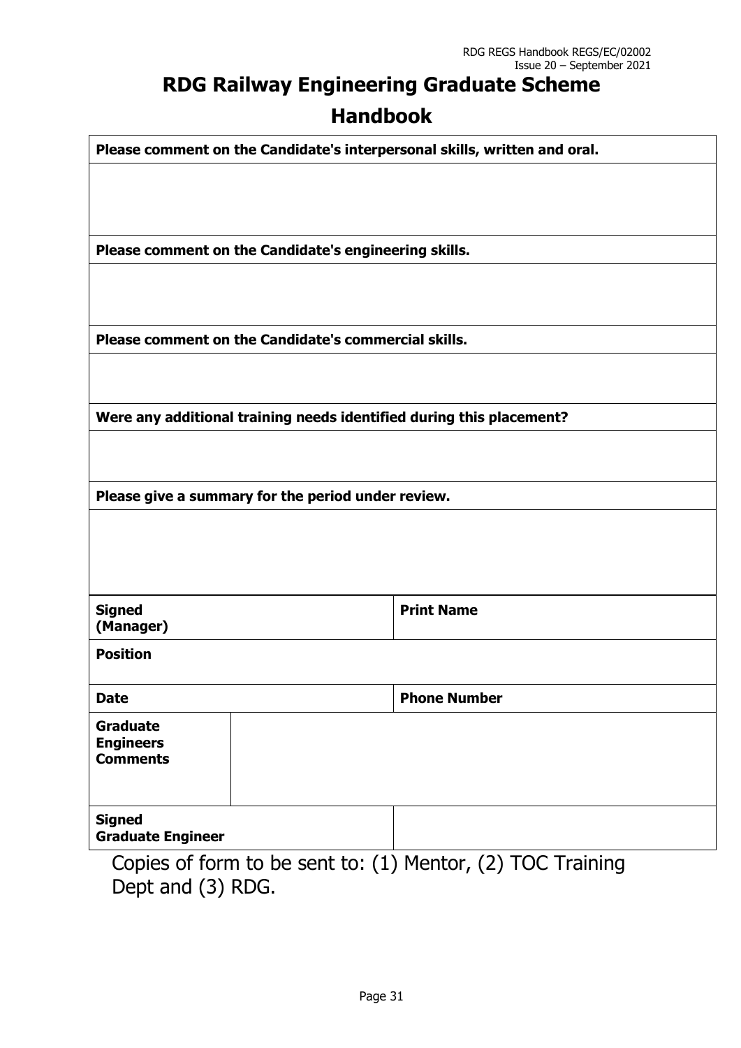| Please comment on the Candidate's interpersonal skills, written and oral. | | |
|---|---|---|
| | | |
| **Please comment on the Candidate's engineering skills.** | | |
| | | |
| **Please comment on the Candidate's commercial skills.** | | |
| | | |
| **Were any additional training needs identified during this placement?** | | |
| | | |
| **Please give a summary for the period under review.** | | |
| | | |

| **Signed (Manager)** | | **Print Name** |
|---|---|---|
| **Position** | | |
| **Date** | | **Phone Number** |
| **Graduate Engineers Comments** | | |
| **Signed Graduate Engineer** | | |

Copies of form to be sent to: (1) Mentor, (2) TOC Training Dept and (3) RDG.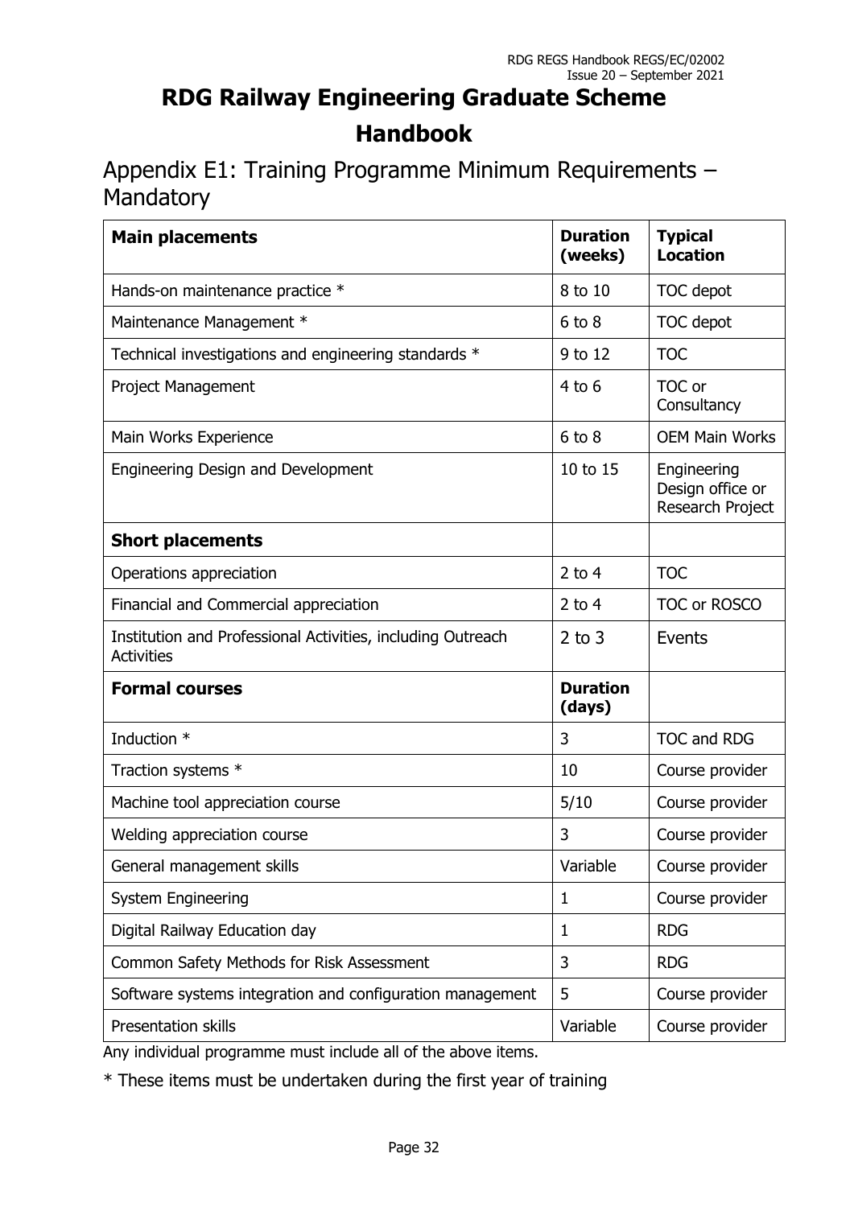# RDG Railway Engineering Graduate Scheme Handbook

## Appendix E1: Training Programme Minimum Requirements – Mandatory

| **Main placements** | **Duration (weeks)** | **Typical Location** |
|---|---|---|
| Hands-on maintenance practice * | 8 to 10 | TOC depot |
| Maintenance Management * | 6 to 8 | TOC depot |
| Technical investigations and engineering standards * | 9 to 12 | TOC |
| Project Management | 4 to 6 | TOC or Consultancy |
| Main Works Experience | 6 to 8 | OEM Main Works |
| Engineering Design and Development | 10 to 15 | Engineering Design office or Research Project |
| **Short placements** | | |
| Operations appreciation | 2 to 4 | TOC |
| Financial and Commercial appreciation | 2 to 4 | TOC or ROSCO |
| Institution and Professional Activities, including Outreach Activities | 2 to 3 | Events |
| **Formal courses** | **Duration (days)** | |
| Induction * | 3 | TOC and RDG |
| Traction systems * | 10 | Course provider |
| Machine tool appreciation course | 5/10 | Course provider |
| Welding appreciation course | 3 | Course provider |
| General management skills | Variable | Course provider |
| System Engineering | 1 | Course provider |
| Digital Railway Education day | 1 | RDG |
| Common Safety Methods for Risk Assessment | 3 | RDG |
| Software systems integration and configuration management | 5 | Course provider |
| Presentation skills | Variable | Course provider |

Any individual programme must include all of the above items.

* These items must be undertaken during the first year of training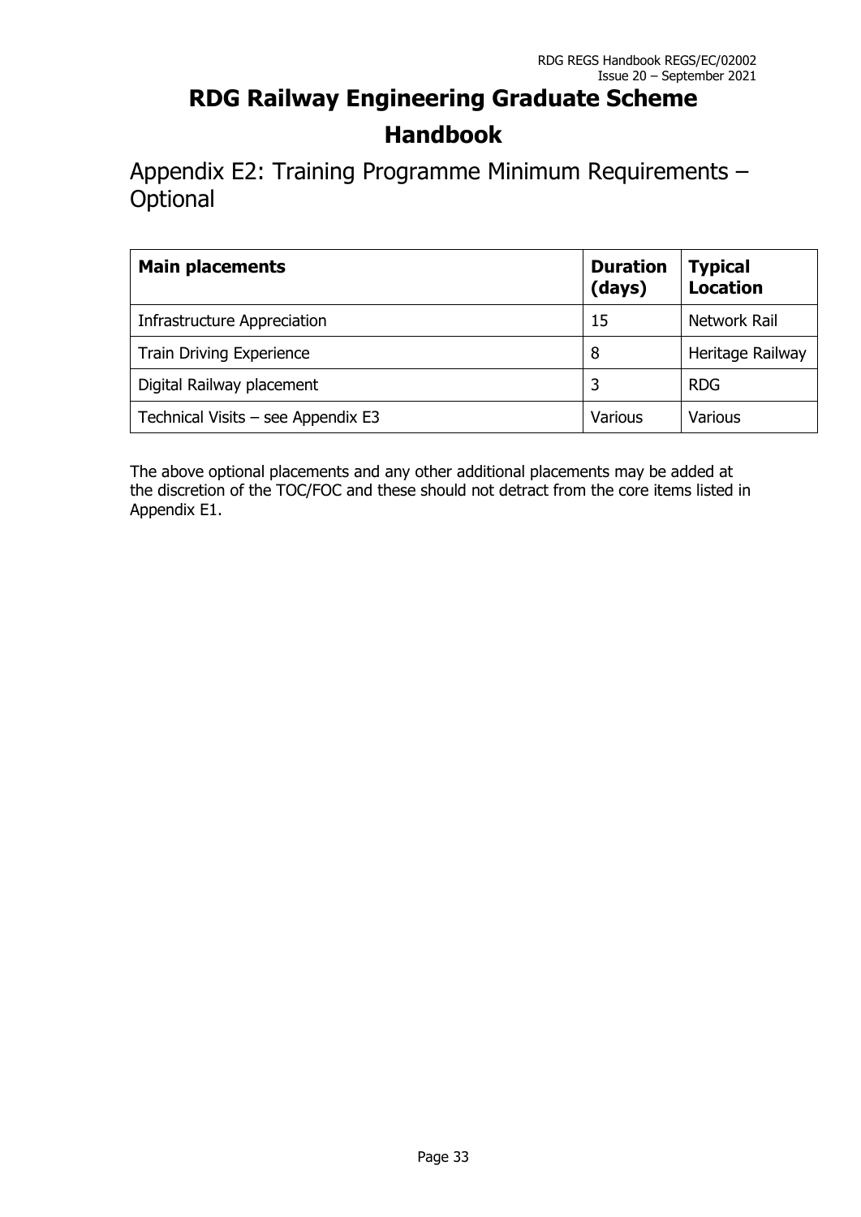# RDG Railway Engineering Graduate Scheme Handbook

## Appendix E2: Training Programme Minimum Requirements – Optional

| Main placements | Duration (days) | Typical Location |
|---|---|---|
| Infrastructure Appreciation | 15 | Network Rail |
| Train Driving Experience | 8 | Heritage Railway |
| Digital Railway placement | 3 | RDG |
| Technical Visits – see Appendix E3 | Various | Various |

The above optional placements and any other additional placements may be added at the discretion of the TOC/FOC and these should not detract from the core items listed in Appendix E1.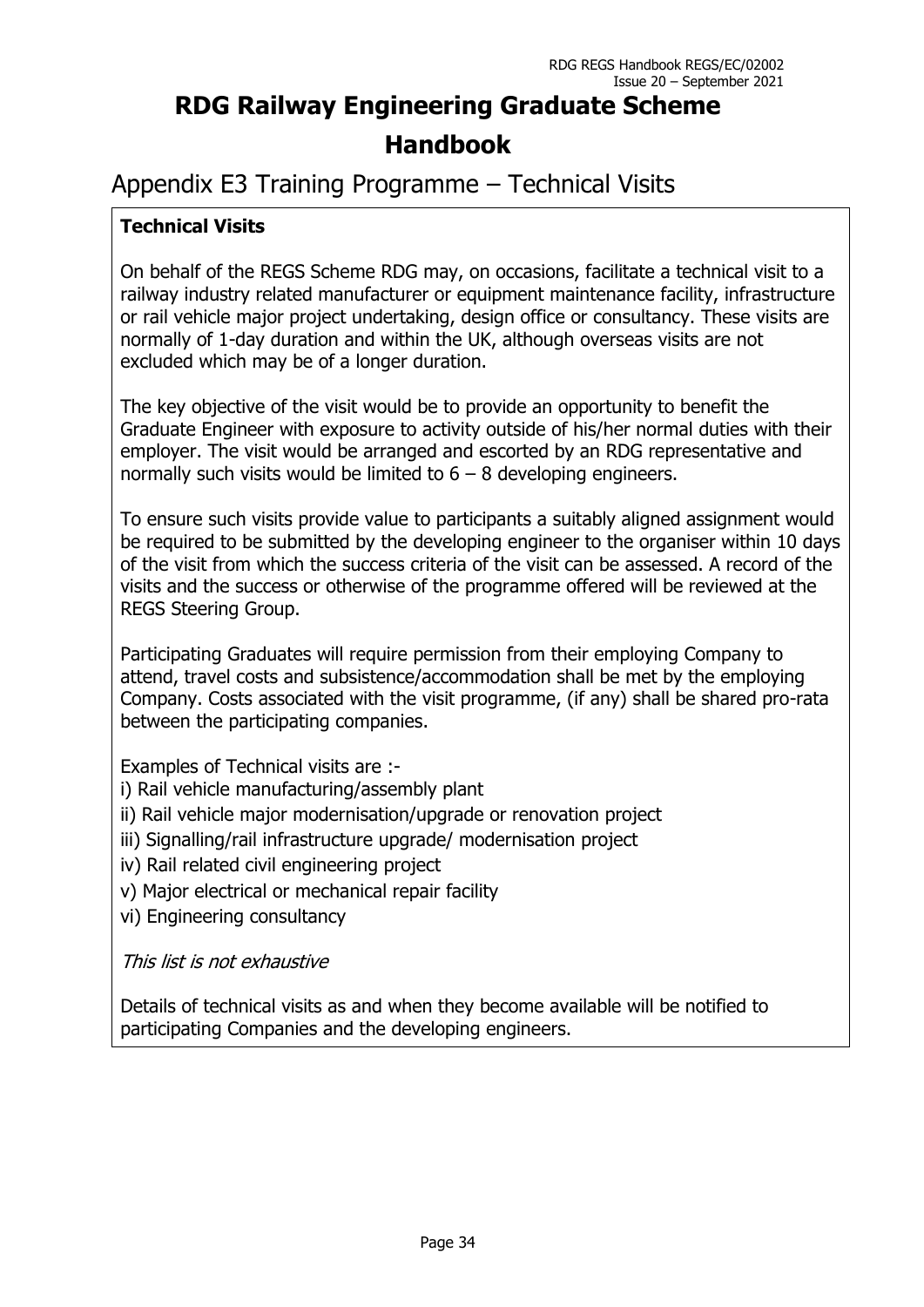# RDG Railway Engineering Graduate Scheme Handbook

## Appendix E3 Training Programme – Technical Visits

**Technical Visits**

On behalf of the REGS Scheme RDG may, on occasions, facilitate a technical visit to a railway industry related manufacturer or equipment maintenance facility, infrastructure or rail vehicle major project undertaking, design office or consultancy. These visits are normally of 1-day duration and within the UK, although overseas visits are not excluded which may be of a longer duration.

The key objective of the visit would be to provide an opportunity to benefit the Graduate Engineer with exposure to activity outside of his/her normal duties with their employer. The visit would be arranged and escorted by an RDG representative and normally such visits would be limited to 6 – 8 developing engineers.

To ensure such visits provide value to participants a suitably aligned assignment would be required to be submitted by the developing engineer to the organiser within 10 days of the visit from which the success criteria of the visit can be assessed. A record of the visits and the success or otherwise of the programme offered will be reviewed at the REGS Steering Group.

Participating Graduates will require permission from their employing Company to attend, travel costs and subsistence/accommodation shall be met by the employing Company. Costs associated with the visit programme, (if any) shall be shared pro-rata between the participating companies.

Examples of Technical visits are :-

i) Rail vehicle manufacturing/assembly plant
ii) Rail vehicle major modernisation/upgrade or renovation project
iii) Signalling/rail infrastructure upgrade/ modernisation project
iv) Rail related civil engineering project
v) Major electrical or mechanical repair facility
vi) Engineering consultancy

*This list is not exhaustive*

Details of technical visits as and when they become available will be notified to participating Companies and the developing engineers.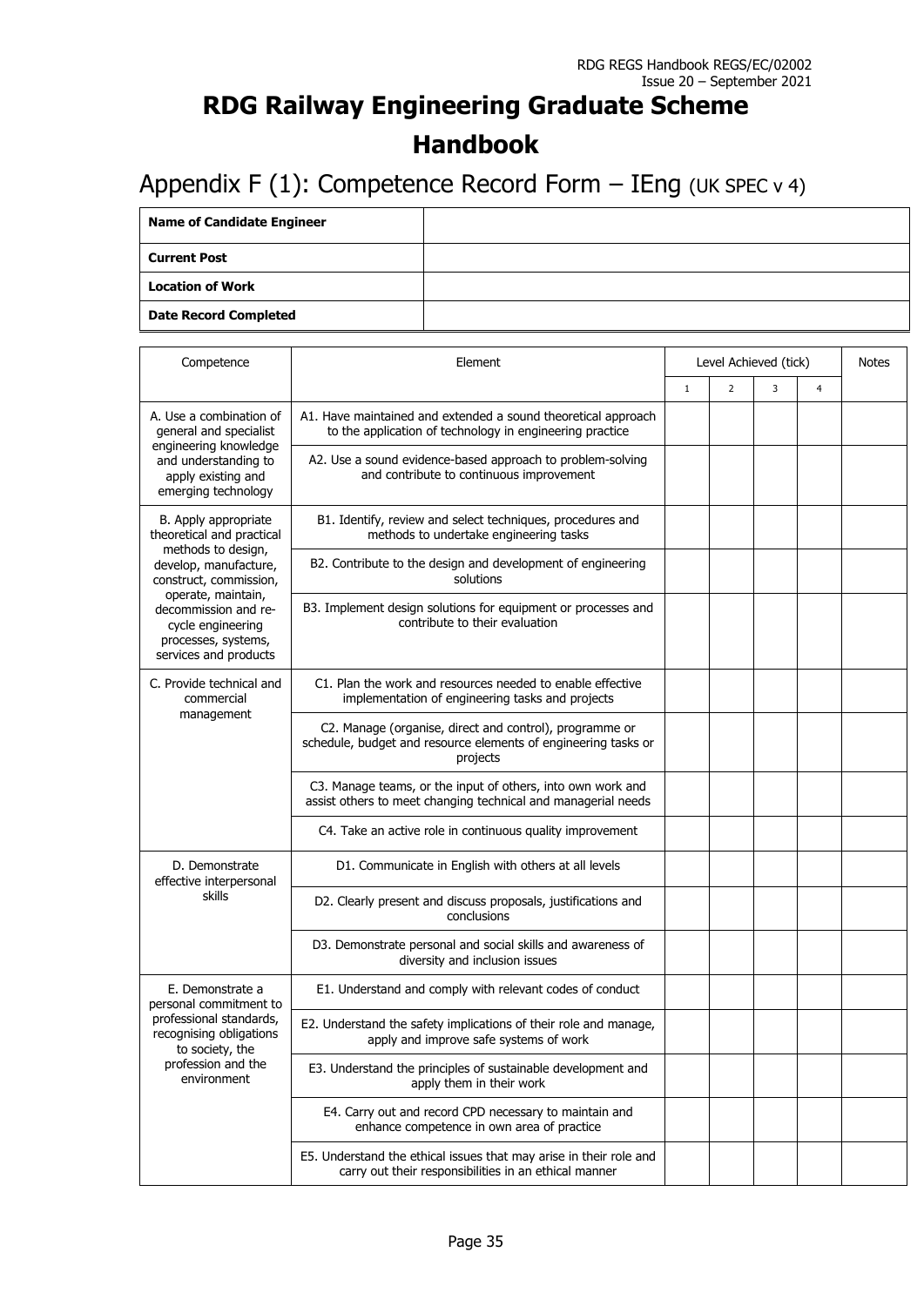# RDG Railway Engineering Graduate Scheme Handbook

## Appendix F (1): Competence Record Form – IEng (UK SPEC v 4)

| **Name of Candidate Engineer** | |
|---|---|
| **Current Post** | |
| **Location of Work** | |
| **Date Record Completed** | |

| Competence | Element | Level Achieved (tick) | | | | Notes |
|---|---|---|---|---|---|---|
| | | 1 | 2 | 3 | 4 | |
| A. Use a combination of general and specialist engineering knowledge and understanding to apply existing and emerging technology | A1. Have maintained and extended a sound theoretical approach to the application of technology in engineering practice | | | | | |
| | A2. Use a sound evidence-based approach to problem-solving and contribute to continuous improvement | | | | | |
| B. Apply appropriate theoretical and practical methods to design, develop, manufacture, construct, commission, operate, maintain, decommission and re-cycle engineering processes, systems, services and products | B1. Identify, review and select techniques, procedures and methods to undertake engineering tasks | | | | | |
| | B2. Contribute to the design and development of engineering solutions | | | | | |
| | B3. Implement design solutions for equipment or processes and contribute to their evaluation | | | | | |
| C. Provide technical and commercial management | C1. Plan the work and resources needed to enable effective implementation of engineering tasks and projects | | | | | |
| | C2. Manage (organise, direct and control), programme or schedule, budget and resource elements of engineering tasks or projects | | | | | |
| | C3. Manage teams, or the input of others, into own work and assist others to meet changing technical and managerial needs | | | | | |
| | C4. Take an active role in continuous quality improvement | | | | | |
| D. Demonstrate effective interpersonal skills | D1. Communicate in English with others at all levels | | | | | |
| | D2. Clearly present and discuss proposals, justifications and conclusions | | | | | |
| | D3. Demonstrate personal and social skills and awareness of diversity and inclusion issues | | | | | |
| E. Demonstrate a personal commitment to professional standards, recognising obligations to society, the profession and the environment | E1. Understand and comply with relevant codes of conduct | | | | | |
| | E2. Understand the safety implications of their role and manage, apply and improve safe systems of work | | | | | |
| | E3. Understand the principles of sustainable development and apply them in their work | | | | | |
| | E4. Carry out and record CPD necessary to maintain and enhance competence in own area of practice | | | | | |
| | E5. Understand the ethical issues that may arise in their role and carry out their responsibilities in an ethical manner | | | | | |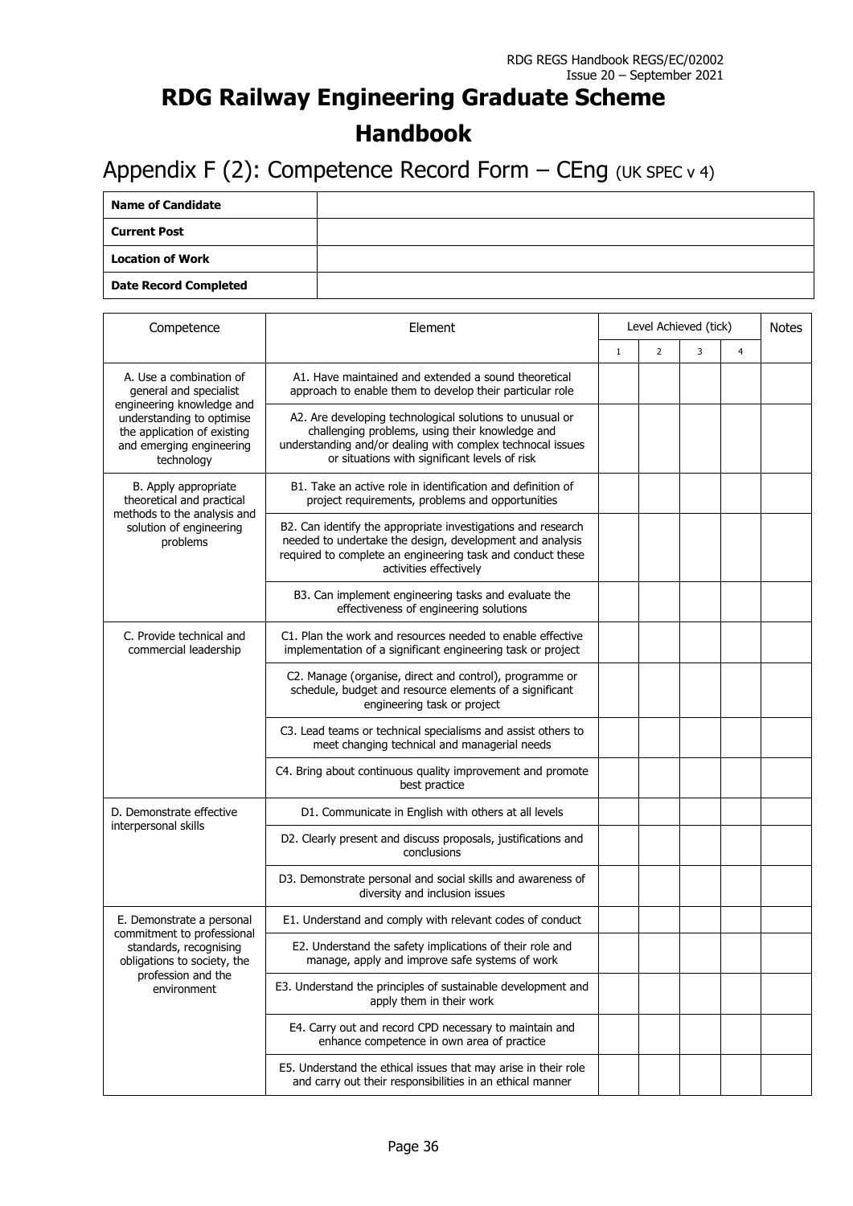# RDG Railway Engineering Graduate Scheme Handbook

## Appendix F (2): Competence Record Form – CEng (UK SPEC v 4)

| **Name of Candidate** | |
|---|---|
| **Current Post** | |
| **Location of Work** | |
| **Date Record Completed** | |

| Competence | Element | Level Achieved (tick) | | | | Notes |
|---|---|---|---|---|---|---|
| | | 1 | 2 | 3 | 4 | |
| A. Use a combination of general and specialist engineering knowledge and understanding to optimise the application of existing and emerging engineering technology | A1. Have maintained and extended a sound theoretical approach to enable them to develop their particular role | | | | | |
| | A2. Are developing technological solutions to unusual or challenging problems, using their knowledge and understanding and/or dealing with complex technocal issues or situations with significant levels of risk | | | | | |
| B. Apply appropriate theoretical and practical methods to the analysis and solution of engineering problems | B1. Take an active role in identification and definition of project requirements, problems and opportunities | | | | | |
| | B2. Can identify the appropriate investigations and research needed to undertake the design, development and analysis required to complete an engineering task and conduct these activities effectively | | | | | |
| | B3. Can implement engineering tasks and evaluate the effectiveness of engineering solutions | | | | | |
| C. Provide technical and commercial leadership | C1. Plan the work and resources needed to enable effective implementation of a significant engineering task or project | | | | | |
| | C2. Manage (organise, direct and control), programme or schedule, budget and resource elements of a significant engineering task or project | | | | | |
| | C3. Lead teams or technical specialisms and assist others to meet changing technical and managerial needs | | | | | |
| | C4. Bring about continuous quality improvement and promote best practice | | | | | |
| D. Demonstrate effective interpersonal skills | D1. Communicate in English with others at all levels | | | | | |
| | D2. Clearly present and discuss proposals, justifications and conclusions | | | | | |
| | D3. Demonstrate personal and social skills and awareness of diversity and inclusion issues | | | | | |
| E. Demonstrate a personal commitment to professional standards, recognising obligations to society, the profession and the environment | E1. Understand and comply with relevant codes of conduct | | | | | |
| | E2. Understand the safety implications of their role and manage, apply and improve safe systems of work | | | | | |
| | E3. Understand the principles of sustainable development and apply them in their work | | | | | |
| | E4. Carry out and record CPD necessary to maintain and enhance competence in own area of practice | | | | | |
| | E5. Understand the ethical issues that may arise in their role and carry out their responsibilities in an ethical manner | | | | | |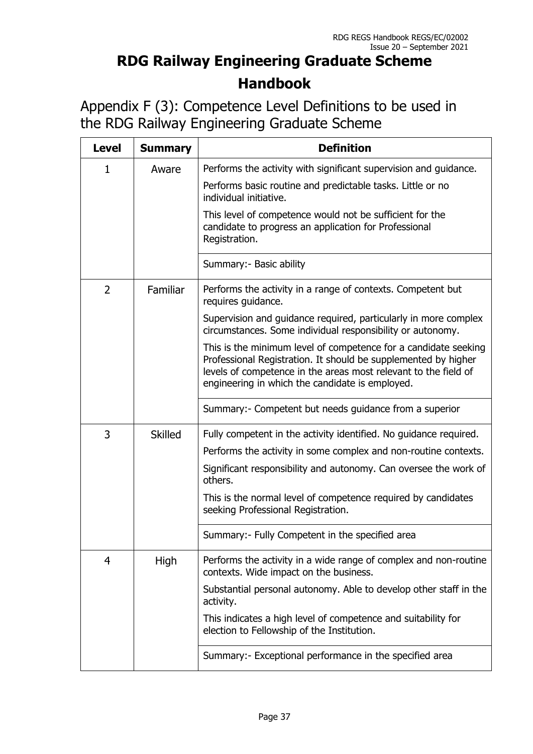# RDG Railway Engineering Graduate Scheme Handbook

## Appendix F (3): Competence Level Definitions to be used in the RDG Railway Engineering Graduate Scheme

| Level | Summary | Definition |
|---|---|---|
| 1 | Aware | Performs the activity with significant supervision and guidance.<br>Performs basic routine and predictable tasks. Little or no individual initiative.<br>This level of competence would not be sufficient for the candidate to progress an application for Professional Registration. |
| | | Summary:- Basic ability |
| 2 | Familiar | Performs the activity in a range of contexts. Competent but requires guidance.<br>Supervision and guidance required, particularly in more complex circumstances. Some individual responsibility or autonomy.<br>This is the minimum level of competence for a candidate seeking Professional Registration. It should be supplemented by higher levels of competence in the areas most relevant to the field of engineering in which the candidate is employed. |
| | | Summary:- Competent but needs guidance from a superior |
| 3 | Skilled | Fully competent in the activity identified. No guidance required.<br>Performs the activity in some complex and non-routine contexts.<br>Significant responsibility and autonomy. Can oversee the work of others.<br>This is the normal level of competence required by candidates seeking Professional Registration. |
| | | Summary:- Fully Competent in the specified area |
| 4 | High | Performs the activity in a wide range of complex and non-routine contexts. Wide impact on the business.<br>Substantial personal autonomy. Able to develop other staff in the activity.<br>This indicates a high level of competence and suitability for election to Fellowship of the Institution. |
| | | Summary:- Exceptional performance in the specified area |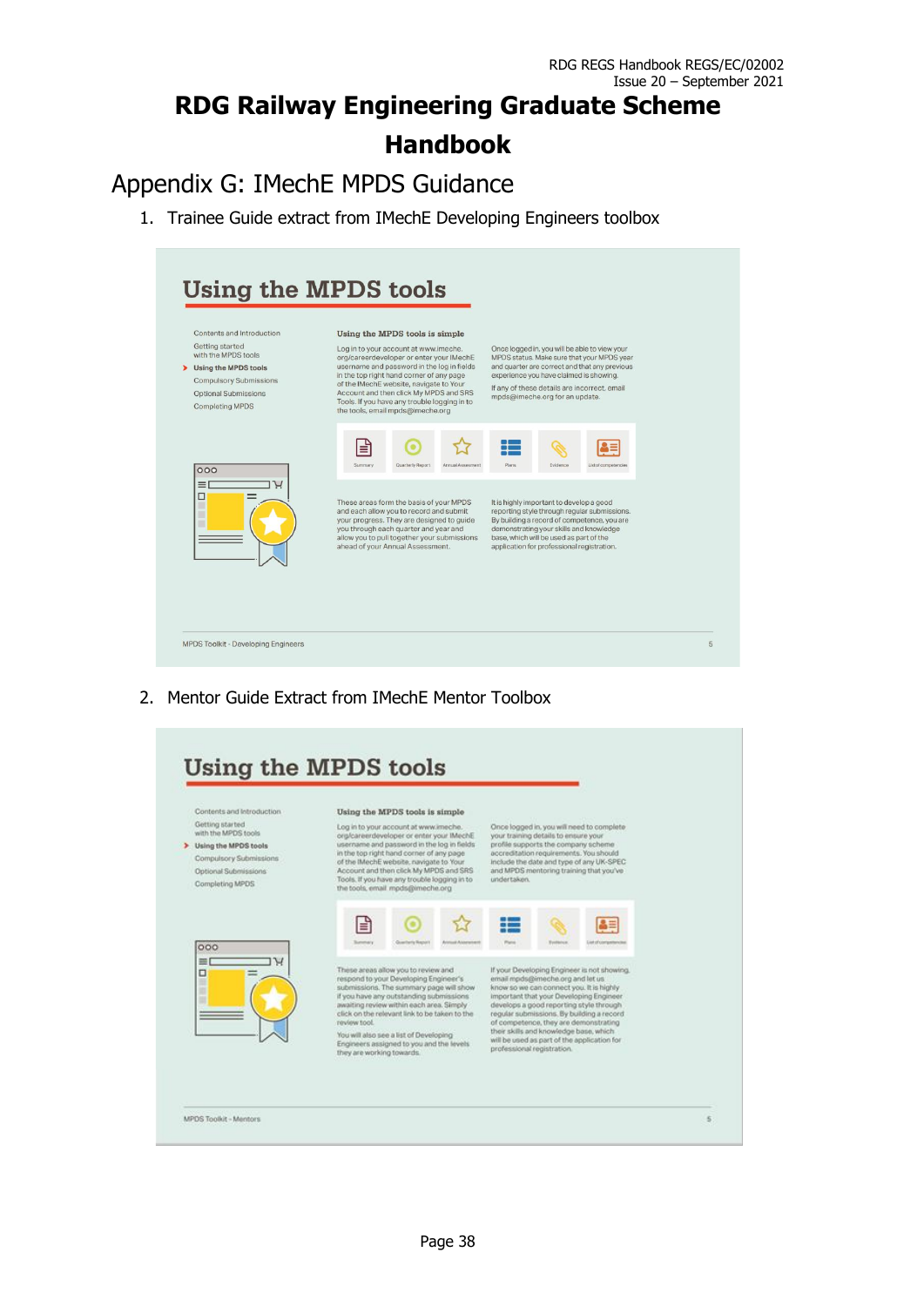# RDG Railway Engineering Graduate Scheme Handbook

## Appendix G: IMechE MPDS Guidance

1. Trainee Guide extract from IMechE Developing Engineers toolbox

### Using the MPDS tools

- Contents and Introduction
- Getting started with the MPDS tools
- Using the MPDS tools
- Compulsory Submissions
- Optional Submissions
- Completing MPDS

**Using the MPDS tools is simple**

Log in to your account at www.imeche.org/careerdeveloper or enter your IMechE username and password in the log in fields in the top right hand corner of any page of the IMechE website, navigate to Your Account and then click My MPDS and SRS Tools. If you have any trouble logging in to the tools, email mpds@imeche.org

Once logged in, you will be able to view your MPDS status. Make sure that your MPDS year and quarter are correct and that any previous experience you have claimed is showing.

If any of these details are incorrect, email mpds@imeche.org for an update.

Summary | Quarterly Report | Annual Assessment | Plans | Evidence | List of competencies

These areas form the basis of your MPDS and each allow you to record and submit your progress. They are designed to guide you through each quarter and year and allow you to pull together your submissions ahead of your Annual Assessment.

It is highly important to develop a good reporting style through regular submissions. By building a record of competence, you are demonstrating your skills and knowledge base, which will be used as part of the application for professional registration.

MPDS Toolkit - Developing Engineers 5

2. Mentor Guide Extract from IMechE Mentor Toolbox

### Using the MPDS tools

- Contents and Introduction
- Getting started with the MPDS tools
- Using the MPDS tools
- Compulsory Submissions
- Optional Submissions
- Completing MPDS

**Using the MPDS tools is simple**

Log in to your account at www.imeche.org/careerdeveloper or enter your IMechE username and password in the log in fields in the top right hand corner of any page of the IMechE website, navigate to Your Account and then click My MPDS and SRS Tools. If you have any trouble logging in to the tools, email mpds@imeche.org

Once logged in, you will need to complete your training details to ensure your profile supports the company scheme accreditation requirements. You should include the date and type of any UK-SPEC and MPDS mentoring training that you've undertaken.

Summary | Quarterly Report | Annual Assessment | Plans | Evidence | List of competencies

These areas allow you to review and respond to your Developing Engineer's submissions. The summary page will show if you have any outstanding submissions awaiting review within each area. Simply click on the relevant link to be taken to the review tool.

You will also see a list of Developing Engineers assigned to you and the levels they are working towards.

If your Developing Engineer is not showing, email mpds@imeche.org and let us know so we can connect you. It is highly important that your Developing Engineer develops a good reporting style through regular submissions. By building a record of competence, they are demonstrating their skills and knowledge base, which will be used as part of the application for professional registration.

MPDS Toolkit - Mentors 5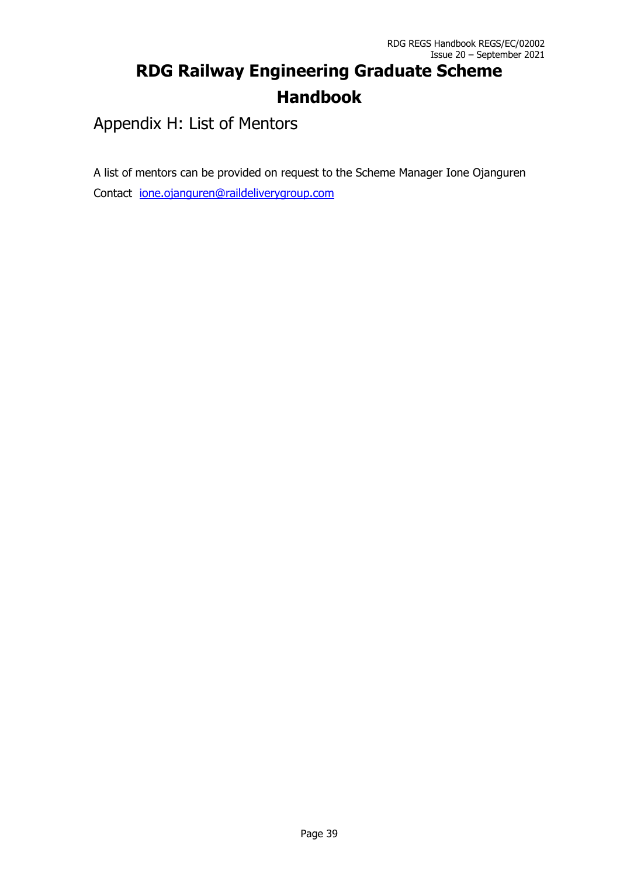# RDG Railway Engineering Graduate Scheme Handbook

## Appendix H: List of Mentors

A list of mentors can be provided on request to the Scheme Manager Ione Ojanguren

Contact  ione.ojanguren@raildeliverygroup.com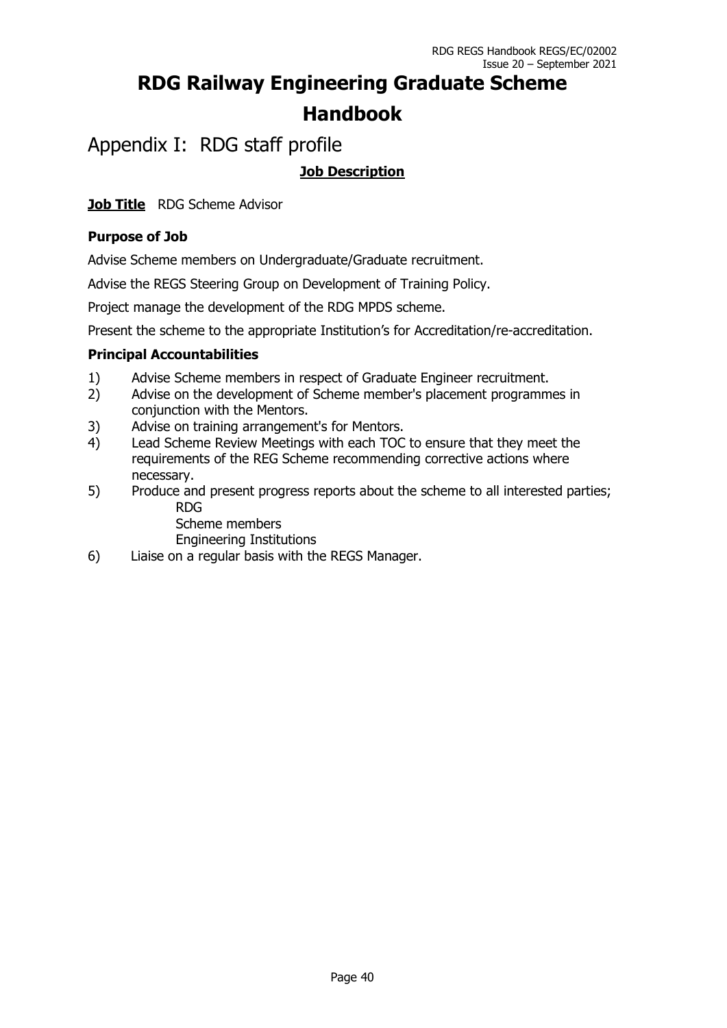# RDG Railway Engineering Graduate Scheme Handbook

## Appendix I: RDG staff profile

**Job Description**

**Job Title** RDG Scheme Advisor

### Purpose of Job

Advise Scheme members on Undergraduate/Graduate recruitment.

Advise the REGS Steering Group on Development of Training Policy.

Project manage the development of the RDG MPDS scheme.

Present the scheme to the appropriate Institution's for Accreditation/re-accreditation.

### Principal Accountabilities

1) Advise Scheme members in respect of Graduate Engineer recruitment.
2) Advise on the development of Scheme member's placement programmes in conjunction with the Mentors.
3) Advise on training arrangement's for Mentors.
4) Lead Scheme Review Meetings with each TOC to ensure that they meet the requirements of the REG Scheme recommending corrective actions where necessary.
5) Produce and present progress reports about the scheme to all interested parties;
   - RDG
   - Scheme members
   - Engineering Institutions
6) Liaise on a regular basis with the REGS Manager.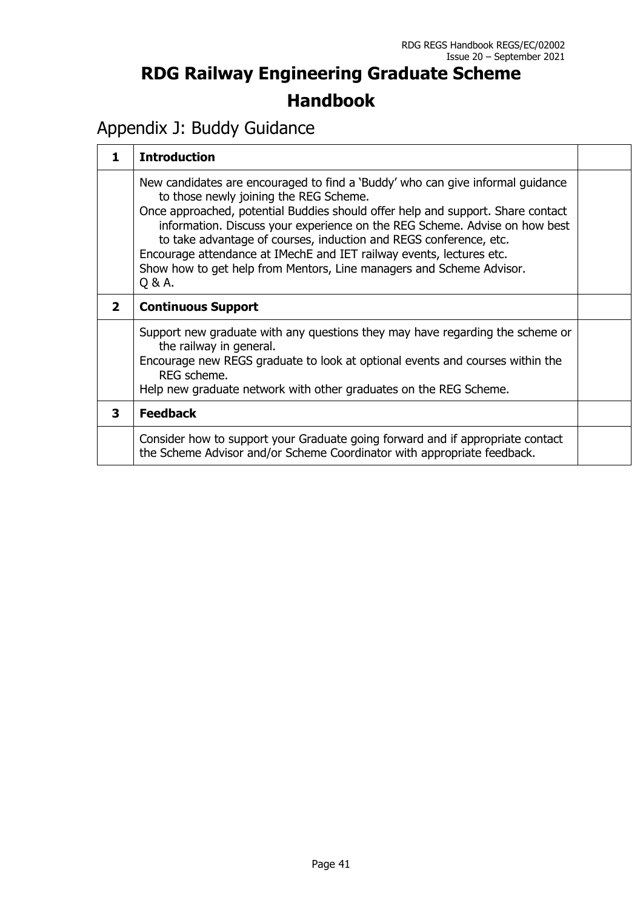# RDG Railway Engineering Graduate Scheme Handbook

## Appendix J: Buddy Guidance

| 1 | **Introduction** | |
|---|---|---|
| | New candidates are encouraged to find a 'Buddy' who can give informal guidance to those newly joining the REG Scheme.<br>Once approached, potential Buddies should offer help and support. Share contact information. Discuss your experience on the REG Scheme. Advise on how best to take advantage of courses, induction and REGS conference, etc.<br>Encourage attendance at IMechE and IET railway events, lectures etc.<br>Show how to get help from Mentors, Line managers and Scheme Advisor.<br>Q & A. | |
| **2** | **Continuous Support** | |
| | Support new graduate with any questions they may have regarding the scheme or the railway in general.<br>Encourage new REGS graduate to look at optional events and courses within the REG scheme.<br>Help new graduate network with other graduates on the REG Scheme. | |
| **3** | **Feedback** | |
| | Consider how to support your Graduate going forward and if appropriate contact the Scheme Advisor and/or Scheme Coordinator with appropriate feedback. | |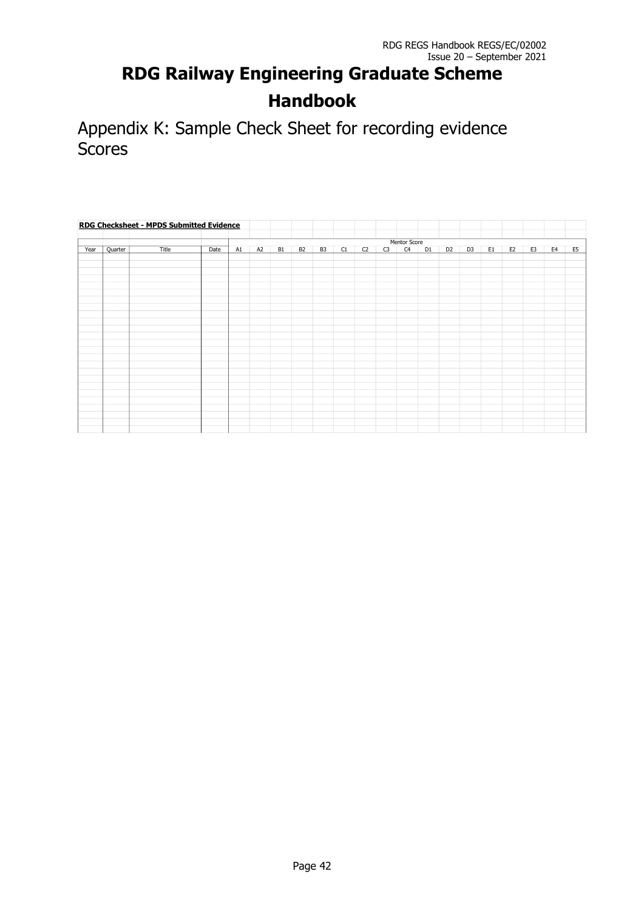# RDG Railway Engineering Graduate Scheme Handbook

## Appendix K: Sample Check Sheet for recording evidence Scores

**RDG Checksheet - MPDS Submitted Evidence**

| | | | | Mentor Score | | | | | | | | | | | | | | | | |
|---|---|---|---|---|---|---|---|---|---|---|---|---|---|---|---|---|---|---|---|---|
| Year | Quarter | Title | Date | A1 | A2 | B1 | B2 | B3 | C1 | C2 | C3 | C4 | D1 | D2 | D3 | E1 | E2 | E3 | E4 | E5 |
| | | | | | | | | | | | | | | | | | | | | |
| | | | | | | | | | | | | | | | | | | | | |
| | | | | | | | | | | | | | | | | | | | | |
| | | | | | | | | | | | | | | | | | | | | |
| | | | | | | | | | | | | | | | | | | | | |
| | | | | | | | | | | | | | | | | | | | | |
| | | | | | | | | | | | | | | | | | | | | |
| | | | | | | | | | | | | | | | | | | | | |
| | | | | | | | | | | | | | | | | | | | | |
| | | | | | | | | | | | | | | | | | | | | |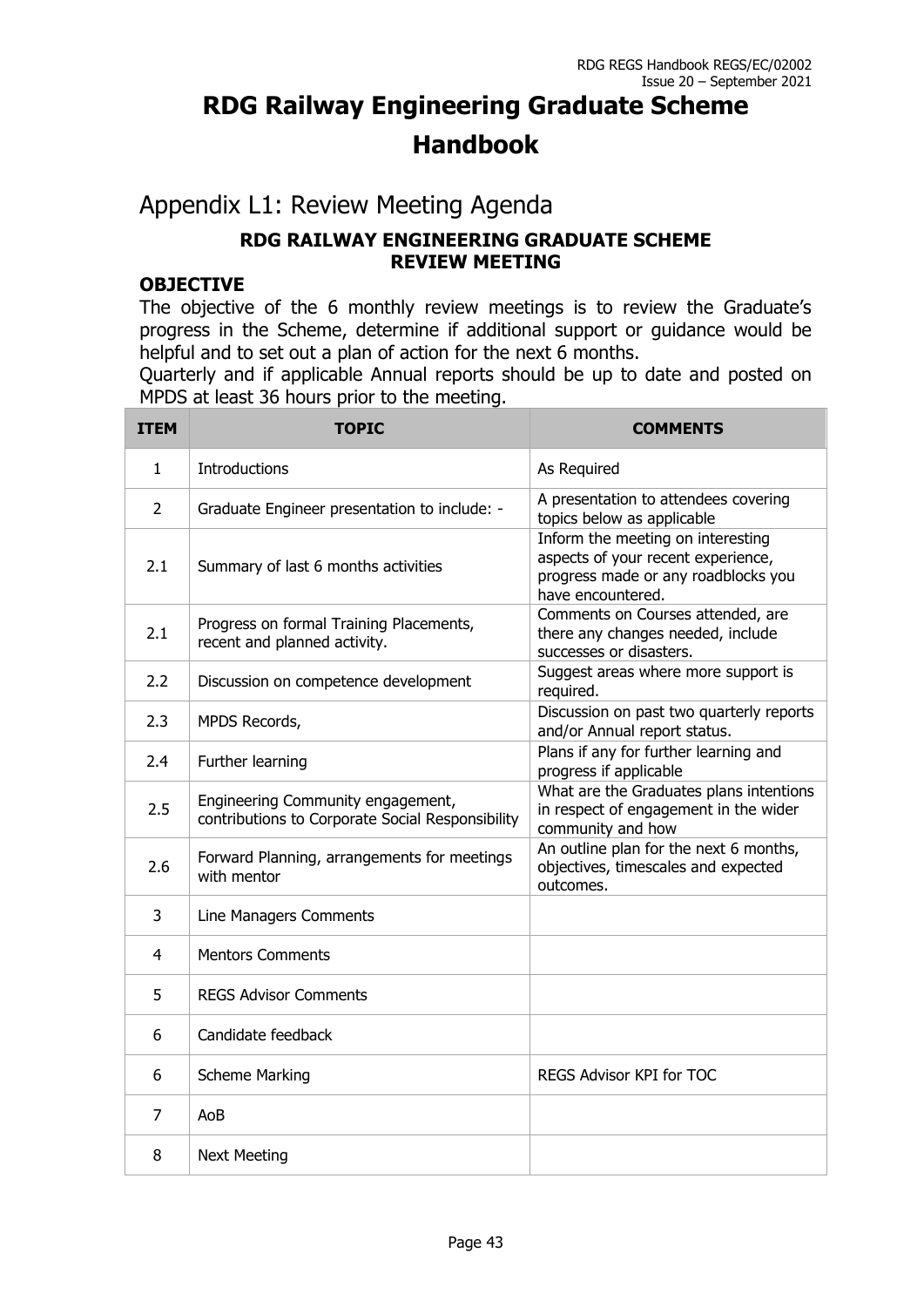# RDG Railway Engineering Graduate Scheme Handbook

## Appendix L1: Review Meeting Agenda

**RDG RAILWAY ENGINEERING GRADUATE SCHEME REVIEW MEETING**

### OBJECTIVE

The objective of the 6 monthly review meetings is to review the Graduate's progress in the Scheme, determine if additional support or guidance would be helpful and to set out a plan of action for the next 6 months.

Quarterly and if applicable Annual reports should be up to date and posted on MPDS at least 36 hours prior to the meeting.

| ITEM | TOPIC | COMMENTS |
|---|---|---|
| 1 | Introductions | As Required |
| 2 | Graduate Engineer presentation to include: - | A presentation to attendees covering topics below as applicable |
| 2.1 | Summary of last 6 months activities | Inform the meeting on interesting aspects of your recent experience, progress made or any roadblocks you have encountered. |
| 2.1 | Progress on formal Training Placements, recent and planned activity. | Comments on Courses attended, are there any changes needed, include successes or disasters. |
| 2.2 | Discussion on competence development | Suggest areas where more support is required. |
| 2.3 | MPDS Records, | Discussion on past two quarterly reports and/or Annual report status. |
| 2.4 | Further learning | Plans if any for further learning and progress if applicable |
| 2.5 | Engineering Community engagement, contributions to Corporate Social Responsibility | What are the Graduates plans intentions in respect of engagement in the wider community and how |
| 2.6 | Forward Planning, arrangements for meetings with mentor | An outline plan for the next 6 months, objectives, timescales and expected outcomes. |
| 3 | Line Managers Comments | |
| 4 | Mentors Comments | |
| 5 | REGS Advisor Comments | |
| 6 | Candidate feedback | |
| 6 | Scheme Marking | REGS Advisor KPI for TOC |
| 7 | AoB | |
| 8 | Next Meeting | |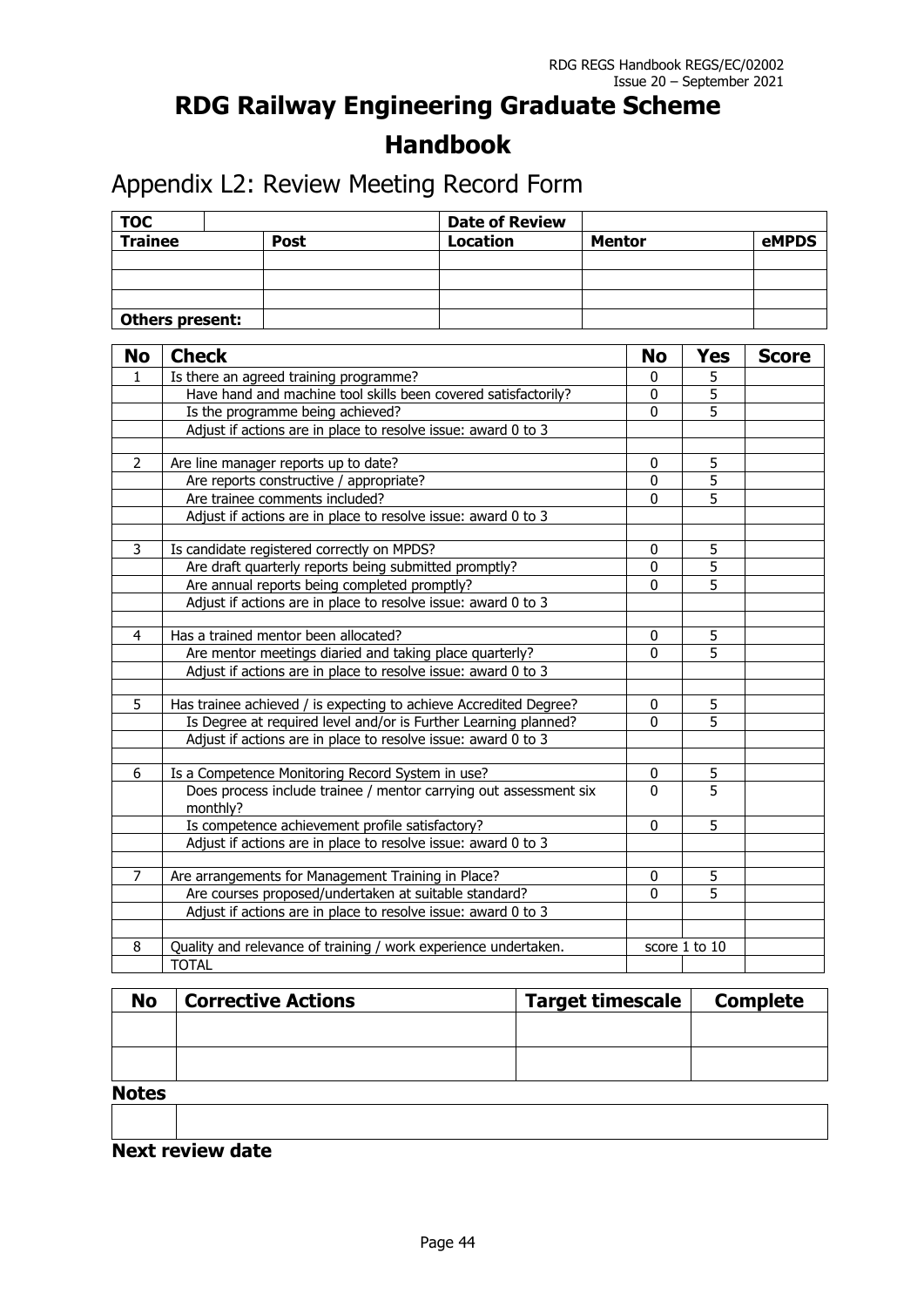# RDG Railway Engineering Graduate Scheme Handbook

## Appendix L2: Review Meeting Record Form

| TOC | | | Date of Review | | |
|---|---|---|---|---|---|
| **Trainee** | | **Post** | **Location** | **Mentor** | **eMPDS** |
| | | | | | |
| | | | | | |
| | | | | | |
| **Others present:** | | | | | |

| No | Check | No | Yes | Score |
|---|---|---|---|---|
| 1 | Is there an agreed training programme? | 0 | 5 | |
| | Have hand and machine tool skills been covered satisfactorily? | 0 | 5 | |
| | Is the programme being achieved? | 0 | 5 | |
| | Adjust if actions are in place to resolve issue: award 0 to 3 | | | |
| | | | | |
| 2 | Are line manager reports up to date? | 0 | 5 | |
| | Are reports constructive / appropriate? | 0 | 5 | |
| | Are trainee comments included? | 0 | 5 | |
| | Adjust if actions are in place to resolve issue: award 0 to 3 | | | |
| | | | | |
| 3 | Is candidate registered correctly on MPDS? | 0 | 5 | |
| | Are draft quarterly reports being submitted promptly? | 0 | 5 | |
| | Are annual reports being completed promptly? | 0 | 5 | |
| | Adjust if actions are in place to resolve issue: award 0 to 3 | | | |
| | | | | |
| 4 | Has a trained mentor been allocated? | 0 | 5 | |
| | Are mentor meetings diaried and taking place quarterly? | 0 | 5 | |
| | Adjust if actions are in place to resolve issue: award 0 to 3 | | | |
| | | | | |
| 5 | Has trainee achieved / is expecting to achieve Accredited Degree? | 0 | 5 | |
| | Is Degree at required level and/or is Further Learning planned? | 0 | 5 | |
| | Adjust if actions are in place to resolve issue: award 0 to 3 | | | |
| | | | | |
| 6 | Is a Competence Monitoring Record System in use? | 0 | 5 | |
| | Does process include trainee / mentor carrying out assessment six monthly? | 0 | 5 | |
| | Is competence achievement profile satisfactory? | 0 | 5 | |
| | Adjust if actions are in place to resolve issue: award 0 to 3 | | | |
| | | | | |
| 7 | Are arrangements for Management Training in Place? | 0 | 5 | |
| | Are courses proposed/undertaken at suitable standard? | 0 | 5 | |
| | Adjust if actions are in place to resolve issue: award 0 to 3 | | | |
| | | | | |
| 8 | Quality and relevance of training / work experience undertaken. | score 1 to 10 | | |
| | TOTAL | | | |

| No | Corrective Actions | Target timescale | Complete |
|---|---|---|---|
| | | | |
| | | | |

**Notes**

| | |
|---|---|
| | |

**Next review date**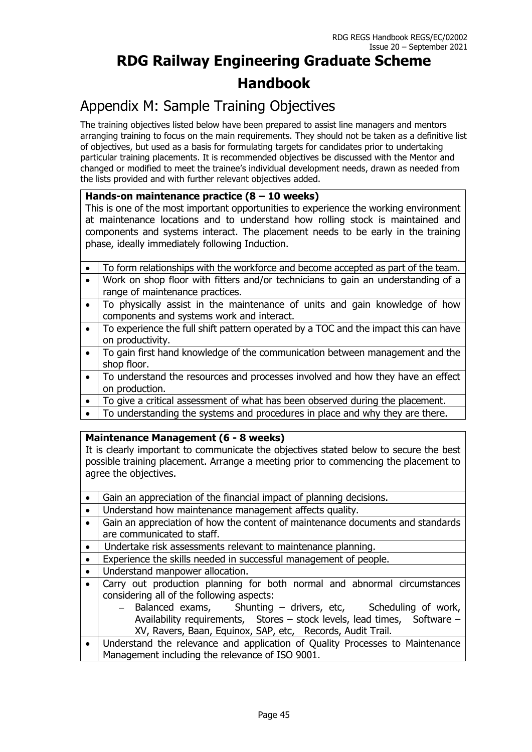# RDG Railway Engineering Graduate Scheme Handbook

## Appendix M: Sample Training Objectives

The training objectives listed below have been prepared to assist line managers and mentors arranging training to focus on the main requirements. They should not be taken as a definitive list of objectives, but used as a basis for formulating targets for candidates prior to undertaking particular training placements. It is recommended objectives be discussed with the Mentor and changed or modified to meet the trainee's individual development needs, drawn as needed from the lists provided and with further relevant objectives added.

**Hands-on maintenance practice (8 – 10 weeks)**

This is one of the most important opportunities to experience the working environment at maintenance locations and to understand how rolling stock is maintained and components and systems interact. The placement needs to be early in the training phase, ideally immediately following Induction.

- To form relationships with the workforce and become accepted as part of the team.
- Work on shop floor with fitters and/or technicians to gain an understanding of a range of maintenance practices.
- To physically assist in the maintenance of units and gain knowledge of how components and systems work and interact.
- To experience the full shift pattern operated by a TOC and the impact this can have on productivity.
- To gain first hand knowledge of the communication between management and the shop floor.
- To understand the resources and processes involved and how they have an effect on production.
- To give a critical assessment of what has been observed during the placement.
- To understanding the systems and procedures in place and why they are there.

**Maintenance Management (6 - 8 weeks)**

It is clearly important to communicate the objectives stated below to secure the best possible training placement. Arrange a meeting prior to commencing the placement to agree the objectives.

- Gain an appreciation of the financial impact of planning decisions.
- Understand how maintenance management affects quality.
- Gain an appreciation of how the content of maintenance documents and standards are communicated to staff.
- Undertake risk assessments relevant to maintenance planning.
- Experience the skills needed in successful management of people.
- Understand manpower allocation.
- Carry out production planning for both normal and abnormal circumstances considering all of the following aspects:
  - Balanced exams, Shunting – drivers, etc, Scheduling of work, Availability requirements, Stores – stock levels, lead times, Software – XV, Ravers, Baan, Equinox, SAP, etc, Records, Audit Trail.
- Understand the relevance and application of Quality Processes to Maintenance Management including the relevance of ISO 9001.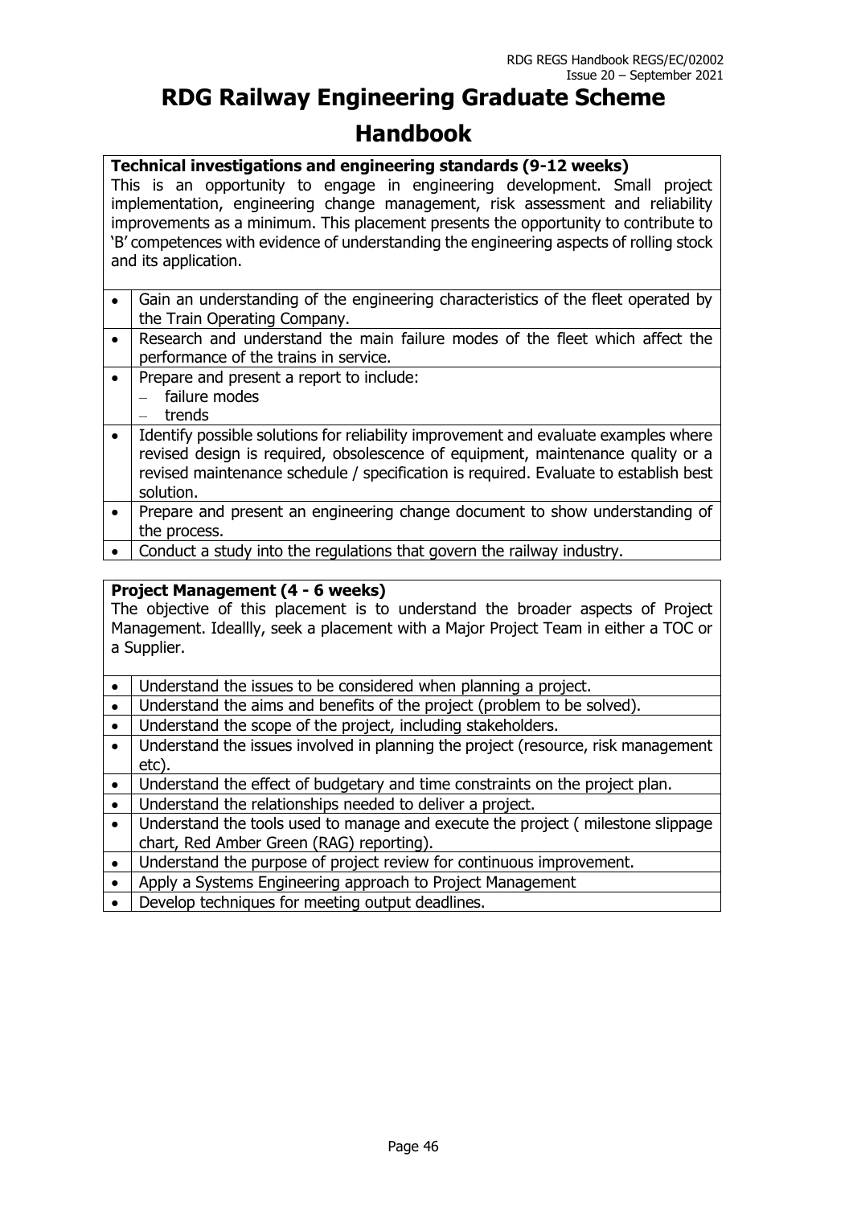**Technical investigations and engineering standards (9-12 weeks)**

This is an opportunity to engage in engineering development. Small project implementation, engineering change management, risk assessment and reliability improvements as a minimum. This placement presents the opportunity to contribute to 'B' competences with evidence of understanding the engineering aspects of rolling stock and its application.

- Gain an understanding of the engineering characteristics of the fleet operated by the Train Operating Company.
- Research and understand the main failure modes of the fleet which affect the performance of the trains in service.
- Prepare and present a report to include:
  - failure modes
  - trends
- Identify possible solutions for reliability improvement and evaluate examples where revised design is required, obsolescence of equipment, maintenance quality or a revised maintenance schedule / specification is required. Evaluate to establish best solution.
- Prepare and present an engineering change document to show understanding of the process.
- Conduct a study into the regulations that govern the railway industry.

**Project Management (4 - 6 weeks)**

The objective of this placement is to understand the broader aspects of Project Management. Ideallly, seek a placement with a Major Project Team in either a TOC or a Supplier.

- Understand the issues to be considered when planning a project.
- Understand the aims and benefits of the project (problem to be solved).
- Understand the scope of the project, including stakeholders.
- Understand the issues involved in planning the project (resource, risk management etc).
- Understand the effect of budgetary and time constraints on the project plan.
- Understand the relationships needed to deliver a project.
- Understand the tools used to manage and execute the project ( milestone slippage chart, Red Amber Green (RAG) reporting).
- Understand the purpose of project review for continuous improvement.
- Apply a Systems Engineering approach to Project Management
- Develop techniques for meeting output deadlines.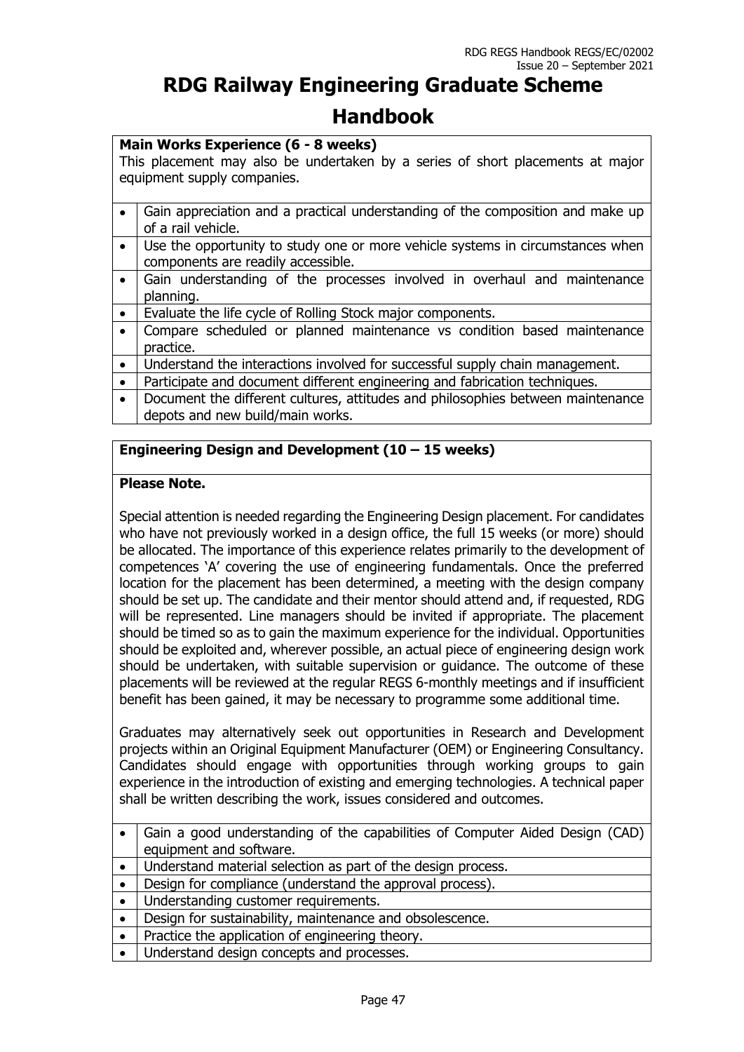**Main Works Experience (6 - 8 weeks)**

This placement may also be undertaken by a series of short placements at major equipment supply companies.

- Gain appreciation and a practical understanding of the composition and make up of a rail vehicle.
- Use the opportunity to study one or more vehicle systems in circumstances when components are readily accessible.
- Gain understanding of the processes involved in overhaul and maintenance planning.
- Evaluate the life cycle of Rolling Stock major components.
- Compare scheduled or planned maintenance vs condition based maintenance practice.
- Understand the interactions involved for successful supply chain management.
- Participate and document different engineering and fabrication techniques.
- Document the different cultures, attitudes and philosophies between maintenance depots and new build/main works.

**Engineering Design and Development (10 – 15 weeks)**

**Please Note.**

Special attention is needed regarding the Engineering Design placement. For candidates who have not previously worked in a design office, the full 15 weeks (or more) should be allocated. The importance of this experience relates primarily to the development of competences 'A' covering the use of engineering fundamentals. Once the preferred location for the placement has been determined, a meeting with the design company should be set up. The candidate and their mentor should attend and, if requested, RDG will be represented. Line managers should be invited if appropriate. The placement should be timed so as to gain the maximum experience for the individual. Opportunities should be exploited and, wherever possible, an actual piece of engineering design work should be undertaken, with suitable supervision or guidance. The outcome of these placements will be reviewed at the regular REGS 6-monthly meetings and if insufficient benefit has been gained, it may be necessary to programme some additional time.

Graduates may alternatively seek out opportunities in Research and Development projects within an Original Equipment Manufacturer (OEM) or Engineering Consultancy. Candidates should engage with opportunities through working groups to gain experience in the introduction of existing and emerging technologies. A technical paper shall be written describing the work, issues considered and outcomes.

- Gain a good understanding of the capabilities of Computer Aided Design (CAD) equipment and software.
- Understand material selection as part of the design process.
- Design for compliance (understand the approval process).
- Understanding customer requirements.
- Design for sustainability, maintenance and obsolescence.
- Practice the application of engineering theory.
- Understand design concepts and processes.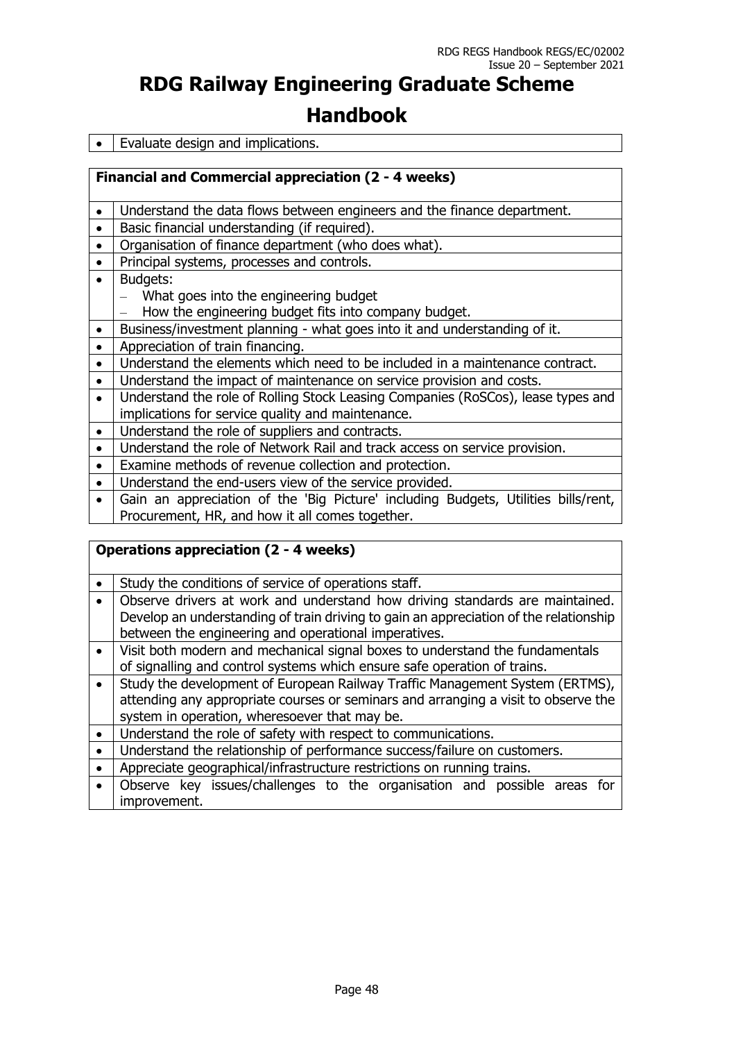- Evaluate design and implications.

**Financial and Commercial appreciation (2 - 4 weeks)**

- Understand the data flows between engineers and the finance department.
- Basic financial understanding (if required).
- Organisation of finance department (who does what).
- Principal systems, processes and controls.
- Budgets:
  - What goes into the engineering budget
  - How the engineering budget fits into company budget.
- Business/investment planning - what goes into it and understanding of it.
- Appreciation of train financing.
- Understand the elements which need to be included in a maintenance contract.
- Understand the impact of maintenance on service provision and costs.
- Understand the role of Rolling Stock Leasing Companies (RoSCos), lease types and implications for service quality and maintenance.
- Understand the role of suppliers and contracts.
- Understand the role of Network Rail and track access on service provision.
- Examine methods of revenue collection and protection.
- Understand the end-users view of the service provided.
- Gain an appreciation of the 'Big Picture' including Budgets, Utilities bills/rent, Procurement, HR, and how it all comes together.

**Operations appreciation (2 - 4 weeks)**

- Study the conditions of service of operations staff.
- Observe drivers at work and understand how driving standards are maintained. Develop an understanding of train driving to gain an appreciation of the relationship between the engineering and operational imperatives.
- Visit both modern and mechanical signal boxes to understand the fundamentals of signalling and control systems which ensure safe operation of trains.
- Study the development of European Railway Traffic Management System (ERTMS), attending any appropriate courses or seminars and arranging a visit to observe the system in operation, wheresoever that may be.
- Understand the role of safety with respect to communications.
- Understand the relationship of performance success/failure on customers.
- Appreciate geographical/infrastructure restrictions on running trains.
- Observe key issues/challenges to the organisation and possible areas for improvement.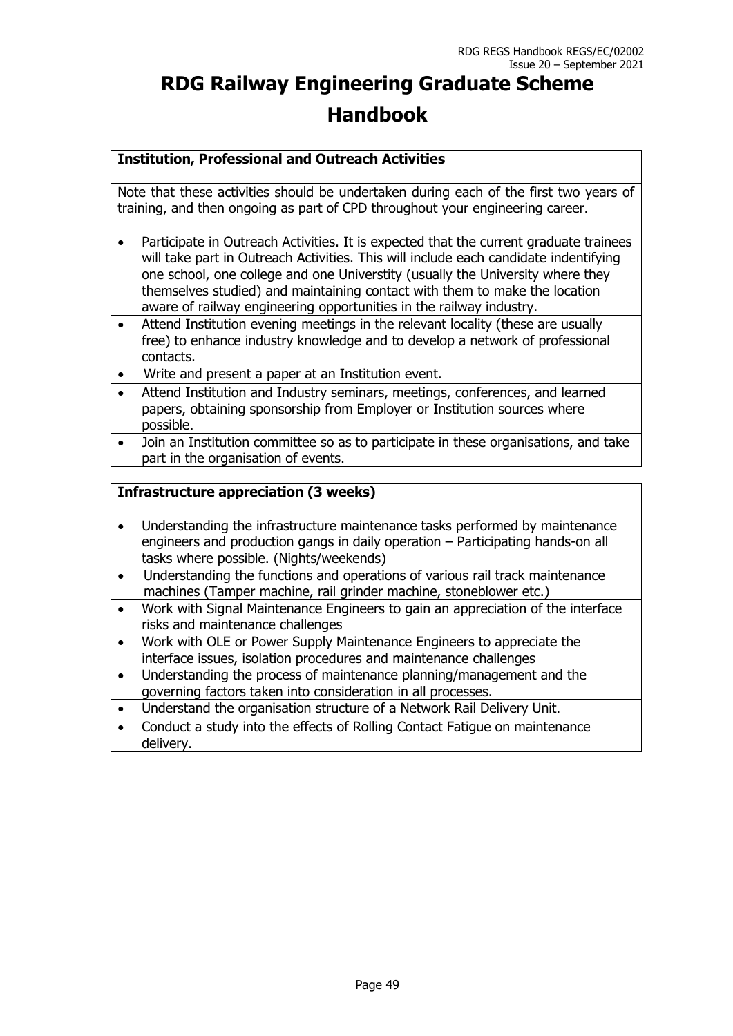# RDG Railway Engineering Graduate Scheme Handbook

| **Institution, Professional and Outreach Activities** | |
|---|---|
| Note that these activities should be undertaken during each of the first two years of training, and then ongoing as part of CPD throughout your engineering career. | |
| • | Participate in Outreach Activities. It is expected that the current graduate trainees will take part in Outreach Activities. This will include each candidate indentifying one school, one college and one Universtity (usually the University where they themselves studied) and maintaining contact with them to make the location aware of railway engineering opportunities in the railway industry. |
| • | Attend Institution evening meetings in the relevant locality (these are usually free) to enhance industry knowledge and to develop a network of professional contacts. |
| • | Write and present a paper at an Institution event. |
| • | Attend Institution and Industry seminars, meetings, conferences, and learned papers, obtaining sponsorship from Employer or Institution sources where possible. |
| • | Join an Institution committee so as to participate in these organisations, and take part in the organisation of events. |

| **Infrastructure appreciation (3 weeks)** | |
|---|---|
| • | Understanding the infrastructure maintenance tasks performed by maintenance engineers and production gangs in daily operation – Participating hands-on all tasks where possible. (Nights/weekends) |
| • | Understanding the functions and operations of various rail track maintenance machines (Tamper machine, rail grinder machine, stoneblower etc.) |
| • | Work with Signal Maintenance Engineers to gain an appreciation of the interface risks and maintenance challenges |
| • | Work with OLE or Power Supply Maintenance Engineers to appreciate the interface issues, isolation procedures and maintenance challenges |
| • | Understanding the process of maintenance planning/management and the governing factors taken into consideration in all processes. |
| • | Understand the organisation structure of a Network Rail Delivery Unit. |
| • | Conduct a study into the effects of Rolling Contact Fatigue on maintenance delivery. |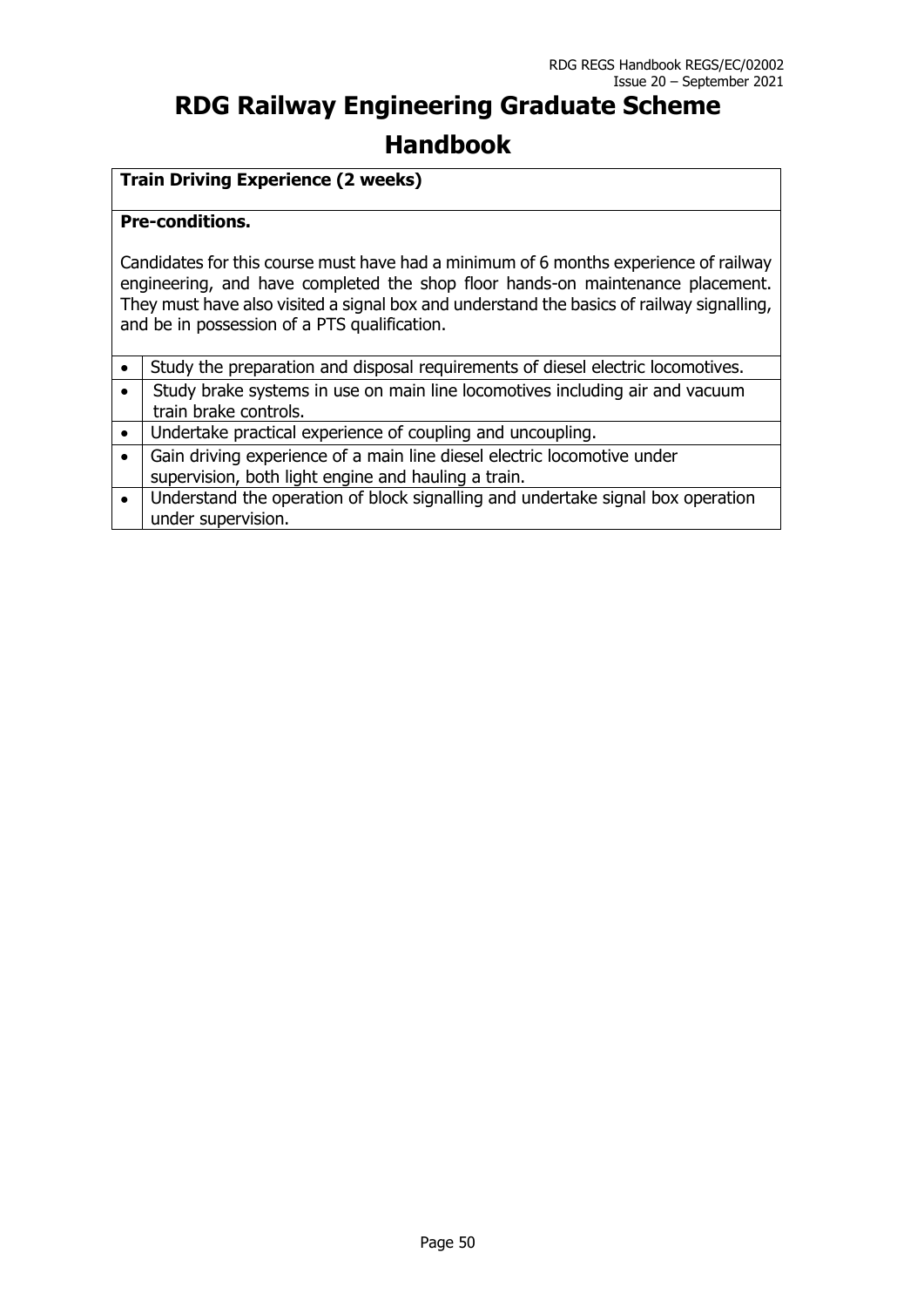# RDG Railway Engineering Graduate Scheme Handbook

**Train Driving Experience (2 weeks)**

**Pre-conditions.**

Candidates for this course must have had a minimum of 6 months experience of railway engineering, and have completed the shop floor hands-on maintenance placement. They must have also visited a signal box and understand the basics of railway signalling, and be in possession of a PTS qualification.

- Study the preparation and disposal requirements of diesel electric locomotives.
- Study brake systems in use on main line locomotives including air and vacuum train brake controls.
- Undertake practical experience of coupling and uncoupling.
- Gain driving experience of a main line diesel electric locomotive under supervision, both light engine and hauling a train.
- Understand the operation of block signalling and undertake signal box operation under supervision.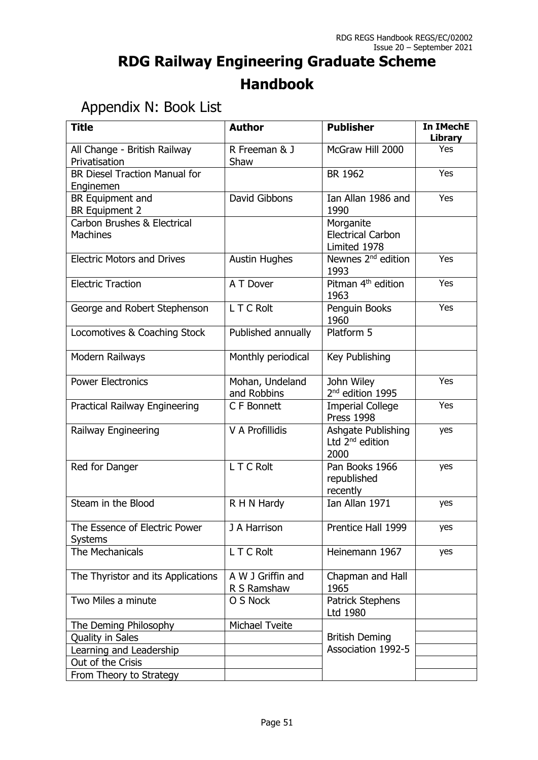# RDG Railway Engineering Graduate Scheme Handbook

## Appendix N: Book List

| Title | Author | Publisher | In IMechE Library |
|---|---|---|---|
| All Change - British Railway Privatisation | R Freeman & J Shaw | McGraw Hill 2000 | Yes |
| BR Diesel Traction Manual for Enginemen | | BR 1962 | Yes |
| BR Equipment and BR Equipment 2 | David Gibbons | Ian Allan 1986 and 1990 | Yes |
| Carbon Brushes & Electrical Machines | | Morganite Electrical Carbon Limited 1978 | |
| Electric Motors and Drives | Austin Hughes | Newnes 2nd edition 1993 | Yes |
| Electric Traction | A T Dover | Pitman 4th edition 1963 | Yes |
| George and Robert Stephenson | L T C Rolt | Penguin Books 1960 | Yes |
| Locomotives & Coaching Stock | Published annually | Platform 5 | |
| Modern Railways | Monthly periodical | Key Publishing | |
| Power Electronics | Mohan, Undeland and Robbins | John Wiley 2nd edition 1995 | Yes |
| Practical Railway Engineering | C F Bonnett | Imperial College Press 1998 | Yes |
| Railway Engineering | V A Profillidis | Ashgate Publishing Ltd 2nd edition 2000 | yes |
| Red for Danger | L T C Rolt | Pan Books 1966 republished recently | yes |
| Steam in the Blood | R H N Hardy | Ian Allan 1971 | yes |
| The Essence of Electric Power Systems | J A Harrison | Prentice Hall 1999 | yes |
| The Mechanicals | L T C Rolt | Heinemann 1967 | yes |
| The Thyristor and its Applications | A W J Griffin and R S Ramshaw | Chapman and Hall 1965 | |
| Two Miles a minute | O S Nock | Patrick Stephens Ltd 1980 | |
| The Deming Philosophy | Michael Tveite | British Deming Association 1992-5 | |
| Quality in Sales | | | |
| Learning and Leadership | | | |
| Out of the Crisis | | | |
| From Theory to Strategy | | | |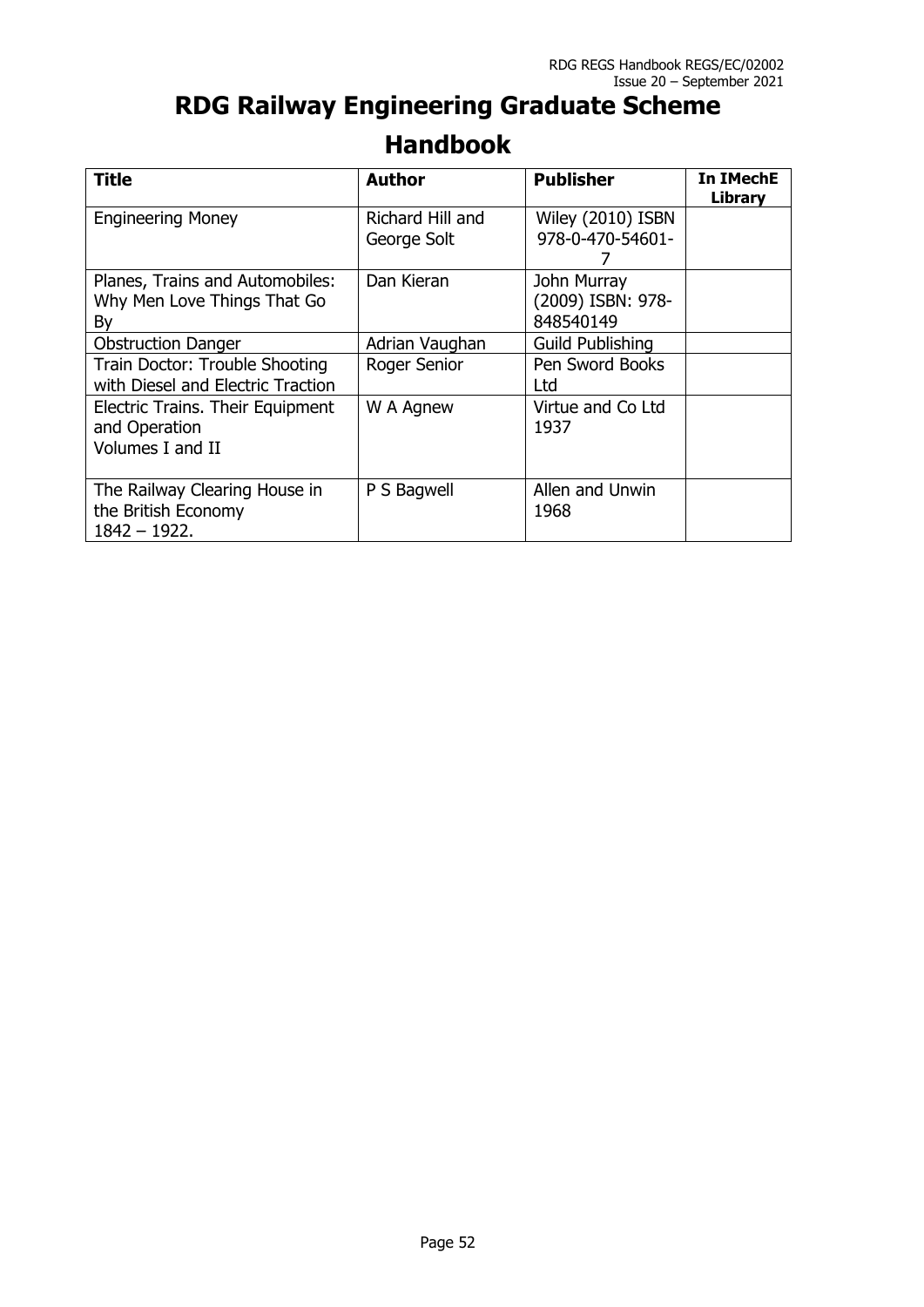# RDG Railway Engineering Graduate Scheme Handbook

| Title | Author | Publisher | In IMechE Library |
|---|---|---|---|
| Engineering Money | Richard Hill and George Solt | Wiley (2010) ISBN 978-0-470-54601-7 | |
| Planes, Trains and Automobiles: Why Men Love Things That Go By | Dan Kieran | John Murray (2009) ISBN: 978-848540149 | |
| Obstruction Danger | Adrian Vaughan | Guild Publishing | |
| Train Doctor: Trouble Shooting with Diesel and Electric Traction | Roger Senior | Pen Sword Books Ltd | |
| Electric Trains. Their Equipment and Operation Volumes I and II | W A Agnew | Virtue and Co Ltd 1937 | |
| The Railway Clearing House in the British Economy 1842 – 1922. | P S Bagwell | Allen and Unwin 1968 | |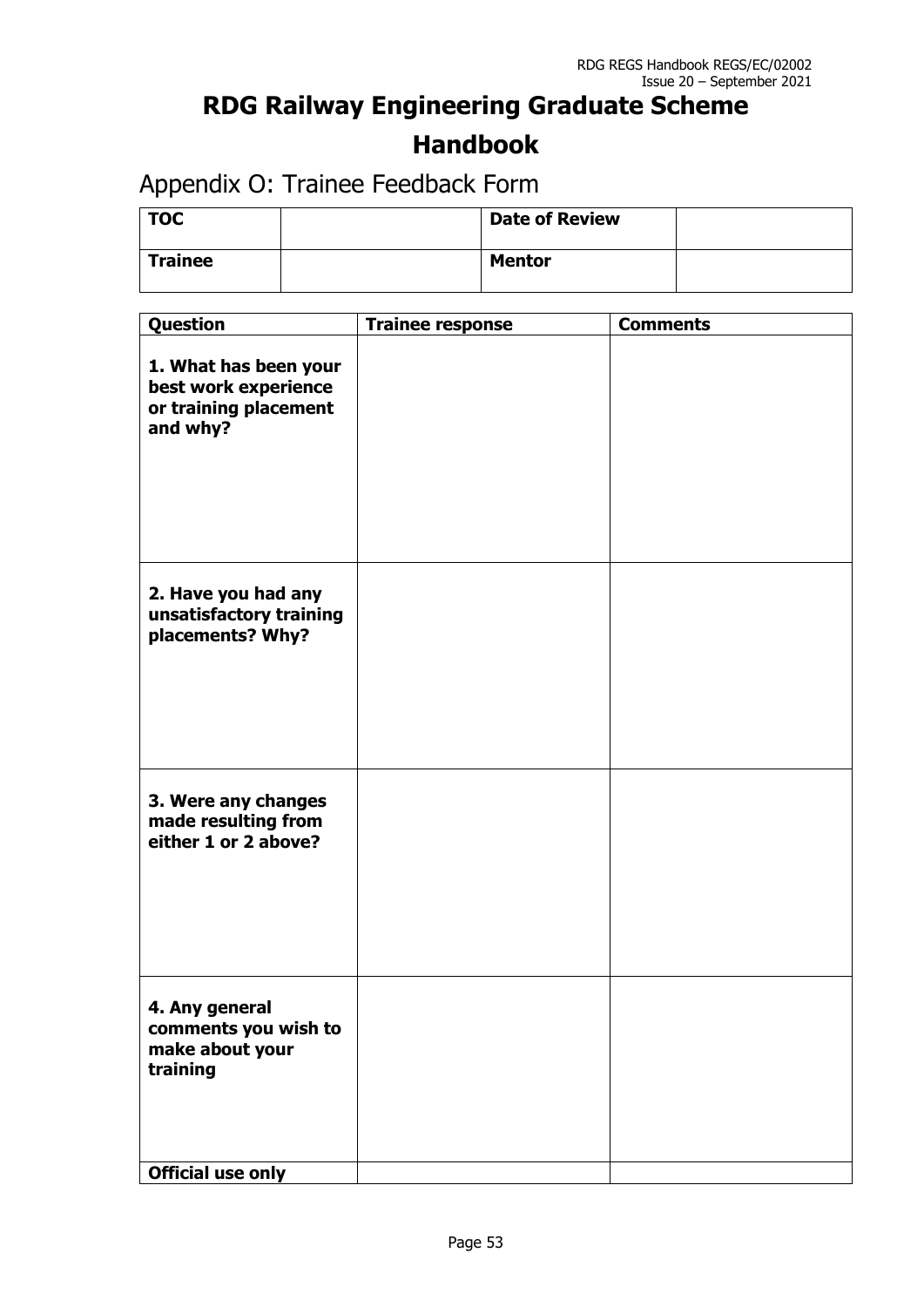# RDG Railway Engineering Graduate Scheme Handbook

## Appendix O: Trainee Feedback Form

| **TOC** | | **Date of Review** | |
|---|---|---|---|
| **Trainee** | | **Mentor** | |

| **Question** | **Trainee response** | **Comments** |
|---|---|---|
| **1. What has been your best work experience or training placement and why?** | | |
| **2. Have you had any unsatisfactory training placements? Why?** | | |
| **3. Were any changes made resulting from either 1 or 2 above?** | | |
| **4. Any general comments you wish to make about your training** | | |
| **Official use only** | | |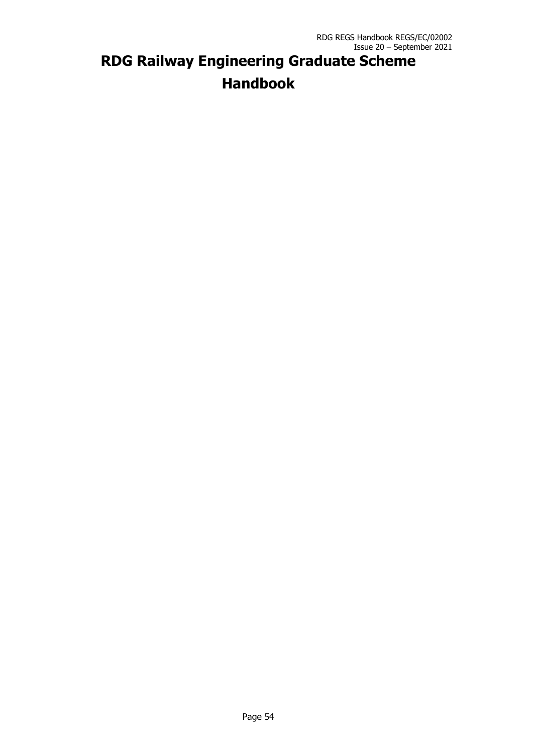# RDG Railway Engineering Graduate Scheme Handbook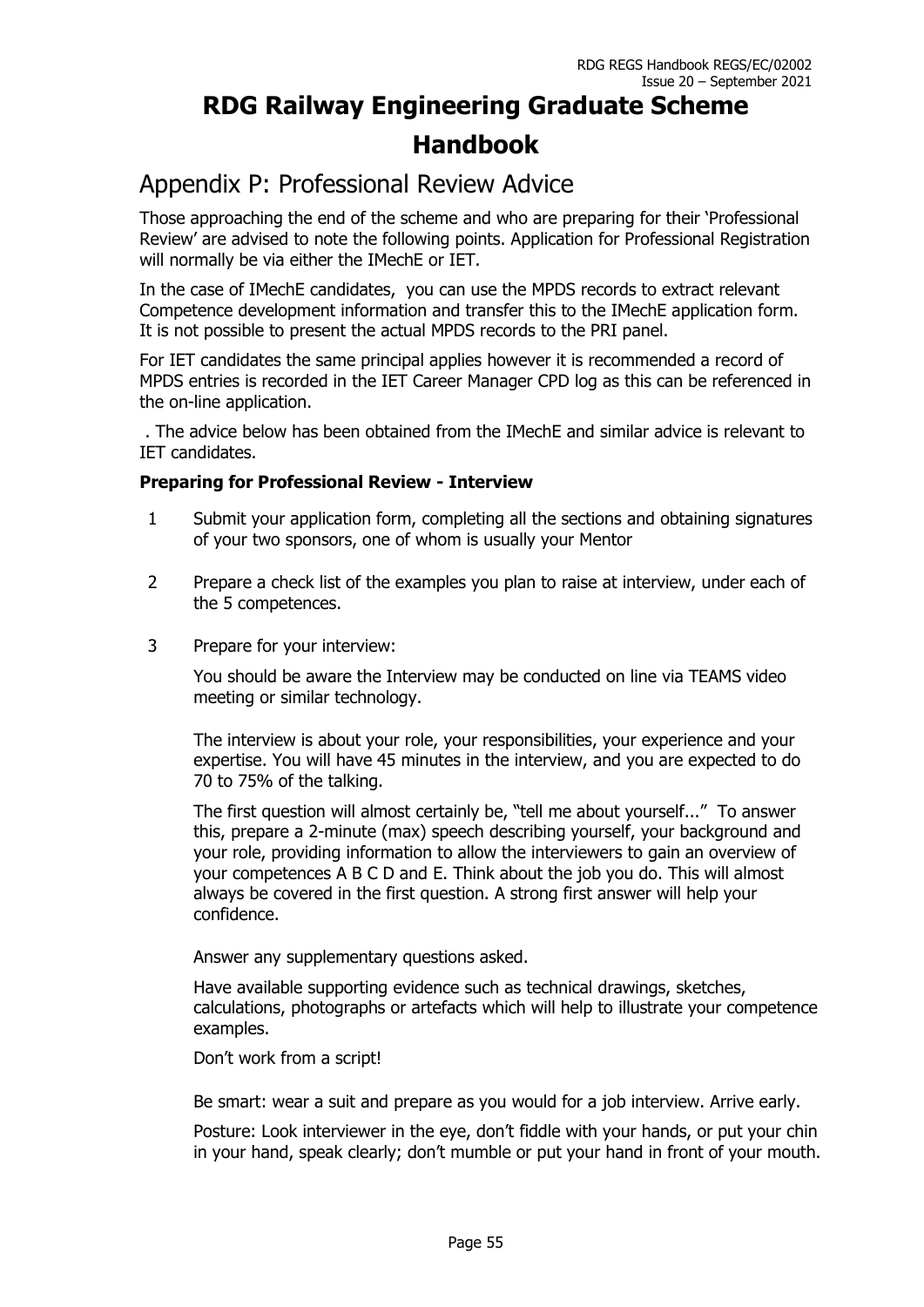# RDG Railway Engineering Graduate Scheme Handbook

## Appendix P: Professional Review Advice

Those approaching the end of the scheme and who are preparing for their 'Professional Review' are advised to note the following points. Application for Professional Registration will normally be via either the IMechE or IET.

In the case of IMechE candidates, you can use the MPDS records to extract relevant Competence development information and transfer this to the IMechE application form. It is not possible to present the actual MPDS records to the PRI panel.

For IET candidates the same principal applies however it is recommended a record of MPDS entries is recorded in the IET Career Manager CPD log as this can be referenced in the on-line application.

. The advice below has been obtained from the IMechE and similar advice is relevant to IET candidates.

**Preparing for Professional Review - Interview**

1. Submit your application form, completing all the sections and obtaining signatures of your two sponsors, one of whom is usually your Mentor

2. Prepare a check list of the examples you plan to raise at interview, under each of the 5 competences.

3. Prepare for your interview:

   You should be aware the Interview may be conducted on line via TEAMS video meeting or similar technology.

   The interview is about your role, your responsibilities, your experience and your expertise. You will have 45 minutes in the interview, and you are expected to do 70 to 75% of the talking.

   The first question will almost certainly be, "tell me about yourself..." To answer this, prepare a 2-minute (max) speech describing yourself, your background and your role, providing information to allow the interviewers to gain an overview of your competences A B C D and E. Think about the job you do. This will almost always be covered in the first question. A strong first answer will help your confidence.

   Answer any supplementary questions asked.

   Have available supporting evidence such as technical drawings, sketches, calculations, photographs or artefacts which will help to illustrate your competence examples.

   Don't work from a script!

   Be smart: wear a suit and prepare as you would for a job interview. Arrive early.

   Posture: Look interviewer in the eye, don't fiddle with your hands, or put your chin in your hand, speak clearly; don't mumble or put your hand in front of your mouth.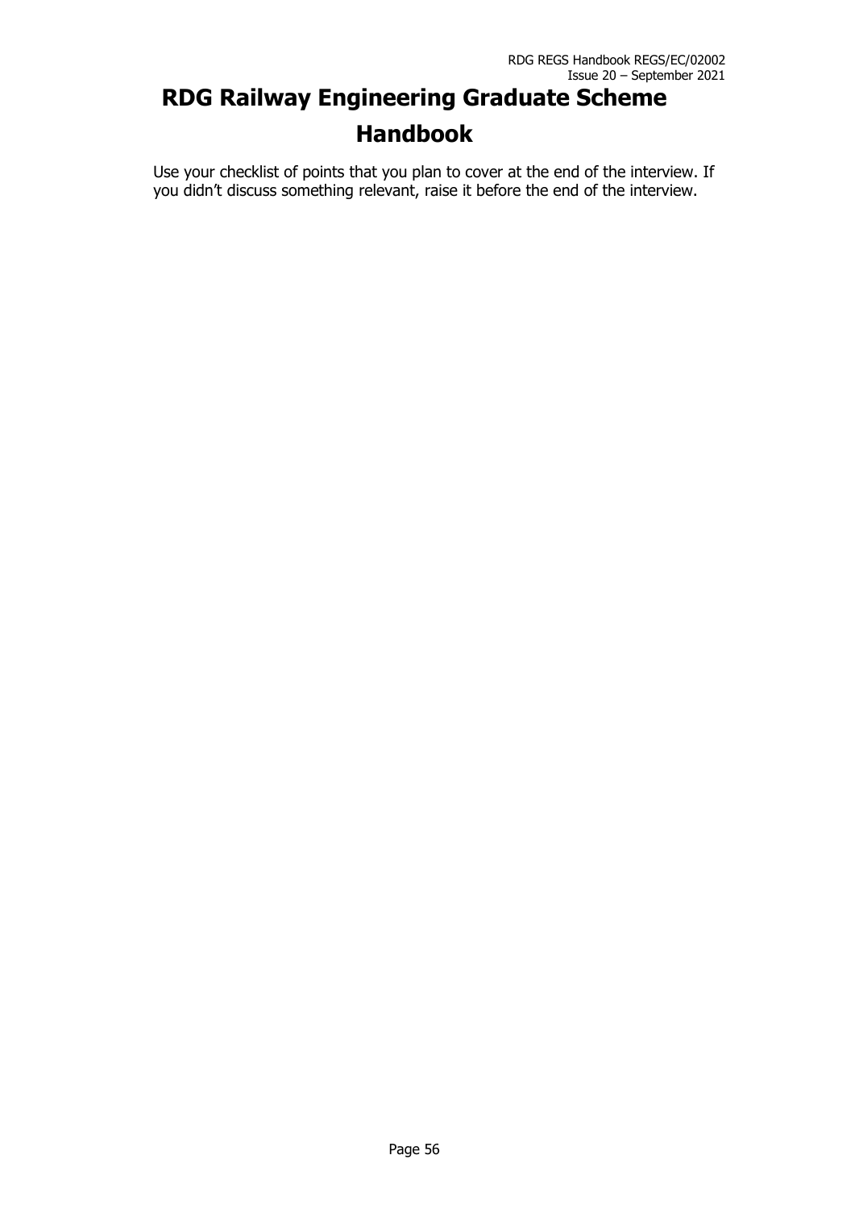Use your checklist of points that you plan to cover at the end of the interview. If you didn't discuss something relevant, raise it before the end of the interview.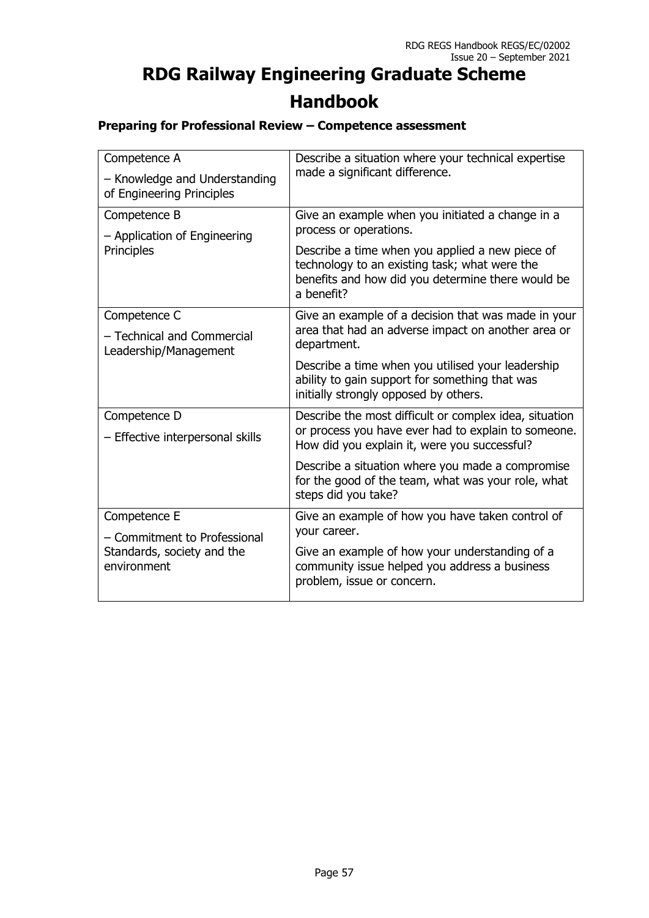# RDG Railway Engineering Graduate Scheme Handbook

### Preparing for Professional Review – Competence assessment

| Competence | Questions |
|---|---|
| Competence A<br>– Knowledge and Understanding of Engineering Principles | Describe a situation where your technical expertise made a significant difference. |
| Competence B<br>– Application of Engineering Principles | Give an example when you initiated a change in a process or operations.<br><br>Describe a time when you applied a new piece of technology to an existing task; what were the benefits and how did you determine there would be a benefit? |
| Competence C<br>– Technical and Commercial Leadership/Management | Give an example of a decision that was made in your area that had an adverse impact on another area or department.<br><br>Describe a time when you utilised your leadership ability to gain support for something that was initially strongly opposed by others. |
| Competence D<br>– Effective interpersonal skills | Describe the most difficult or complex idea, situation or process you have ever had to explain to someone. How did you explain it, were you successful?<br><br>Describe a situation where you made a compromise for the good of the team, what was your role, what steps did you take? |
| Competence E<br>– Commitment to Professional Standards, society and the environment | Give an example of how you have taken control of your career.<br><br>Give an example of how your understanding of a community issue helped you address a business problem, issue or concern. |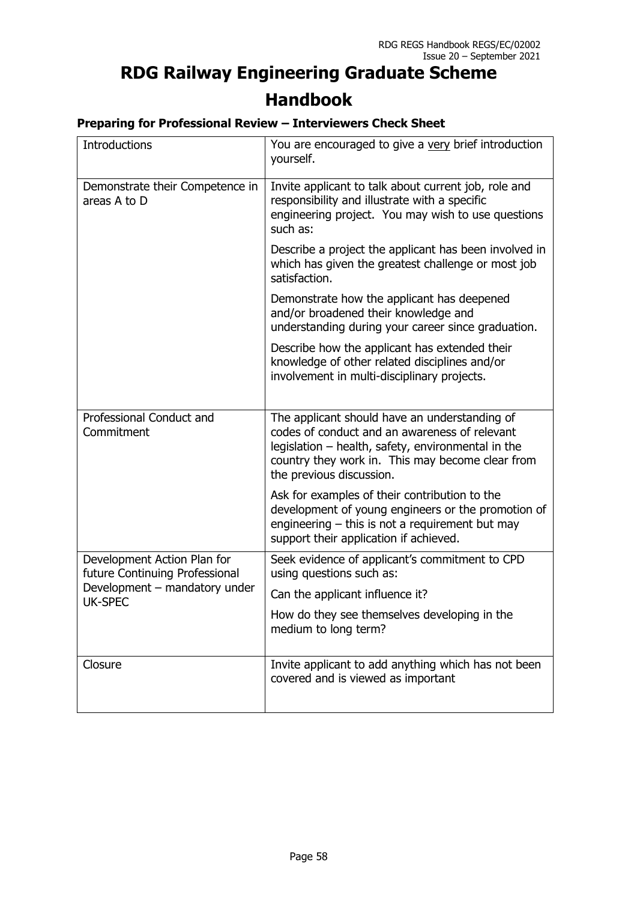# RDG Railway Engineering Graduate Scheme Handbook

### Preparing for Professional Review – Interviewers Check Sheet

| | |
|---|---|
| Introductions | You are encouraged to give a <u>very</u> brief introduction yourself. |
| Demonstrate their Competence in areas A to D | Invite applicant to talk about current job, role and responsibility and illustrate with a specific engineering project. You may wish to use questions such as:<br><br>Describe a project the applicant has been involved in which has given the greatest challenge or most job satisfaction.<br><br>Demonstrate how the applicant has deepened and/or broadened their knowledge and understanding during your career since graduation.<br><br>Describe how the applicant has extended their knowledge of other related disciplines and/or involvement in multi-disciplinary projects. |
| Professional Conduct and Commitment | The applicant should have an understanding of codes of conduct and an awareness of relevant legislation – health, safety, environmental in the country they work in. This may become clear from the previous discussion.<br><br>Ask for examples of their contribution to the development of young engineers or the promotion of engineering – this is not a requirement but may support their application if achieved. |
| Development Action Plan for future Continuing Professional Development – mandatory under UK-SPEC | Seek evidence of applicant's commitment to CPD using questions such as:<br><br>Can the applicant influence it?<br><br>How do they see themselves developing in the medium to long term? |
| Closure | Invite applicant to add anything which has not been covered and is viewed as important |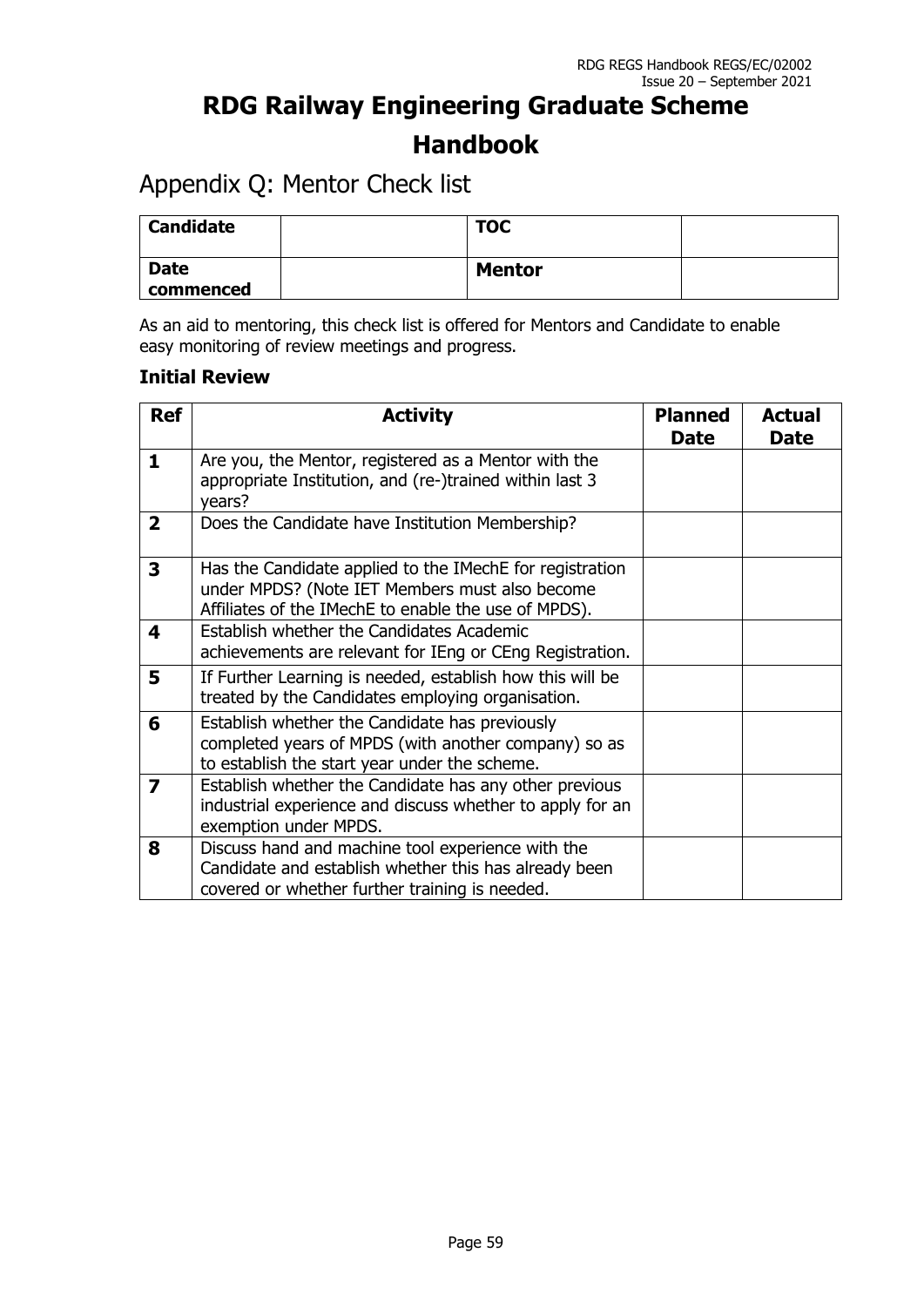# RDG Railway Engineering Graduate Scheme Handbook

## Appendix Q: Mentor Check list

| **Candidate** | | **TOC** | |
|---|---|---|---|
| **Date commenced** | | **Mentor** | |

As an aid to mentoring, this check list is offered for Mentors and Candidate to enable easy monitoring of review meetings and progress.

### Initial Review

| Ref | Activity | Planned Date | Actual Date |
|---|---|---|---|
| **1** | Are you, the Mentor, registered as a Mentor with the appropriate Institution, and (re-)trained within last 3 years? | | |
| **2** | Does the Candidate have Institution Membership? | | |
| **3** | Has the Candidate applied to the IMechE for registration under MPDS? (Note IET Members must also become Affiliates of the IMechE to enable the use of MPDS). | | |
| **4** | Establish whether the Candidates Academic achievements are relevant for IEng or CEng Registration. | | |
| **5** | If Further Learning is needed, establish how this will be treated by the Candidates employing organisation. | | |
| **6** | Establish whether the Candidate has previously completed years of MPDS (with another company) so as to establish the start year under the scheme. | | |
| **7** | Establish whether the Candidate has any other previous industrial experience and discuss whether to apply for an exemption under MPDS. | | |
| **8** | Discuss hand and machine tool experience with the Candidate and establish whether this has already been covered or whether further training is needed. | | |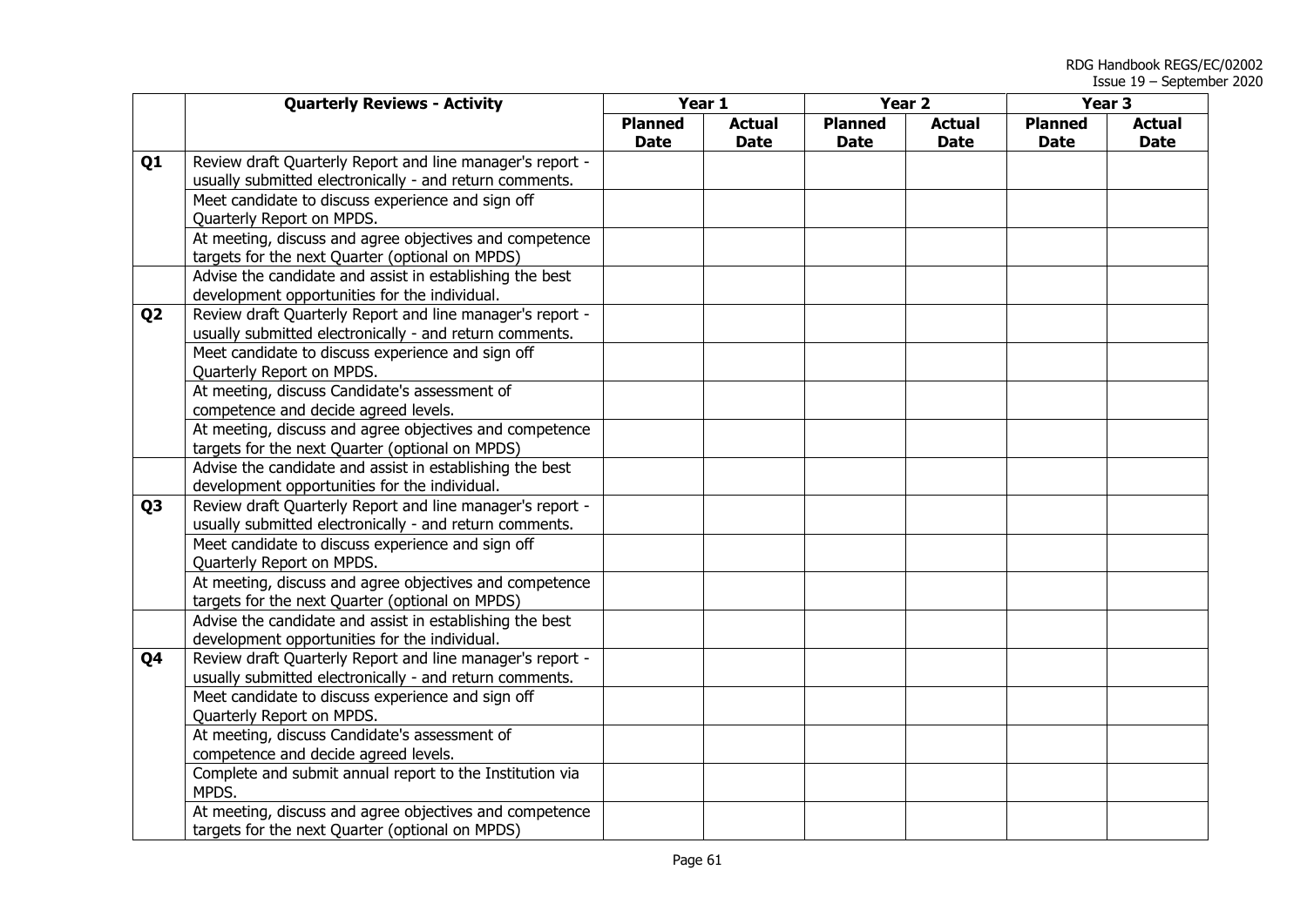| | Quarterly Reviews - Activity | Year 1 | | Year 2 | | Year 3 | |
|---|---|---|---|---|---|---|---|
| | | **Planned Date** | **Actual Date** | **Planned Date** | **Actual Date** | **Planned Date** | **Actual Date** |
| **Q1** | Review draft Quarterly Report and line manager's report - usually submitted electronically - and return comments. | | | | | | |
| | Meet candidate to discuss experience and sign off Quarterly Report on MPDS. | | | | | | |
| | At meeting, discuss and agree objectives and competence targets for the next Quarter (optional on MPDS) | | | | | | |
| | Advise the candidate and assist in establishing the best development opportunities for the individual. | | | | | | |
| **Q2** | Review draft Quarterly Report and line manager's report - usually submitted electronically - and return comments. | | | | | | |
| | Meet candidate to discuss experience and sign off Quarterly Report on MPDS. | | | | | | |
| | At meeting, discuss Candidate's assessment of competence and decide agreed levels. | | | | | | |
| | At meeting, discuss and agree objectives and competence targets for the next Quarter (optional on MPDS) | | | | | | |
| | Advise the candidate and assist in establishing the best development opportunities for the individual. | | | | | | |
| **Q3** | Review draft Quarterly Report and line manager's report - usually submitted electronically - and return comments. | | | | | | |
| | Meet candidate to discuss experience and sign off Quarterly Report on MPDS. | | | | | | |
| | At meeting, discuss and agree objectives and competence targets for the next Quarter (optional on MPDS) | | | | | | |
| | Advise the candidate and assist in establishing the best development opportunities for the individual. | | | | | | |
| **Q4** | Review draft Quarterly Report and line manager's report - usually submitted electronically - and return comments. | | | | | | |
| | Meet candidate to discuss experience and sign off Quarterly Report on MPDS. | | | | | | |
| | At meeting, discuss Candidate's assessment of competence and decide agreed levels. | | | | | | |
| | Complete and submit annual report to the Institution via MPDS. | | | | | | |
| | At meeting, discuss and agree objectives and competence targets for the next Quarter (optional on MPDS) | | | | | | |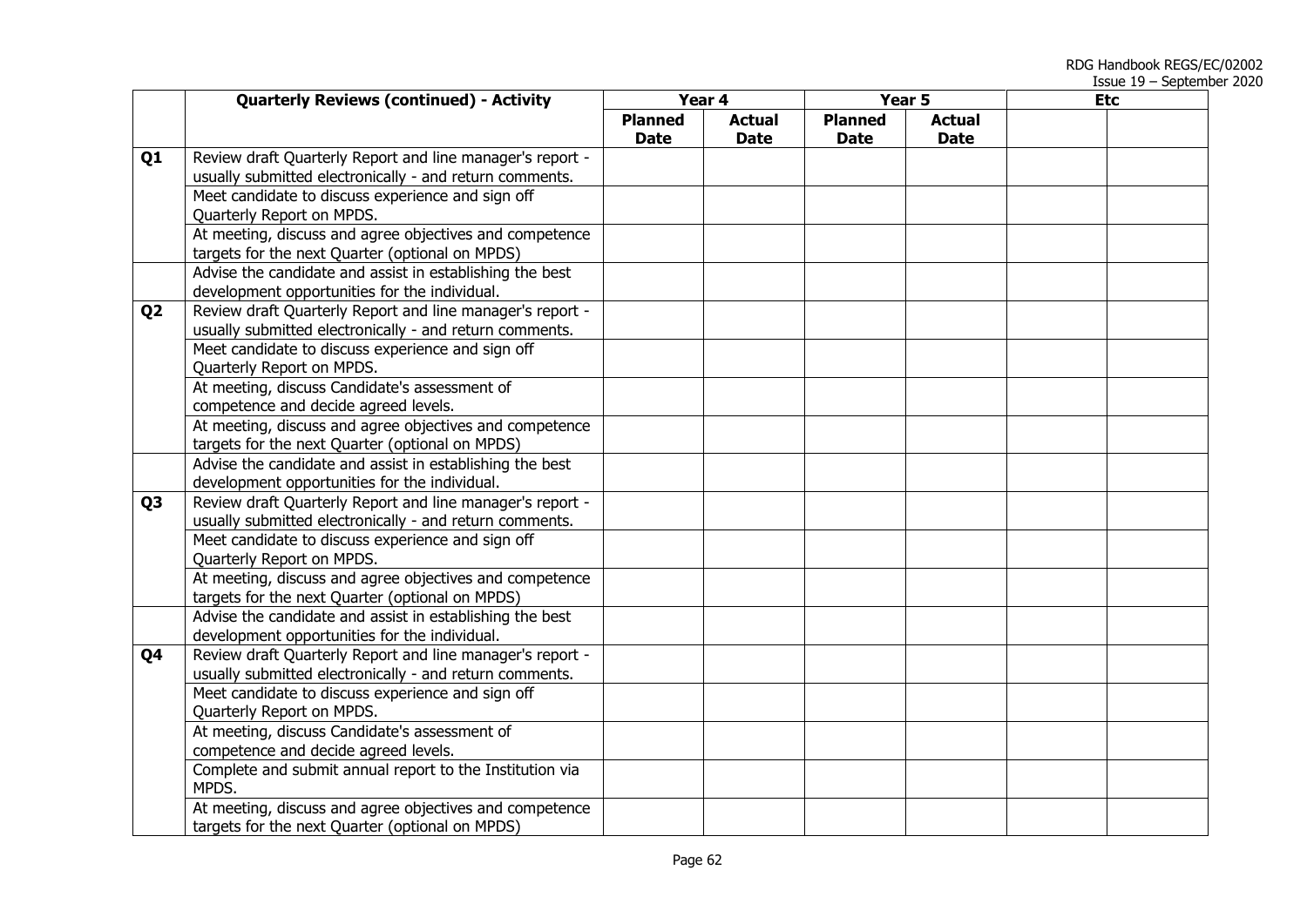| | Quarterly Reviews (continued) - Activity | Year 4 | | Year 5 | | Etc | |
|---|---|---|---|---|---|---|---|
| | | Planned Date | Actual Date | Planned Date | Actual Date | | |
| **Q1** | Review draft Quarterly Report and line manager's report - usually submitted electronically - and return comments. | | | | | | |
| | Meet candidate to discuss experience and sign off Quarterly Report on MPDS. | | | | | | |
| | At meeting, discuss and agree objectives and competence targets for the next Quarter (optional on MPDS) | | | | | | |
| | Advise the candidate and assist in establishing the best development opportunities for the individual. | | | | | | |
| **Q2** | Review draft Quarterly Report and line manager's report - usually submitted electronically - and return comments. | | | | | | |
| | Meet candidate to discuss experience and sign off Quarterly Report on MPDS. | | | | | | |
| | At meeting, discuss Candidate's assessment of competence and decide agreed levels. | | | | | | |
| | At meeting, discuss and agree objectives and competence targets for the next Quarter (optional on MPDS) | | | | | | |
| | Advise the candidate and assist in establishing the best development opportunities for the individual. | | | | | | |
| **Q3** | Review draft Quarterly Report and line manager's report - usually submitted electronically - and return comments. | | | | | | |
| | Meet candidate to discuss experience and sign off Quarterly Report on MPDS. | | | | | | |
| | At meeting, discuss and agree objectives and competence targets for the next Quarter (optional on MPDS) | | | | | | |
| | Advise the candidate and assist in establishing the best development opportunities for the individual. | | | | | | |
| **Q4** | Review draft Quarterly Report and line manager's report - usually submitted electronically - and return comments. | | | | | | |
| | Meet candidate to discuss experience and sign off Quarterly Report on MPDS. | | | | | | |
| | At meeting, discuss Candidate's assessment of competence and decide agreed levels. | | | | | | |
| | Complete and submit annual report to the Institution via MPDS. | | | | | | |
| | At meeting, discuss and agree objectives and competence targets for the next Quarter (optional on MPDS) | | | | | | |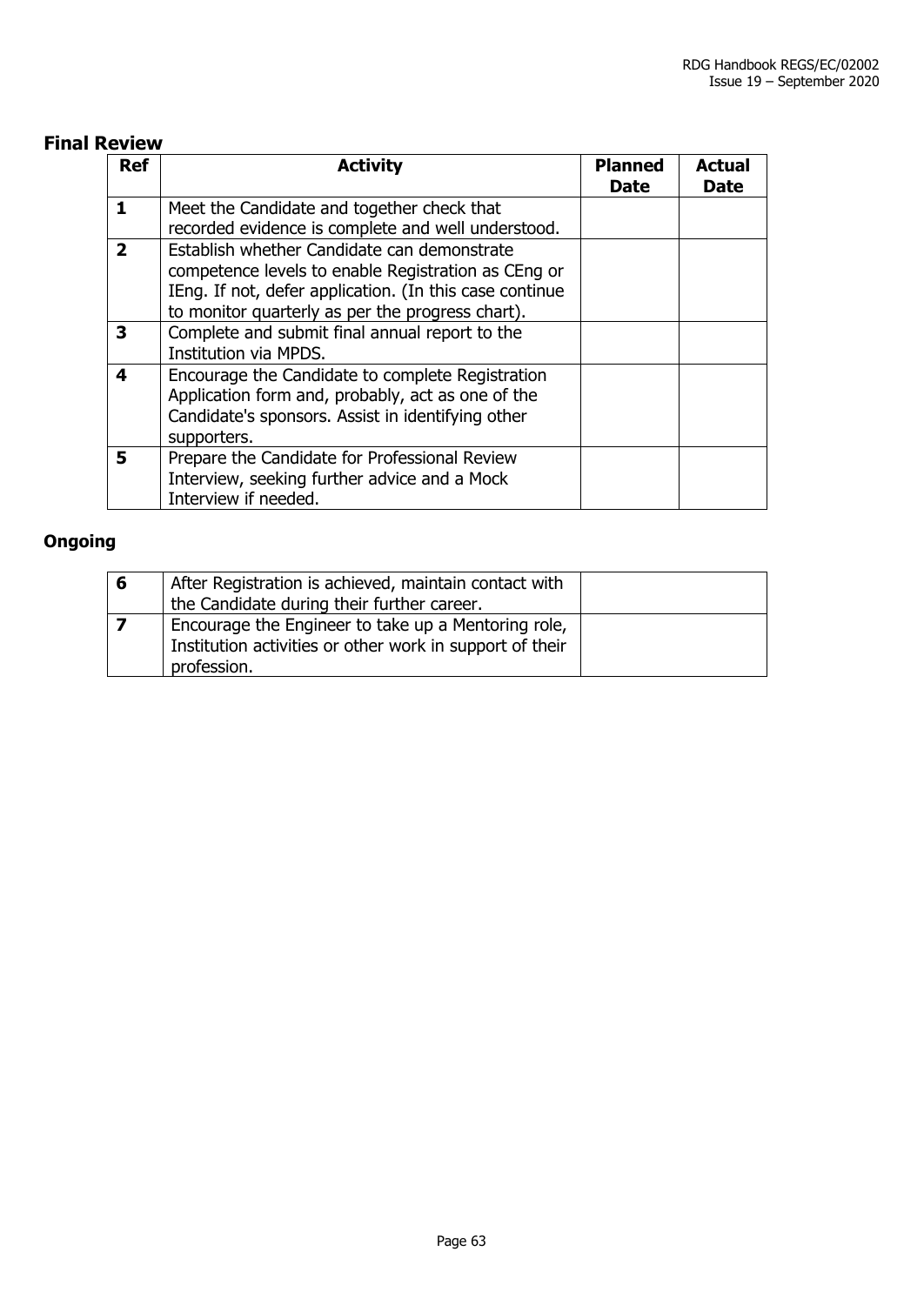## Final Review

| Ref | Activity | Planned Date | Actual Date |
|---|---|---|---|
| **1** | Meet the Candidate and together check that recorded evidence is complete and well understood. | | |
| **2** | Establish whether Candidate can demonstrate competence levels to enable Registration as CEng or IEng. If not, defer application. (In this case continue to monitor quarterly as per the progress chart). | | |
| **3** | Complete and submit final annual report to the Institution via MPDS. | | |
| **4** | Encourage the Candidate to complete Registration Application form and, probably, act as one of the Candidate's sponsors. Assist in identifying other supporters. | | |
| **5** | Prepare the Candidate for Professional Review Interview, seeking further advice and a Mock Interview if needed. | | |

## Ongoing

| | | |
|---|---|---|
| **6** | After Registration is achieved, maintain contact with the Candidate during their further career. | |
| **7** | Encourage the Engineer to take up a Mentoring role, Institution activities or other work in support of their profession. | |